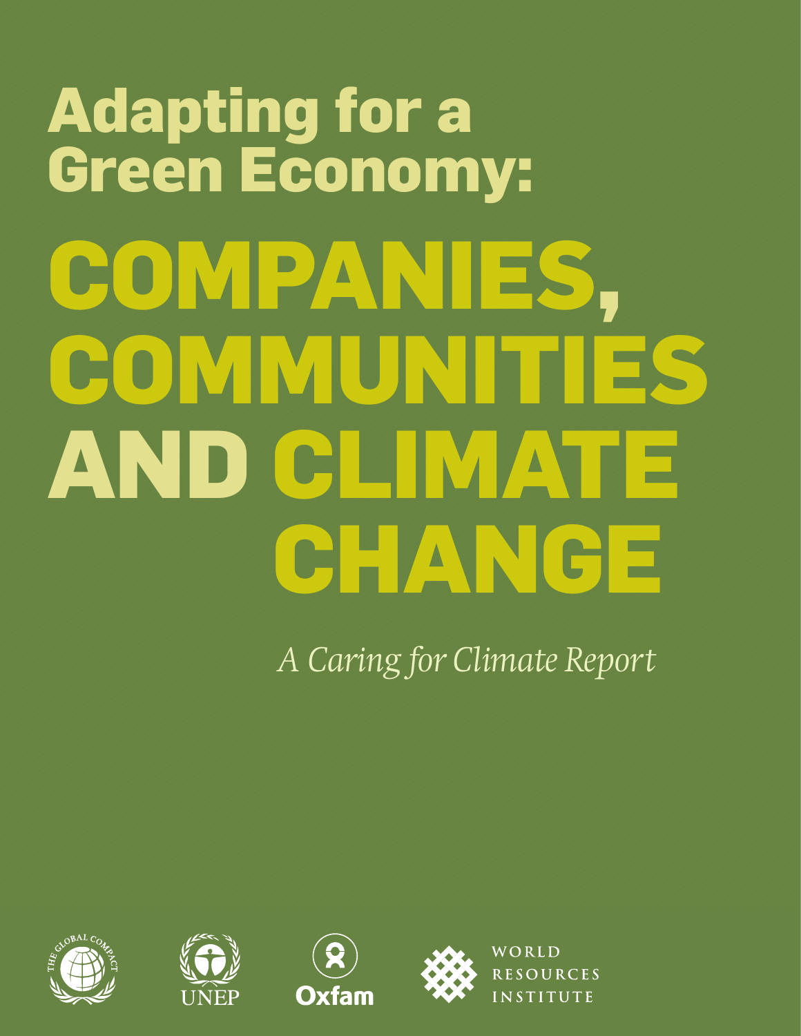# Adapting for a Green Economy:

# COMPANIES, COMMUNITIES AND CLIMATE CHANGE

*A Caring for Climate Report*

THE GLOBAL COMPACT

UNEP

Oxfam

WORLD RESOURCES INSTITUTE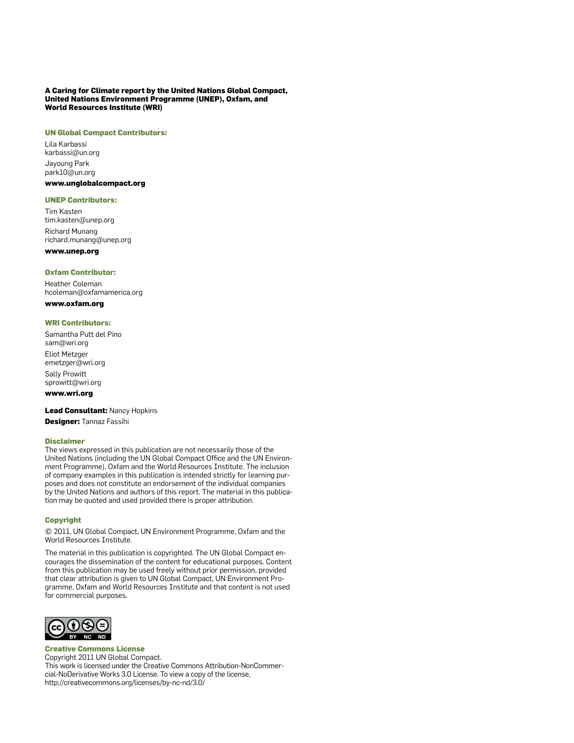**A Caring for Climate report by the United Nations Global Compact, United Nations Environment Programme (UNEP), Oxfam, and World Resources Institute (WRI)**

**UN Global Compact Contributors:**

Lila Karbassi
karbassi@un.org

Jayoung Park
park10@un.org

**www.unglobalcompact.org**

**UNEP Contributors:**

Tim Kasten
tim.kasten@unep.org

Richard Munang
richard.munang@unep.org

**www.unep.org**

**Oxfam Contributor:**

Heather Coleman
hcoleman@oxfamamerica.org

**www.oxfam.org**

**WRI Contributors:**

Samantha Putt del Pino
sam@wri.org

Eliot Metzger
emetzger@wri.org

Sally Prowitt
sprowitt@wri.org

**www.wri.org**

**Lead Consultant:** Nancy Hopkins

**Designer:** Tannaz Fassihi

**Disclaimer**

The views expressed in this publication are not necessarily those of the United Nations (including the UN Global Compact Office and the UN Environment Programme), Oxfam and the World Resources Institute. The inclusion of company examples in this publication is intended strictly for learning purposes and does not constitute an endorsement of the individual companies by the United Nations and authors of this report. The material in this publication may be quoted and used provided there is proper attribution.

**Copyright**

© 2011, UN Global Compact, UN Environment Programme, Oxfam and the World Resources Institute.

The material in this publication is copyrighted. The UN Global Compact encourages the dissemination of the content for educational purposes. Content from this publication may be used freely without prior permission, provided that clear attribution is given to UN Global Compact, UN Environment Programme, Oxfam and World Resources Institute and that content is not used for commercial purposes.

**Creative Commons License**

Copyright 2011 UN Global Compact.
This work is licensed under the Creative Commons Attribution-NonCommercial-NoDerivative Works 3.0 License. To view a copy of the license, http://creativecommons.org/licenses/by-nc-nd/3.0/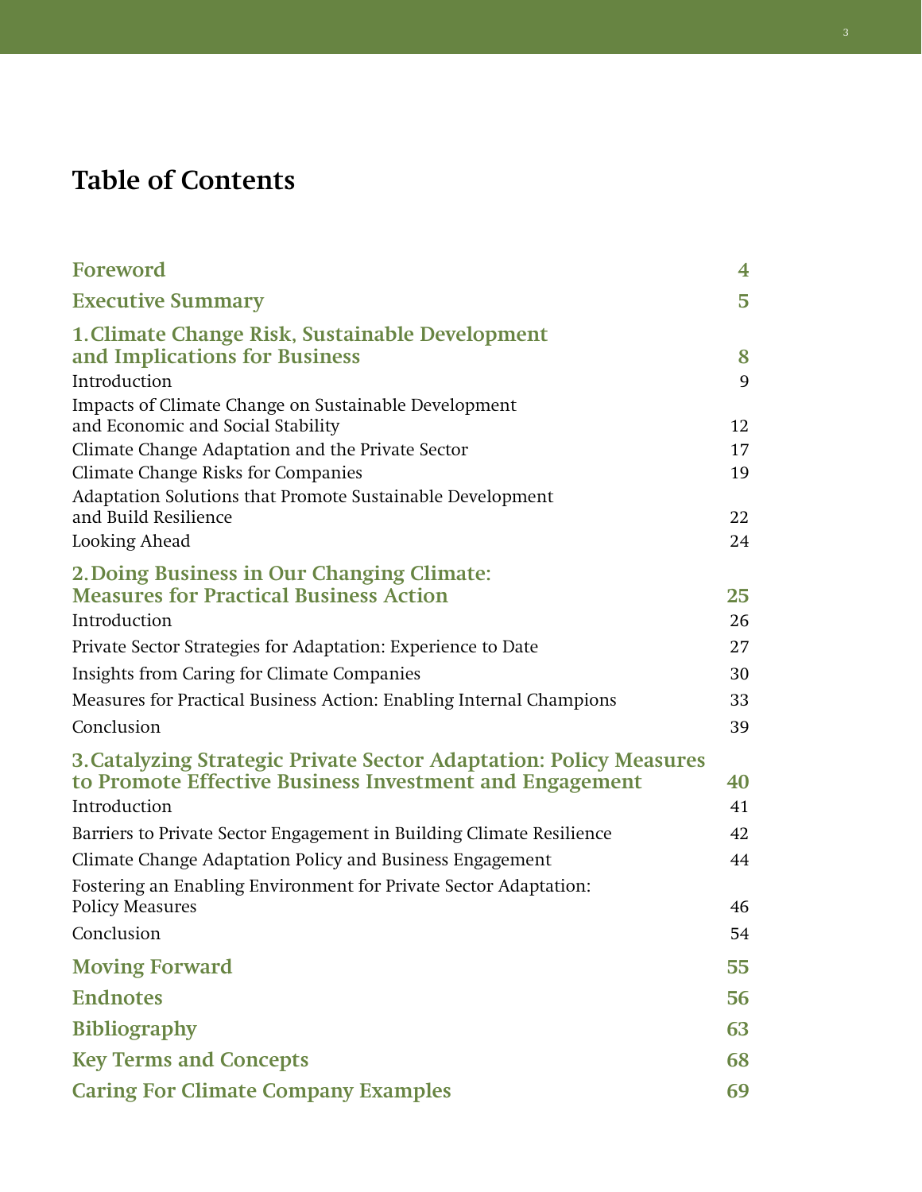# Table of Contents

| | |
|---|---|
| **Foreword** | **4** |
| **Executive Summary** | **5** |
| **1. Climate Change Risk, Sustainable Development and Implications for Business** | **8** |
| Introduction | 9 |
| Impacts of Climate Change on Sustainable Development and Economic and Social Stability | 12 |
| Climate Change Adaptation and the Private Sector | 17 |
| Climate Change Risks for Companies | 19 |
| Adaptation Solutions that Promote Sustainable Development and Build Resilience | 22 |
| Looking Ahead | 24 |
| **2. Doing Business in Our Changing Climate: Measures for Practical Business Action** | **25** |
| Introduction | 26 |
| Private Sector Strategies for Adaptation: Experience to Date | 27 |
| Insights from Caring for Climate Companies | 30 |
| Measures for Practical Business Action: Enabling Internal Champions | 33 |
| Conclusion | 39 |
| **3. Catalyzing Strategic Private Sector Adaptation: Policy Measures to Promote Effective Business Investment and Engagement** | **40** |
| Introduction | 41 |
| Barriers to Private Sector Engagement in Building Climate Resilience | 42 |
| Climate Change Adaptation Policy and Business Engagement | 44 |
| Fostering an Enabling Environment for Private Sector Adaptation: Policy Measures | 46 |
| Conclusion | 54 |
| **Moving Forward** | **55** |
| **Endnotes** | **56** |
| **Bibliography** | **63** |
| **Key Terms and Concepts** | **68** |
| **Caring For Climate Company Examples** | **69** |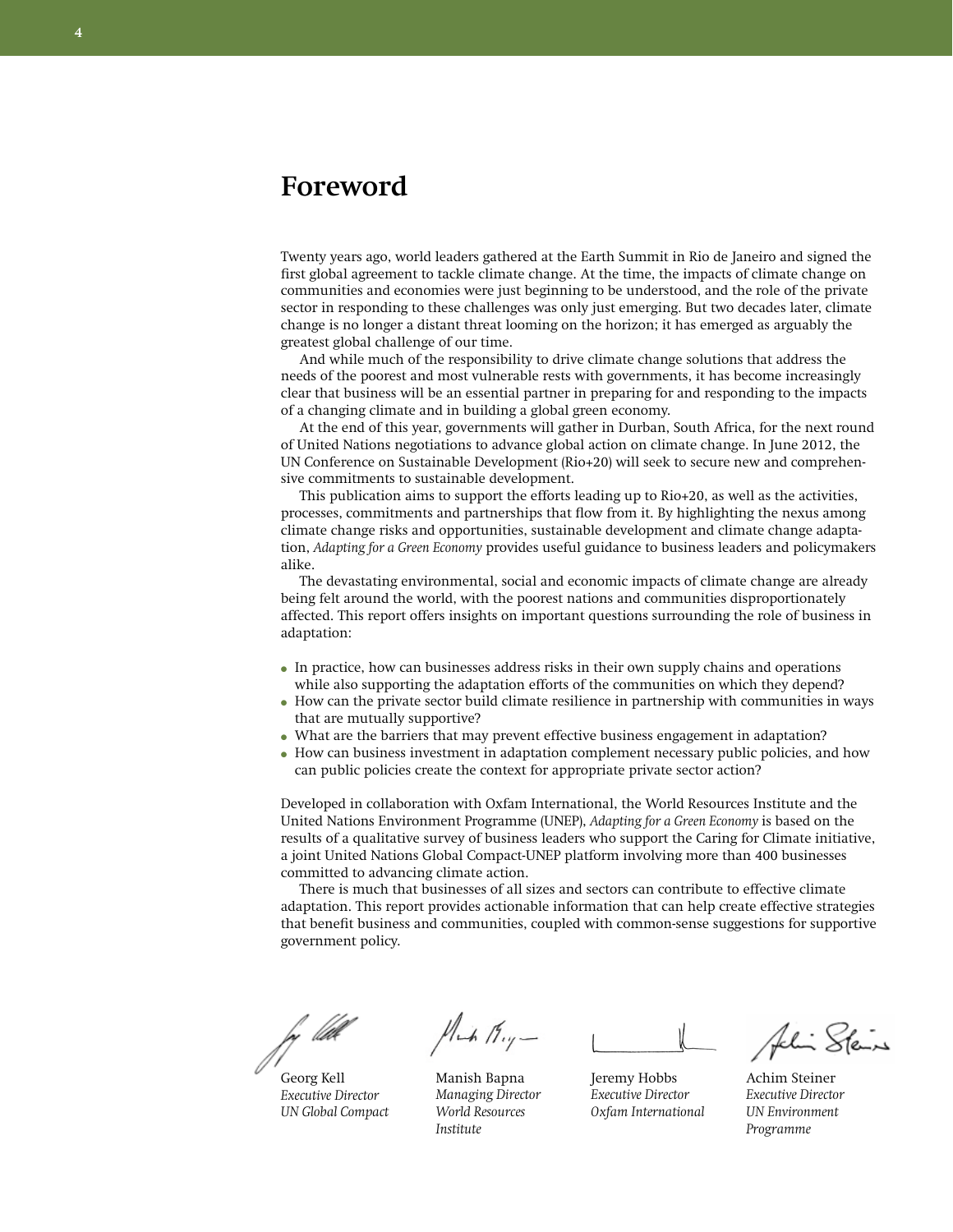# Foreword

Twenty years ago, world leaders gathered at the Earth Summit in Rio de Janeiro and signed the first global agreement to tackle climate change. At the time, the impacts of climate change on communities and economies were just beginning to be understood, and the role of the private sector in responding to these challenges was only just emerging. But two decades later, climate change is no longer a distant threat looming on the horizon; it has emerged as arguably the greatest global challenge of our time.

And while much of the responsibility to drive climate change solutions that address the needs of the poorest and most vulnerable rests with governments, it has become increasingly clear that business will be an essential partner in preparing for and responding to the impacts of a changing climate and in building a global green economy.

At the end of this year, governments will gather in Durban, South Africa, for the next round of United Nations negotiations to advance global action on climate change. In June 2012, the UN Conference on Sustainable Development (Rio+20) will seek to secure new and comprehensive commitments to sustainable development.

This publication aims to support the efforts leading up to Rio+20, as well as the activities, processes, commitments and partnerships that flow from it. By highlighting the nexus among climate change risks and opportunities, sustainable development and climate change adaptation, *Adapting for a Green Economy* provides useful guidance to business leaders and policymakers alike.

The devastating environmental, social and economic impacts of climate change are already being felt around the world, with the poorest nations and communities disproportionately affected. This report offers insights on important questions surrounding the role of business in adaptation:

- In practice, how can businesses address risks in their own supply chains and operations while also supporting the adaptation efforts of the communities on which they depend?
- How can the private sector build climate resilience in partnership with communities in ways that are mutually supportive?
- What are the barriers that may prevent effective business engagement in adaptation?
- How can business investment in adaptation complement necessary public policies, and how can public policies create the context for appropriate private sector action?

Developed in collaboration with Oxfam International, the World Resources Institute and the United Nations Environment Programme (UNEP), *Adapting for a Green Economy* is based on the results of a qualitative survey of business leaders who support the Caring for Climate initiative, a joint United Nations Global Compact-UNEP platform involving more than 400 businesses committed to advancing climate action.

There is much that businesses of all sizes and sectors can contribute to effective climate adaptation. This report provides actionable information that can help create effective strategies that benefit business and communities, coupled with common-sense suggestions for supportive government policy.

Georg Kell
*Executive Director*
*UN Global Compact*

Manish Bapna
*Managing Director*
*World Resources Institute*

Jeremy Hobbs
*Executive Director*
*Oxfam International*

Achim Steiner
*Executive Director*
*UN Environment Programme*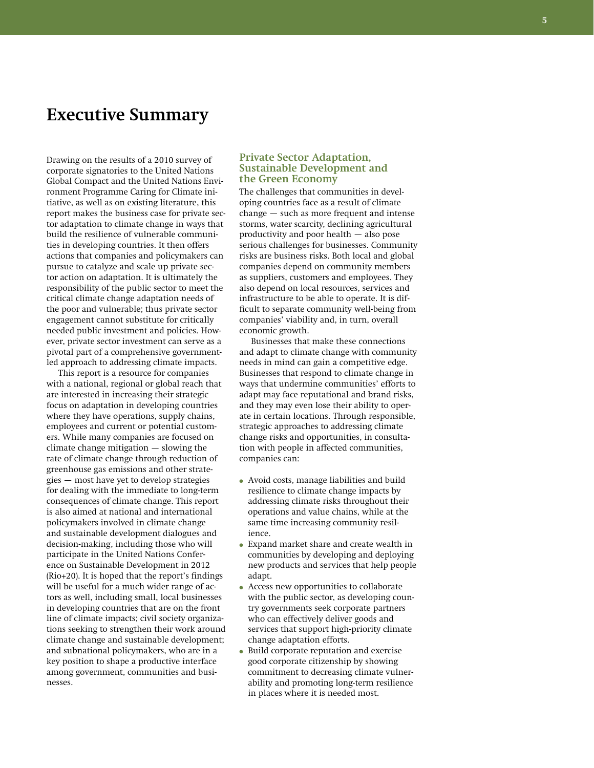# Executive Summary

Drawing on the results of a 2010 survey of corporate signatories to the United Nations Global Compact and the United Nations Environment Programme Caring for Climate initiative, as well as on existing literature, this report makes the business case for private sector adaptation to climate change in ways that build the resilience of vulnerable communities in developing countries. It then offers actions that companies and policymakers can pursue to catalyze and scale up private sector action on adaptation. It is ultimately the responsibility of the public sector to meet the critical climate change adaptation needs of the poor and vulnerable; thus private sector engagement cannot substitute for critically needed public investment and policies. However, private sector investment can serve as a pivotal part of a comprehensive government-led approach to addressing climate impacts.

This report is a resource for companies with a national, regional or global reach that are interested in increasing their strategic focus on adaptation in developing countries where they have operations, supply chains, employees and current or potential customers. While many companies are focused on climate change mitigation — slowing the rate of climate change through reduction of greenhouse gas emissions and other strategies — most have yet to develop strategies for dealing with the immediate to long-term consequences of climate change. This report is also aimed at national and international policymakers involved in climate change and sustainable development dialogues and decision-making, including those who will participate in the United Nations Conference on Sustainable Development in 2012 (Rio+20). It is hoped that the report's findings will be useful for a much wider range of actors as well, including small, local businesses in developing countries that are on the front line of climate impacts; civil society organizations seeking to strengthen their work around climate change and sustainable development; and subnational policymakers, who are in a key position to shape a productive interface among government, communities and businesses.

## Private Sector Adaptation, Sustainable Development and the Green Economy

The challenges that communities in developing countries face as a result of climate change — such as more frequent and intense storms, water scarcity, declining agricultural productivity and poor health — also pose serious challenges for businesses. Community risks are business risks. Both local and global companies depend on community members as suppliers, customers and employees. They also depend on local resources, services and infrastructure to be able to operate. It is difficult to separate community well-being from companies' viability and, in turn, overall economic growth.

Businesses that make these connections and adapt to climate change with community needs in mind can gain a competitive edge. Businesses that respond to climate change in ways that undermine communities' efforts to adapt may face reputational and brand risks, and they may even lose their ability to operate in certain locations. Through responsible, strategic approaches to addressing climate change risks and opportunities, in consultation with people in affected communities, companies can:

- Avoid costs, manage liabilities and build resilience to climate change impacts by addressing climate risks throughout their operations and value chains, while at the same time increasing community resilience.
- Expand market share and create wealth in communities by developing and deploying new products and services that help people adapt.
- Access new opportunities to collaborate with the public sector, as developing country governments seek corporate partners who can effectively deliver goods and services that support high-priority climate change adaptation efforts.
- Build corporate reputation and exercise good corporate citizenship by showing commitment to decreasing climate vulnerability and promoting long-term resilience in places where it is needed most.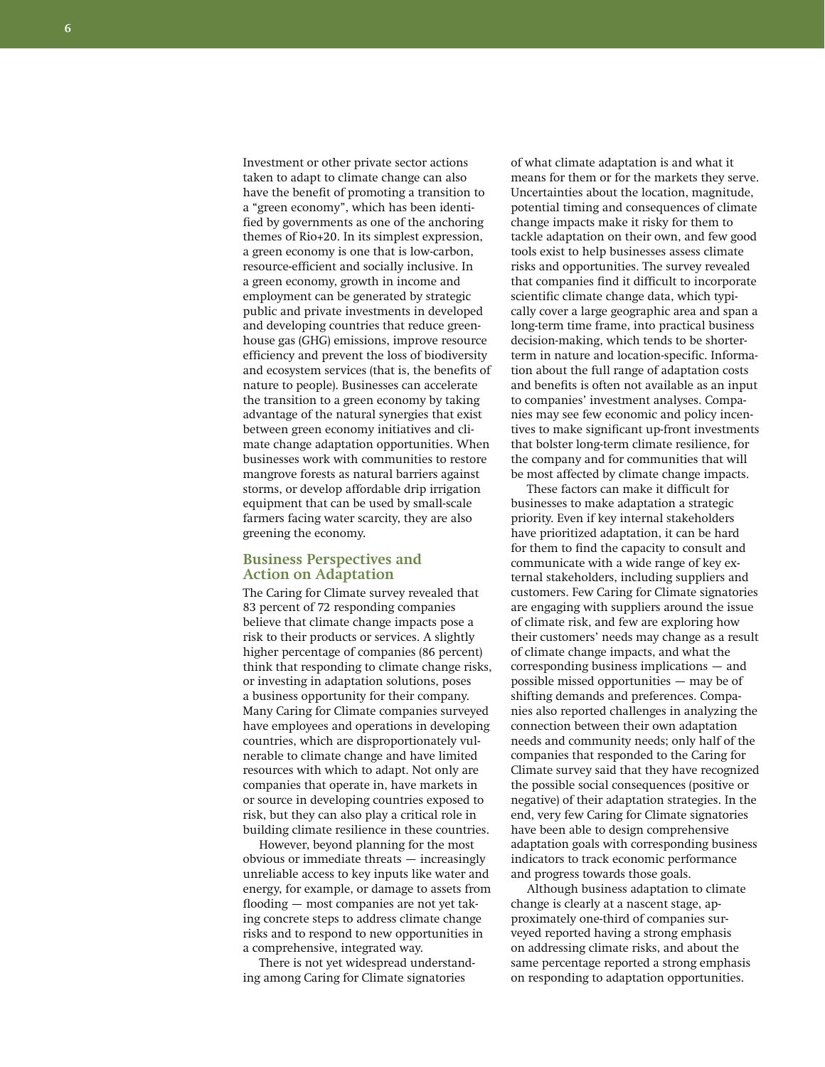Investment or other private sector actions taken to adapt to climate change can also have the benefit of promoting a transition to a "green economy", which has been identified by governments as one of the anchoring themes of Rio+20. In its simplest expression, a green economy is one that is low-carbon, resource-efficient and socially inclusive. In a green economy, growth in income and employment can be generated by strategic public and private investments in developed and developing countries that reduce greenhouse gas (GHG) emissions, improve resource efficiency and prevent the loss of biodiversity and ecosystem services (that is, the benefits of nature to people). Businesses can accelerate the transition to a green economy by taking advantage of the natural synergies that exist between green economy initiatives and climate change adaptation opportunities. When businesses work with communities to restore mangrove forests as natural barriers against storms, or develop affordable drip irrigation equipment that can be used by small-scale farmers facing water scarcity, they are also greening the economy.

## Business Perspectives and Action on Adaptation

The Caring for Climate survey revealed that 83 percent of 72 responding companies believe that climate change impacts pose a risk to their products or services. A slightly higher percentage of companies (86 percent) think that responding to climate change risks, or investing in adaptation solutions, poses a business opportunity for their company. Many Caring for Climate companies surveyed have employees and operations in developing countries, which are disproportionately vulnerable to climate change and have limited resources with which to adapt. Not only are companies that operate in, have markets in or source in developing countries exposed to risk, but they can also play a critical role in building climate resilience in these countries.

However, beyond planning for the most obvious or immediate threats — increasingly unreliable access to key inputs like water and energy, for example, or damage to assets from flooding — most companies are not yet taking concrete steps to address climate change risks and to respond to new opportunities in a comprehensive, integrated way.

There is not yet widespread understanding among Caring for Climate signatories of what climate adaptation is and what it means for them or for the markets they serve. Uncertainties about the location, magnitude, potential timing and consequences of climate change impacts make it risky for them to tackle adaptation on their own, and few good tools exist to help businesses assess climate risks and opportunities. The survey revealed that companies find it difficult to incorporate scientific climate change data, which typically cover a large geographic area and span a long-term time frame, into practical business decision-making, which tends to be shorter-term in nature and location-specific. Information about the full range of adaptation costs and benefits is often not available as an input to companies' investment analyses. Companies may see few economic and policy incentives to make significant up-front investments that bolster long-term climate resilience, for the company and for communities that will be most affected by climate change impacts.

These factors can make it difficult for businesses to make adaptation a strategic priority. Even if key internal stakeholders have prioritized adaptation, it can be hard for them to find the capacity to consult and communicate with a wide range of key external stakeholders, including suppliers and customers. Few Caring for Climate signatories are engaging with suppliers around the issue of climate risk, and few are exploring how their customers' needs may change as a result of climate change impacts, and what the corresponding business implications — and possible missed opportunities — may be of shifting demands and preferences. Companies also reported challenges in analyzing the connection between their own adaptation needs and community needs; only half of the companies that responded to the Caring for Climate survey said that they have recognized the possible social consequences (positive or negative) of their adaptation strategies. In the end, very few Caring for Climate signatories have been able to design comprehensive adaptation goals with corresponding business indicators to track economic performance and progress towards those goals.

Although business adaptation to climate change is clearly at a nascent stage, approximately one-third of companies surveyed reported having a strong emphasis on addressing climate risks, and about the same percentage reported a strong emphasis on responding to adaptation opportunities.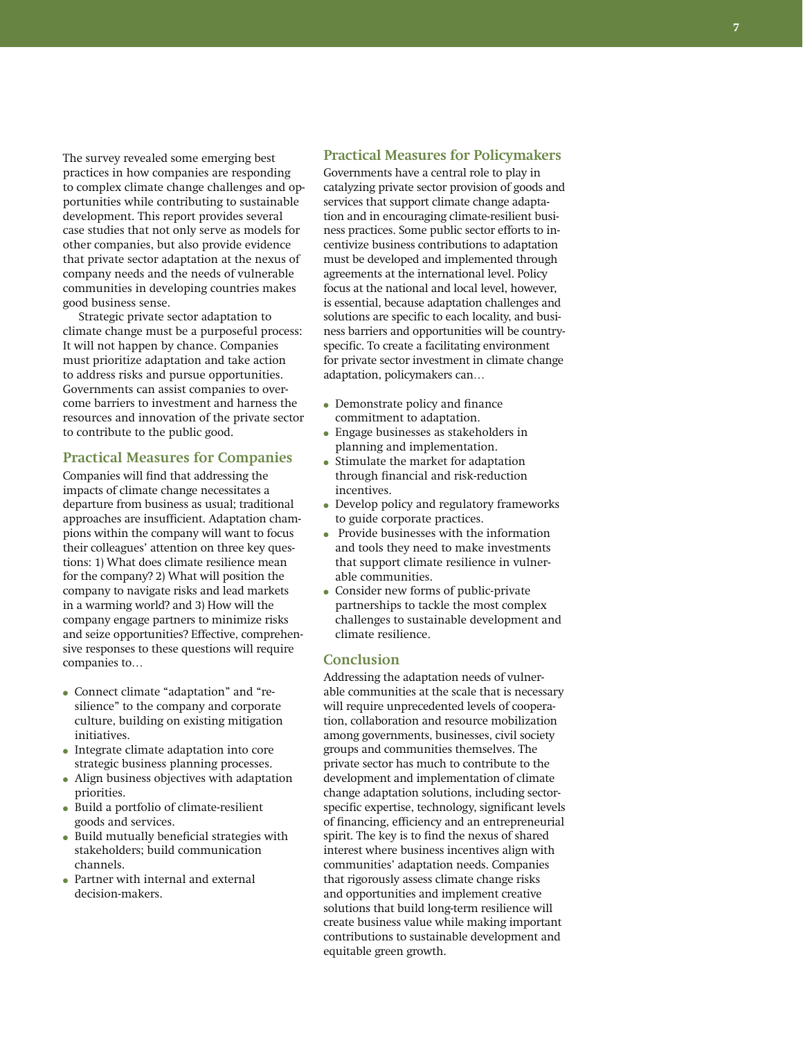The survey revealed some emerging best practices in how companies are responding to complex climate change challenges and opportunities while contributing to sustainable development. This report provides several case studies that not only serve as models for other companies, but also provide evidence that private sector adaptation at the nexus of company needs and the needs of vulnerable communities in developing countries makes good business sense.

Strategic private sector adaptation to climate change must be a purposeful process: It will not happen by chance. Companies must prioritize adaptation and take action to address risks and pursue opportunities. Governments can assist companies to overcome barriers to investment and harness the resources and innovation of the private sector to contribute to the public good.

## Practical Measures for Companies

Companies will find that addressing the impacts of climate change necessitates a departure from business as usual; traditional approaches are insufficient. Adaptation champions within the company will want to focus their colleagues' attention on three key questions: 1) What does climate resilience mean for the company? 2) What will position the company to navigate risks and lead markets in a warming world? and 3) How will the company engage partners to minimize risks and seize opportunities? Effective, comprehensive responses to these questions will require companies to…

- Connect climate "adaptation" and "resilience" to the company and corporate culture, building on existing mitigation initiatives.
- Integrate climate adaptation into core strategic business planning processes.
- Align business objectives with adaptation priorities.
- Build a portfolio of climate-resilient goods and services.
- Build mutually beneficial strategies with stakeholders; build communication channels.
- Partner with internal and external decision-makers.

## Practical Measures for Policymakers

Governments have a central role to play in catalyzing private sector provision of goods and services that support climate change adaptation and in encouraging climate-resilient business practices. Some public sector efforts to incentivize business contributions to adaptation must be developed and implemented through agreements at the international level. Policy focus at the national and local level, however, is essential, because adaptation challenges and solutions are specific to each locality, and business barriers and opportunities will be country-specific. To create a facilitating environment for private sector investment in climate change adaptation, policymakers can…

- Demonstrate policy and finance commitment to adaptation.
- Engage businesses as stakeholders in planning and implementation.
- Stimulate the market for adaptation through financial and risk-reduction incentives.
- Develop policy and regulatory frameworks to guide corporate practices.
- Provide businesses with the information and tools they need to make investments that support climate resilience in vulnerable communities.
- Consider new forms of public-private partnerships to tackle the most complex challenges to sustainable development and climate resilience.

## Conclusion

Addressing the adaptation needs of vulnerable communities at the scale that is necessary will require unprecedented levels of cooperation, collaboration and resource mobilization among governments, businesses, civil society groups and communities themselves. The private sector has much to contribute to the development and implementation of climate change adaptation solutions, including sector-specific expertise, technology, significant levels of financing, efficiency and an entrepreneurial spirit. The key is to find the nexus of shared interest where business incentives align with communities' adaptation needs. Companies that rigorously assess climate change risks and opportunities and implement creative solutions that build long-term resilience will create business value while making important contributions to sustainable development and equitable green growth.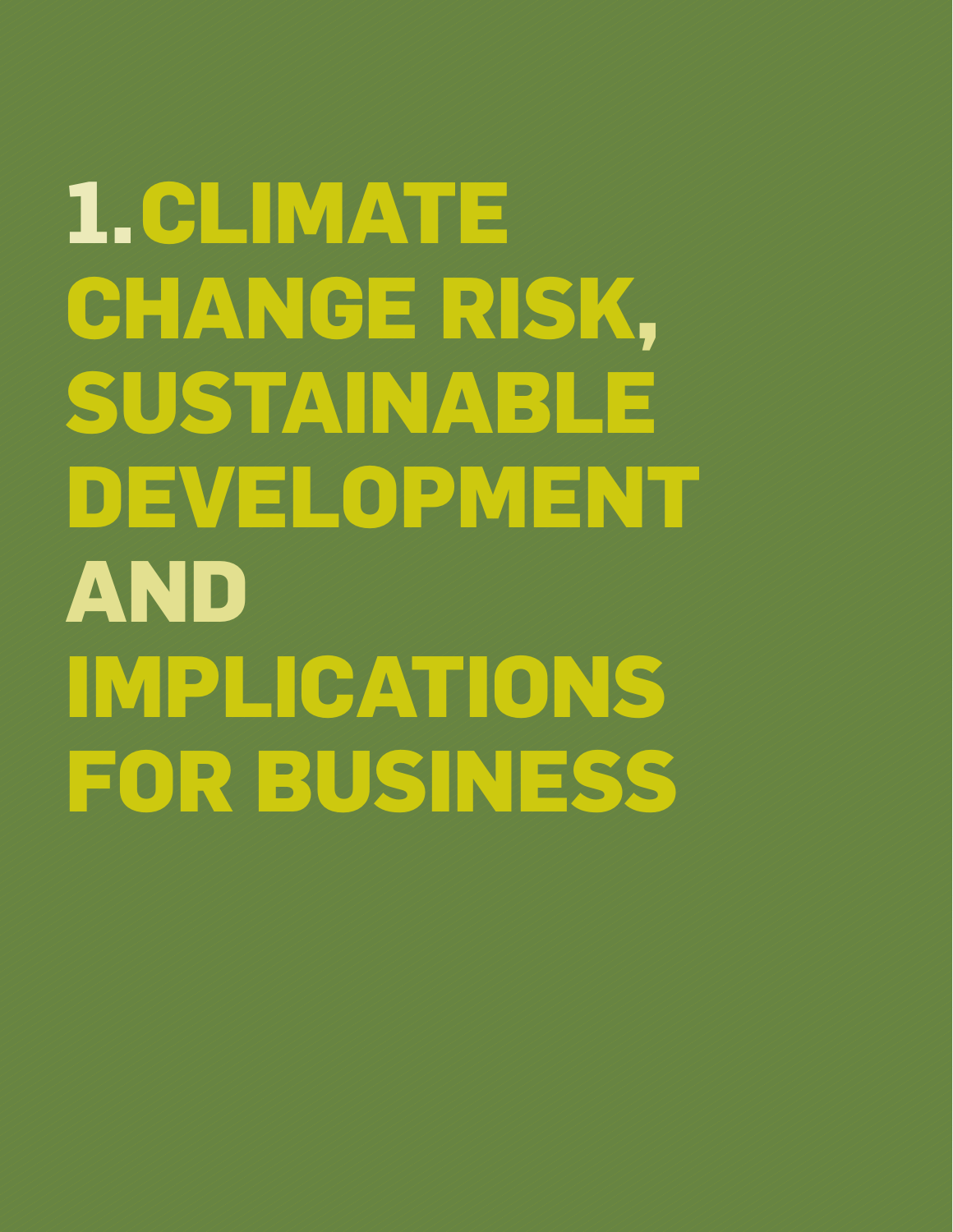# 1. CLIMATE CHANGE RISK, SUSTAINABLE DEVELOPMENT AND IMPLICATIONS FOR BUSINESS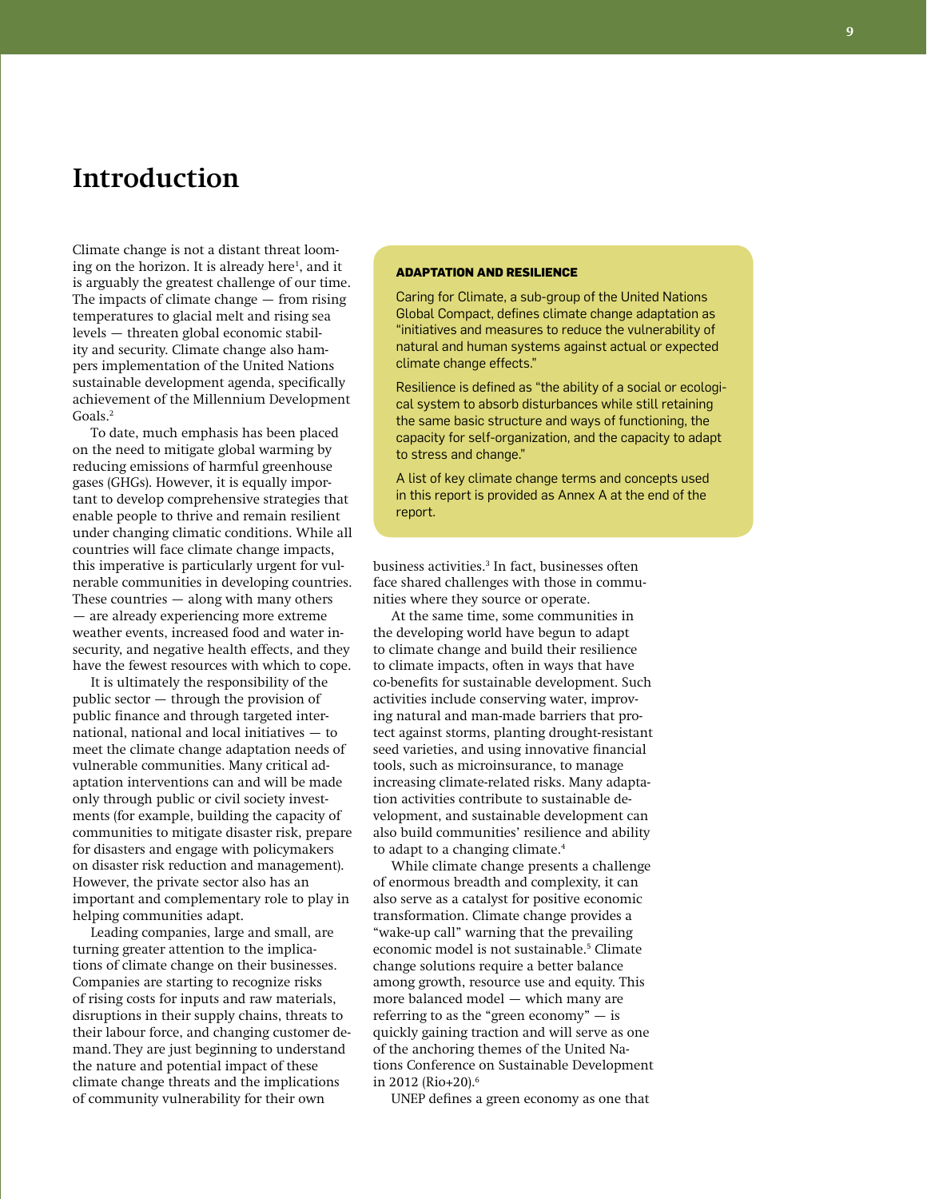# Introduction

Climate change is not a distant threat looming on the horizon. It is already here[1], and it is arguably the greatest challenge of our time. The impacts of climate change — from rising temperatures to glacial melt and rising sea levels — threaten global economic stability and security. Climate change also hampers implementation of the United Nations sustainable development agenda, specifically achievement of the Millennium Development Goals.[2]

To date, much emphasis has been placed on the need to mitigate global warming by reducing emissions of harmful greenhouse gases (GHGs). However, it is equally important to develop comprehensive strategies that enable people to thrive and remain resilient under changing climatic conditions. While all countries will face climate change impacts, this imperative is particularly urgent for vulnerable communities in developing countries. These countries — along with many others — are already experiencing more extreme weather events, increased food and water insecurity, and negative health effects, and they have the fewest resources with which to cope.

It is ultimately the responsibility of the public sector — through the provision of public finance and through targeted international, national and local initiatives — to meet the climate change adaptation needs of vulnerable communities. Many critical adaptation interventions can and will be made only through public or civil society investments (for example, building the capacity of communities to mitigate disaster risk, prepare for disasters and engage with policymakers on disaster risk reduction and management). However, the private sector also has an important and complementary role to play in helping communities adapt.

Leading companies, large and small, are turning greater attention to the implications of climate change on their businesses. Companies are starting to recognize risks of rising costs for inputs and raw materials, disruptions in their supply chains, threats to their labour force, and changing customer demand. They are just beginning to understand the nature and potential impact of these climate change threats and the implications of community vulnerability for their own business activities.[3] In fact, businesses often face shared challenges with those in communities where they source or operate.

> **ADAPTATION AND RESILIENCE**
>
> Caring for Climate, a sub-group of the United Nations Global Compact, defines climate change adaptation as "initiatives and measures to reduce the vulnerability of natural and human systems against actual or expected climate change effects."
>
> Resilience is defined as "the ability of a social or ecological system to absorb disturbances while still retaining the same basic structure and ways of functioning, the capacity for self-organization, and the capacity to adapt to stress and change."
>
> A list of key climate change terms and concepts used in this report is provided as Annex A at the end of the report.

At the same time, some communities in the developing world have begun to adapt to climate change and build their resilience to climate impacts, often in ways that have co-benefits for sustainable development. Such activities include conserving water, improving natural and man-made barriers that protect against storms, planting drought-resistant seed varieties, and using innovative financial tools, such as microinsurance, to manage increasing climate-related risks. Many adaptation activities contribute to sustainable development, and sustainable development can also build communities' resilience and ability to adapt to a changing climate.[4]

While climate change presents a challenge of enormous breadth and complexity, it can also serve as a catalyst for positive economic transformation. Climate change provides a "wake-up call" warning that the prevailing economic model is not sustainable.[5] Climate change solutions require a better balance among growth, resource use and equity. This more balanced model — which many are referring to as the "green economy" — is quickly gaining traction and will serve as one of the anchoring themes of the United Nations Conference on Sustainable Development in 2012 (Rio+20).[6]

UNEP defines a green economy as one that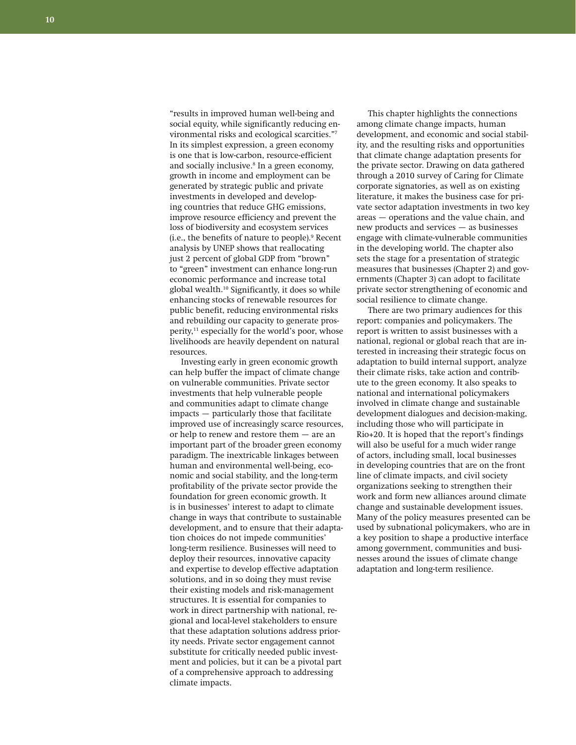"results in improved human well-being and social equity, while significantly reducing environmental risks and ecological scarcities."[7] In its simplest expression, a green economy is one that is low-carbon, resource-efficient and socially inclusive.[8] In a green economy, growth in income and employment can be generated by strategic public and private investments in developed and developing countries that reduce GHG emissions, improve resource efficiency and prevent the loss of biodiversity and ecosystem services (i.e., the benefits of nature to people).[9] Recent analysis by UNEP shows that reallocating just 2 percent of global GDP from "brown" to "green" investment can enhance long-run economic performance and increase total global wealth.[10] Significantly, it does so while enhancing stocks of renewable resources for public benefit, reducing environmental risks and rebuilding our capacity to generate prosperity,[11] especially for the world's poor, whose livelihoods are heavily dependent on natural resources.

Investing early in green economic growth can help buffer the impact of climate change on vulnerable communities. Private sector investments that help vulnerable people and communities adapt to climate change impacts — particularly those that facilitate improved use of increasingly scarce resources, or help to renew and restore them — are an important part of the broader green economy paradigm. The inextricable linkages between human and environmental well-being, economic and social stability, and the long-term profitability of the private sector provide the foundation for green economic growth. It is in businesses' interest to adapt to climate change in ways that contribute to sustainable development, and to ensure that their adaptation choices do not impede communities' long-term resilience. Businesses will need to deploy their resources, innovative capacity and expertise to develop effective adaptation solutions, and in so doing they must revise their existing models and risk-management structures. It is essential for companies to work in direct partnership with national, regional and local-level stakeholders to ensure that these adaptation solutions address priority needs. Private sector engagement cannot substitute for critically needed public investment and policies, but it can be a pivotal part of a comprehensive approach to addressing climate impacts.

This chapter highlights the connections among climate change impacts, human development, and economic and social stability, and the resulting risks and opportunities that climate change adaptation presents for the private sector. Drawing on data gathered through a 2010 survey of Caring for Climate corporate signatories, as well as on existing literature, it makes the business case for private sector adaptation investments in two key areas — operations and the value chain, and new products and services — as businesses engage with climate-vulnerable communities in the developing world. The chapter also sets the stage for a presentation of strategic measures that businesses (Chapter 2) and governments (Chapter 3) can adopt to facilitate private sector strengthening of economic and social resilience to climate change.

There are two primary audiences for this report: companies and policymakers. The report is written to assist businesses with a national, regional or global reach that are interested in increasing their strategic focus on adaptation to build internal support, analyze their climate risks, take action and contribute to the green economy. It also speaks to national and international policymakers involved in climate change and sustainable development dialogues and decision-making, including those who will participate in Rio+20. It is hoped that the report's findings will also be useful for a much wider range of actors, including small, local businesses in developing countries that are on the front line of climate impacts, and civil society organizations seeking to strengthen their work and form new alliances around climate change and sustainable development issues. Many of the policy measures presented can be used by subnational policymakers, who are in a key position to shape a productive interface among government, communities and businesses around the issues of climate change adaptation and long-term resilience.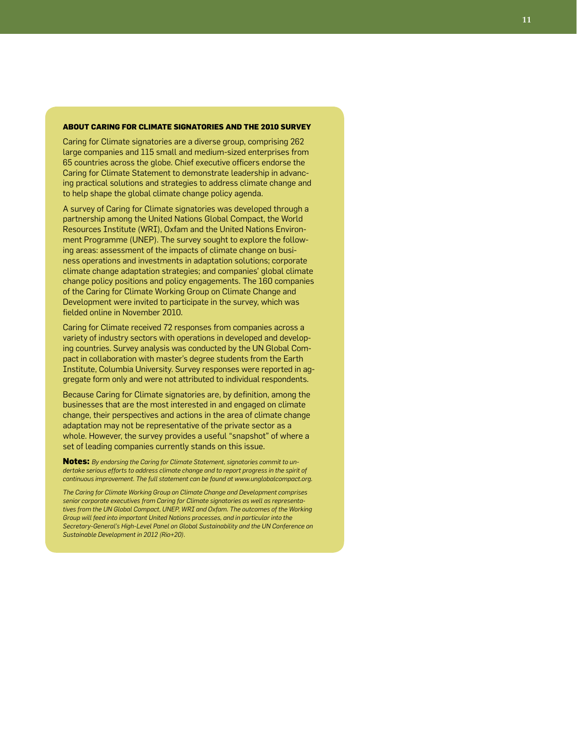### ABOUT CARING FOR CLIMATE SIGNATORIES AND THE 2010 SURVEY

Caring for Climate signatories are a diverse group, comprising 262 large companies and 115 small and medium-sized enterprises from 65 countries across the globe. Chief executive officers endorse the Caring for Climate Statement to demonstrate leadership in advancing practical solutions and strategies to address climate change and to help shape the global climate change policy agenda.

A survey of Caring for Climate signatories was developed through a partnership among the United Nations Global Compact, the World Resources Institute (WRI), Oxfam and the United Nations Environment Programme (UNEP). The survey sought to explore the following areas: assessment of the impacts of climate change on business operations and investments in adaptation solutions; corporate climate change adaptation strategies; and companies' global climate change policy positions and policy engagements. The 160 companies of the Caring for Climate Working Group on Climate Change and Development were invited to participate in the survey, which was fielded online in November 2010.

Caring for Climate received 72 responses from companies across a variety of industry sectors with operations in developed and developing countries. Survey analysis was conducted by the UN Global Compact in collaboration with master's degree students from the Earth Institute, Columbia University. Survey responses were reported in aggregate form only and were not attributed to individual respondents.

Because Caring for Climate signatories are, by definition, among the businesses that are the most interested in and engaged on climate change, their perspectives and actions in the area of climate change adaptation may not be representative of the private sector as a whole. However, the survey provides a useful "snapshot" of where a set of leading companies currently stands on this issue.

**Notes:** *By endorsing the Caring for Climate Statement, signatories commit to undertake serious efforts to address climate change and to report progress in the spirit of continuous improvement. The full statement can be found at www.unglobalcompact.org.*

*The Caring for Climate Working Group on Climate Change and Development comprises senior corporate executives from Caring for Climate signatories as well as representatives from the UN Global Compact, UNEP, WRI and Oxfam. The outcomes of the Working Group will feed into important United Nations processes, and in particular into the Secretary-General's High-Level Panel on Global Sustainability and the UN Conference on Sustainable Development in 2012 (Rio+20).*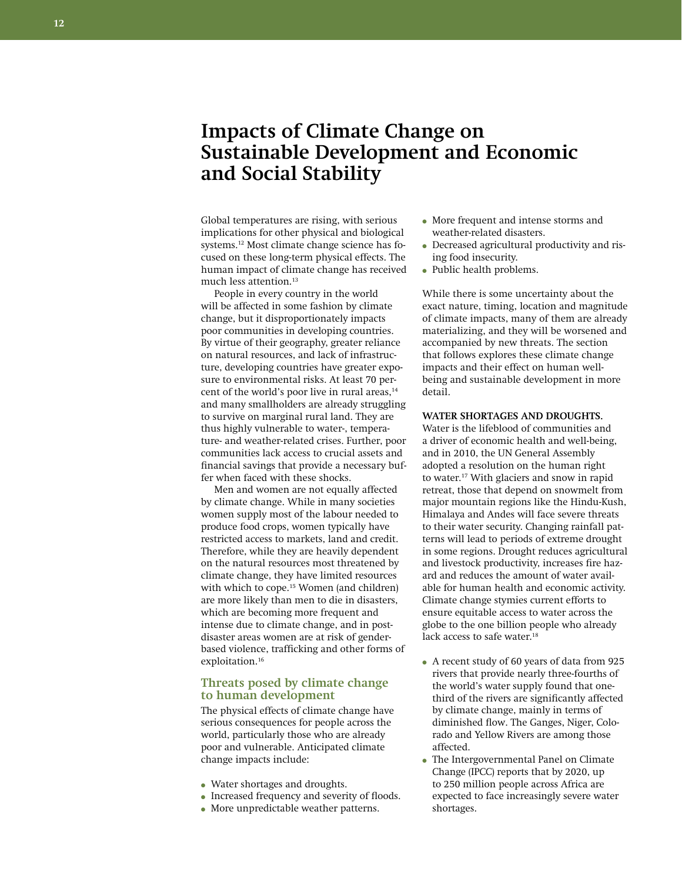# Impacts of Climate Change on Sustainable Development and Economic and Social Stability

Global temperatures are rising, with serious implications for other physical and biological systems.[12] Most climate change science has focused on these long-term physical effects. The human impact of climate change has received much less attention.[13]

People in every country in the world will be affected in some fashion by climate change, but it disproportionately impacts poor communities in developing countries. By virtue of their geography, greater reliance on natural resources, and lack of infrastructure, developing countries have greater exposure to environmental risks. At least 70 percent of the world's poor live in rural areas,[14] and many smallholders are already struggling to survive on marginal rural land. They are thus highly vulnerable to water-, temperature- and weather-related crises. Further, poor communities lack access to crucial assets and financial savings that provide a necessary buffer when faced with these shocks.

Men and women are not equally affected by climate change. While in many societies women supply most of the labour needed to produce food crops, women typically have restricted access to markets, land and credit. Therefore, while they are heavily dependent on the natural resources most threatened by climate change, they have limited resources with which to cope.[15] Women (and children) are more likely than men to die in disasters, which are becoming more frequent and intense due to climate change, and in post-disaster areas women are at risk of gender-based violence, trafficking and other forms of exploitation.[16]

## Threats posed by climate change to human development

The physical effects of climate change have serious consequences for people across the world, particularly those who are already poor and vulnerable. Anticipated climate change impacts include:

- Water shortages and droughts.
- Increased frequency and severity of floods.
- More unpredictable weather patterns.
- More frequent and intense storms and weather-related disasters.
- Decreased agricultural productivity and rising food insecurity.
- Public health problems.

While there is some uncertainty about the exact nature, timing, location and magnitude of climate impacts, many of them are already materializing, and they will be worsened and accompanied by new threats. The section that follows explores these climate change impacts and their effect on human well-being and sustainable development in more detail.

**WATER SHORTAGES AND DROUGHTS.** Water is the lifeblood of communities and a driver of economic health and well-being, and in 2010, the UN General Assembly adopted a resolution on the human right to water.[17] With glaciers and snow in rapid retreat, those that depend on snowmelt from major mountain regions like the Hindu-Kush, Himalaya and Andes will face severe threats to their water security. Changing rainfall patterns will lead to periods of extreme drought in some regions. Drought reduces agricultural and livestock productivity, increases fire hazard and reduces the amount of water available for human health and economic activity. Climate change stymies current efforts to ensure equitable access to water across the globe to the one billion people who already lack access to safe water.[18]

- A recent study of 60 years of data from 925 rivers that provide nearly three-fourths of the world's water supply found that one-third of the rivers are significantly affected by climate change, mainly in terms of diminished flow. The Ganges, Niger, Colorado and Yellow Rivers are among those affected.
- The Intergovernmental Panel on Climate Change (IPCC) reports that by 2020, up to 250 million people across Africa are expected to face increasingly severe water shortages.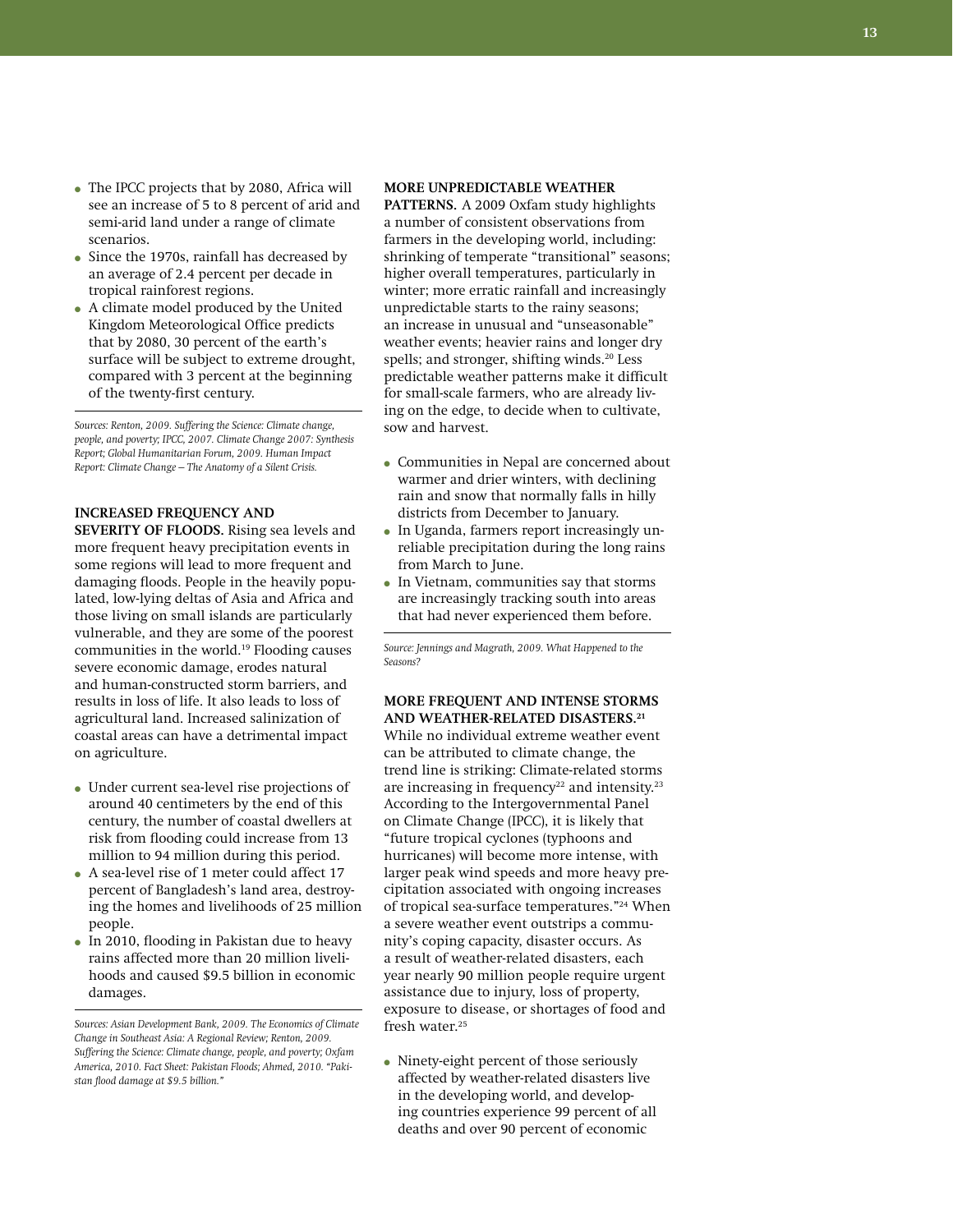- The IPCC projects that by 2080, Africa will see an increase of 5 to 8 percent of arid and semi-arid land under a range of climate scenarios.
- Since the 1970s, rainfall has decreased by an average of 2.4 percent per decade in tropical rainforest regions.
- A climate model produced by the United Kingdom Meteorological Office predicts that by 2080, 30 percent of the earth's surface will be subject to extreme drought, compared with 3 percent at the beginning of the twenty-first century.

*Sources: Renton, 2009. Suffering the Science: Climate change, people, and poverty; IPCC, 2007. Climate Change 2007: Synthesis Report; Global Humanitarian Forum, 2009. Human Impact Report: Climate Change – The Anatomy of a Silent Crisis.*

**INCREASED FREQUENCY AND SEVERITY OF FLOODS.** Rising sea levels and more frequent heavy precipitation events in some regions will lead to more frequent and damaging floods. People in the heavily populated, low-lying deltas of Asia and Africa and those living on small islands are particularly vulnerable, and they are some of the poorest communities in the world.[19] Flooding causes severe economic damage, erodes natural and human-constructed storm barriers, and results in loss of life. It also leads to loss of agricultural land. Increased salinization of coastal areas can have a detrimental impact on agriculture.

- Under current sea-level rise projections of around 40 centimeters by the end of this century, the number of coastal dwellers at risk from flooding could increase from 13 million to 94 million during this period.
- A sea-level rise of 1 meter could affect 17 percent of Bangladesh's land area, destroying the homes and livelihoods of 25 million people.
- In 2010, flooding in Pakistan due to heavy rains affected more than 20 million livelihoods and caused $9.5 billion in economic damages.

*Sources: Asian Development Bank, 2009. The Economics of Climate Change in Southeast Asia: A Regional Review; Renton, 2009. Suffering the Science: Climate change, people, and poverty; Oxfam America, 2010. Fact Sheet: Pakistan Floods; Ahmed, 2010. "Pakistan flood damage at $9.5 billion."*

**MORE UNPREDICTABLE WEATHER PATTERNS.** A 2009 Oxfam study highlights a number of consistent observations from farmers in the developing world, including: shrinking of temperate "transitional" seasons; higher overall temperatures, particularly in winter; more erratic rainfall and increasingly unpredictable starts to the rainy seasons; an increase in unusual and "unseasonable" weather events; heavier rains and longer dry spells; and stronger, shifting winds.[20] Less predictable weather patterns make it difficult for small-scale farmers, who are already living on the edge, to decide when to cultivate, sow and harvest.

- Communities in Nepal are concerned about warmer and drier winters, with declining rain and snow that normally falls in hilly districts from December to January.
- In Uganda, farmers report increasingly unreliable precipitation during the long rains from March to June.
- In Vietnam, communities say that storms are increasingly tracking south into areas that had never experienced them before.

*Source: Jennings and Magrath, 2009. What Happened to the Seasons?*

**MORE FREQUENT AND INTENSE STORMS AND WEATHER-RELATED DISASTERS.[21]** While no individual extreme weather event can be attributed to climate change, the trend line is striking: Climate-related storms are increasing in frequency[22] and intensity.[23] According to the Intergovernmental Panel on Climate Change (IPCC), it is likely that "future tropical cyclones (typhoons and hurricanes) will become more intense, with larger peak wind speeds and more heavy precipitation associated with ongoing increases of tropical sea-surface temperatures."[24] When a severe weather event outstrips a community's coping capacity, disaster occurs. As a result of weather-related disasters, each year nearly 90 million people require urgent assistance due to injury, loss of property, exposure to disease, or shortages of food and fresh water.[25]

- Ninety-eight percent of those seriously affected by weather-related disasters live in the developing world, and developing countries experience 99 percent of all deaths and over 90 percent of economic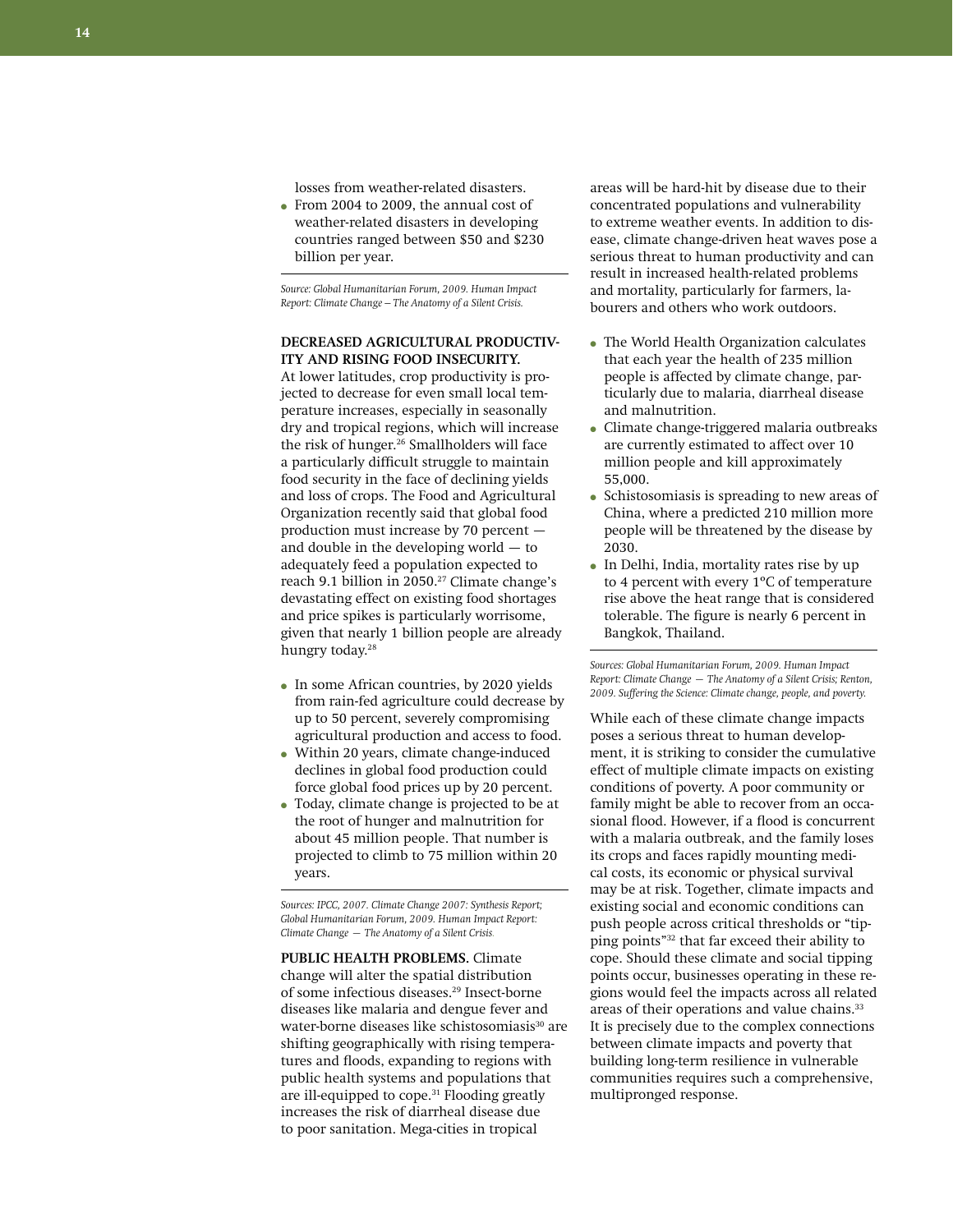losses from weather-related disasters.

- From 2004 to 2009, the annual cost of weather-related disasters in developing countries ranged between $50 and $230 billion per year.

*Source: Global Humanitarian Forum, 2009. Human Impact Report: Climate Change – The Anatomy of a Silent Crisis.*

**DECREASED AGRICULTURAL PRODUCTIVITY AND RISING FOOD INSECURITY.** At lower latitudes, crop productivity is projected to decrease for even small local temperature increases, especially in seasonally dry and tropical regions, which will increase the risk of hunger.[26] Smallholders will face a particularly difficult struggle to maintain food security in the face of declining yields and loss of crops. The Food and Agricultural Organization recently said that global food production must increase by 70 percent — and double in the developing world — to adequately feed a population expected to reach 9.1 billion in 2050.[27] Climate change's devastating effect on existing food shortages and price spikes is particularly worrisome, given that nearly 1 billion people are already hungry today.[28]

- In some African countries, by 2020 yields from rain-fed agriculture could decrease by up to 50 percent, severely compromising agricultural production and access to food.
- Within 20 years, climate change-induced declines in global food production could force global food prices up by 20 percent.
- Today, climate change is projected to be at the root of hunger and malnutrition for about 45 million people. That number is projected to climb to 75 million within 20 years.

*Sources: IPCC, 2007. Climate Change 2007: Synthesis Report; Global Humanitarian Forum, 2009. Human Impact Report: Climate Change — The Anatomy of a Silent Crisis.*

**PUBLIC HEALTH PROBLEMS.** Climate change will alter the spatial distribution of some infectious diseases.[29] Insect-borne diseases like malaria and dengue fever and water-borne diseases like schistosomiasis[30] are shifting geographically with rising temperatures and floods, expanding to regions with public health systems and populations that are ill-equipped to cope.[31] Flooding greatly increases the risk of diarrheal disease due to poor sanitation. Mega-cities in tropical areas will be hard-hit by disease due to their concentrated populations and vulnerability to extreme weather events. In addition to disease, climate change-driven heat waves pose a serious threat to human productivity and can result in increased health-related problems and mortality, particularly for farmers, labourers and others who work outdoors.

- The World Health Organization calculates that each year the health of 235 million people is affected by climate change, particularly due to malaria, diarrheal disease and malnutrition.
- Climate change-triggered malaria outbreaks are currently estimated to affect over 10 million people and kill approximately 55,000.
- Schistosomiasis is spreading to new areas of China, where a predicted 210 million more people will be threatened by the disease by 2030.
- In Delhi, India, mortality rates rise by up to 4 percent with every 1°C of temperature rise above the heat range that is considered tolerable. The figure is nearly 6 percent in Bangkok, Thailand.

*Sources: Global Humanitarian Forum, 2009. Human Impact Report: Climate Change — The Anatomy of a Silent Crisis; Renton, 2009. Suffering the Science: Climate change, people, and poverty.*

While each of these climate change impacts poses a serious threat to human development, it is striking to consider the cumulative effect of multiple climate impacts on existing conditions of poverty. A poor community or family might be able to recover from an occasional flood. However, if a flood is concurrent with a malaria outbreak, and the family loses its crops and faces rapidly mounting medical costs, its economic or physical survival may be at risk. Together, climate impacts and existing social and economic conditions can push people across critical thresholds or "tipping points"[32] that far exceed their ability to cope. Should these climate and social tipping points occur, businesses operating in these regions would feel the impacts across all related areas of their operations and value chains.[33] It is precisely due to the complex connections between climate impacts and poverty that building long-term resilience in vulnerable communities requires such a comprehensive, multipronged response.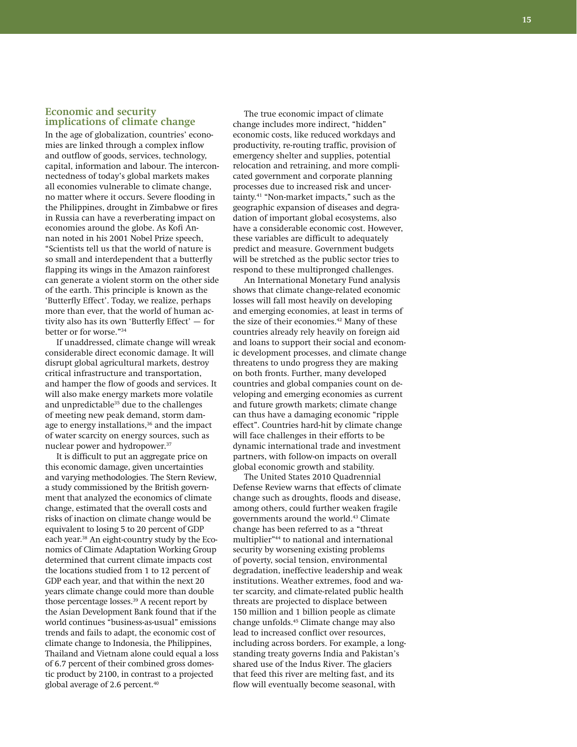## Economic and security implications of climate change

In the age of globalization, countries' economies are linked through a complex inflow and outflow of goods, services, technology, capital, information and labour. The interconnectedness of today's global markets makes all economies vulnerable to climate change, no matter where it occurs. Severe flooding in the Philippines, drought in Zimbabwe or fires in Russia can have a reverberating impact on economies around the globe. As Kofi Annan noted in his 2001 Nobel Prize speech, "Scientists tell us that the world of nature is so small and interdependent that a butterfly flapping its wings in the Amazon rainforest can generate a violent storm on the other side of the earth. This principle is known as the 'Butterfly Effect'. Today, we realize, perhaps more than ever, that the world of human activity also has its own 'Butterfly Effect' — for better or for worse."[34]

If unaddressed, climate change will wreak considerable direct economic damage. It will disrupt global agricultural markets, destroy critical infrastructure and transportation, and hamper the flow of goods and services. It will also make energy markets more volatile and unpredictable[35] due to the challenges of meeting new peak demand, storm damage to energy installations,[36] and the impact of water scarcity on energy sources, such as nuclear power and hydropower.[37]

It is difficult to put an aggregate price on this economic damage, given uncertainties and varying methodologies. The Stern Review, a study commissioned by the British government that analyzed the economics of climate change, estimated that the overall costs and risks of inaction on climate change would be equivalent to losing 5 to 20 percent of GDP each year.[38] An eight-country study by the Economics of Climate Adaptation Working Group determined that current climate impacts cost the locations studied from 1 to 12 percent of GDP each year, and that within the next 20 years climate change could more than double those percentage losses.[39] A recent report by the Asian Development Bank found that if the world continues "business-as-usual" emissions trends and fails to adapt, the economic cost of climate change to Indonesia, the Philippines, Thailand and Vietnam alone could equal a loss of 6.7 percent of their combined gross domestic product by 2100, in contrast to a projected global average of 2.6 percent.[40]

The true economic impact of climate change includes more indirect, "hidden" economic costs, like reduced workdays and productivity, re-routing traffic, provision of emergency shelter and supplies, potential relocation and retraining, and more complicated government and corporate planning processes due to increased risk and uncertainty.[41] "Non-market impacts," such as the geographic expansion of diseases and degradation of important global ecosystems, also have a considerable economic cost. However, these variables are difficult to adequately predict and measure. Government budgets will be stretched as the public sector tries to respond to these multipronged challenges.

An International Monetary Fund analysis shows that climate change-related economic losses will fall most heavily on developing and emerging economies, at least in terms of the size of their economies.[42] Many of these countries already rely heavily on foreign aid and loans to support their social and economic development processes, and climate change threatens to undo progress they are making on both fronts. Further, many developed countries and global companies count on developing and emerging economies as current and future growth markets; climate change can thus have a damaging economic "ripple effect". Countries hard-hit by climate change will face challenges in their efforts to be dynamic international trade and investment partners, with follow-on impacts on overall global economic growth and stability.

The United States 2010 Quadrennial Defense Review warns that effects of climate change such as droughts, floods and disease, among others, could further weaken fragile governments around the world.[43] Climate change has been referred to as a "threat multiplier"[44] to national and international security by worsening existing problems of poverty, social tension, environmental degradation, ineffective leadership and weak institutions. Weather extremes, food and water scarcity, and climate-related public health threats are projected to displace between 150 million and 1 billion people as climate change unfolds.[45] Climate change may also lead to increased conflict over resources, including across borders. For example, a long-standing treaty governs India and Pakistan's shared use of the Indus River. The glaciers that feed this river are melting fast, and its flow will eventually become seasonal, with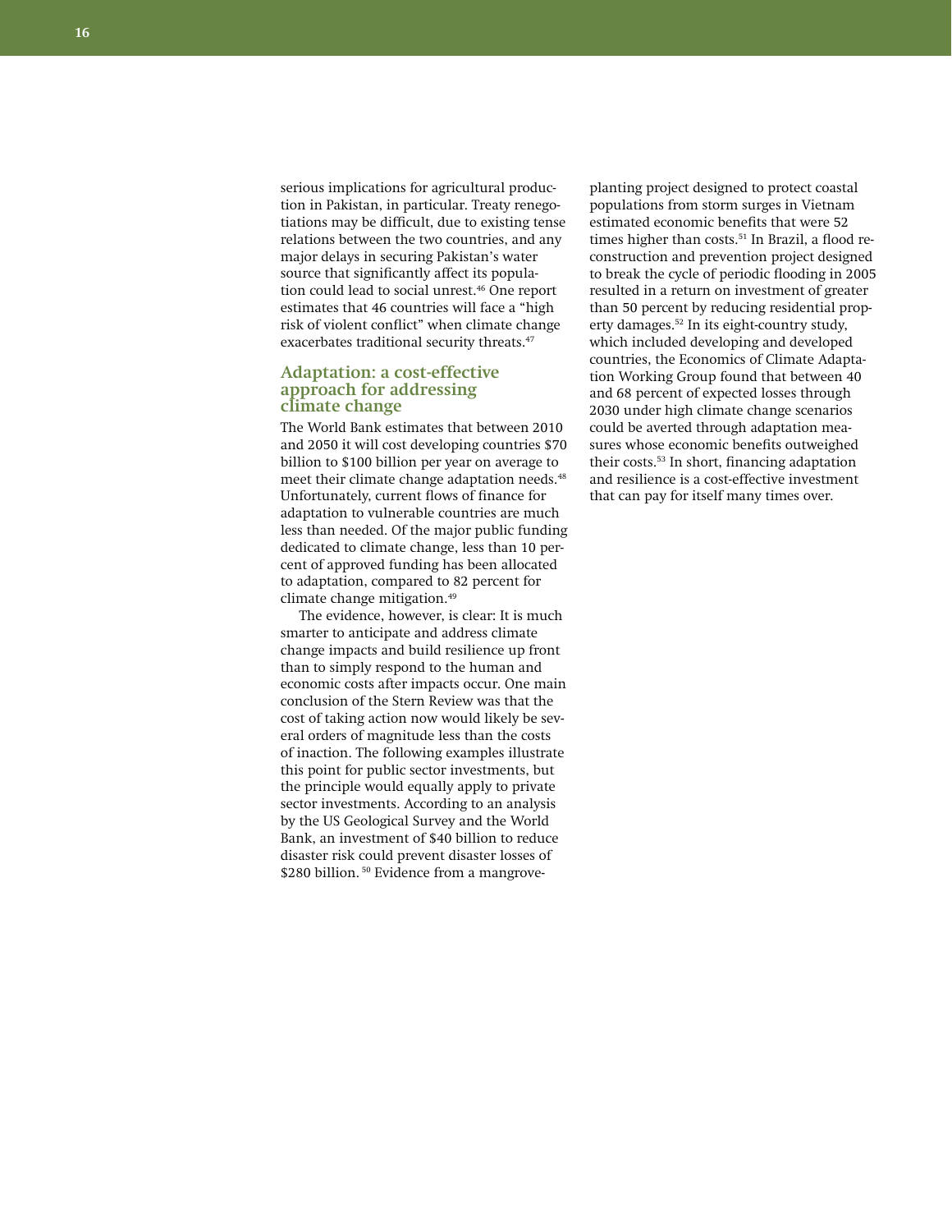serious implications for agricultural production in Pakistan, in particular. Treaty renegotiations may be difficult, due to existing tense relations between the two countries, and any major delays in securing Pakistan's water source that significantly affect its population could lead to social unrest.[46] One report estimates that 46 countries will face a "high risk of violent conflict" when climate change exacerbates traditional security threats.[47]

## Adaptation: a cost-effective approach for addressing climate change

The World Bank estimates that between 2010 and 2050 it will cost developing countries $70 billion to $100 billion per year on average to meet their climate change adaptation needs.[48] Unfortunately, current flows of finance for adaptation to vulnerable countries are much less than needed. Of the major public funding dedicated to climate change, less than 10 percent of approved funding has been allocated to adaptation, compared to 82 percent for climate change mitigation.[49]

The evidence, however, is clear: It is much smarter to anticipate and address climate change impacts and build resilience up front than to simply respond to the human and economic costs after impacts occur. One main conclusion of the Stern Review was that the cost of taking action now would likely be several orders of magnitude less than the costs of inaction. The following examples illustrate this point for public sector investments, but the principle would equally apply to private sector investments. According to an analysis by the US Geological Survey and the World Bank, an investment of $40 billion to reduce disaster risk could prevent disaster losses of $280 billion.[50] Evidence from a mangrove-planting project designed to protect coastal populations from storm surges in Vietnam estimated economic benefits that were 52 times higher than costs.[51] In Brazil, a flood reconstruction and prevention project designed to break the cycle of periodic flooding in 2005 resulted in a return on investment of greater than 50 percent by reducing residential property damages.[52] In its eight-country study, which included developing and developed countries, the Economics of Climate Adaptation Working Group found that between 40 and 68 percent of expected losses through 2030 under high climate change scenarios could be averted through adaptation measures whose economic benefits outweighed their costs.[53] In short, financing adaptation and resilience is a cost-effective investment that can pay for itself many times over.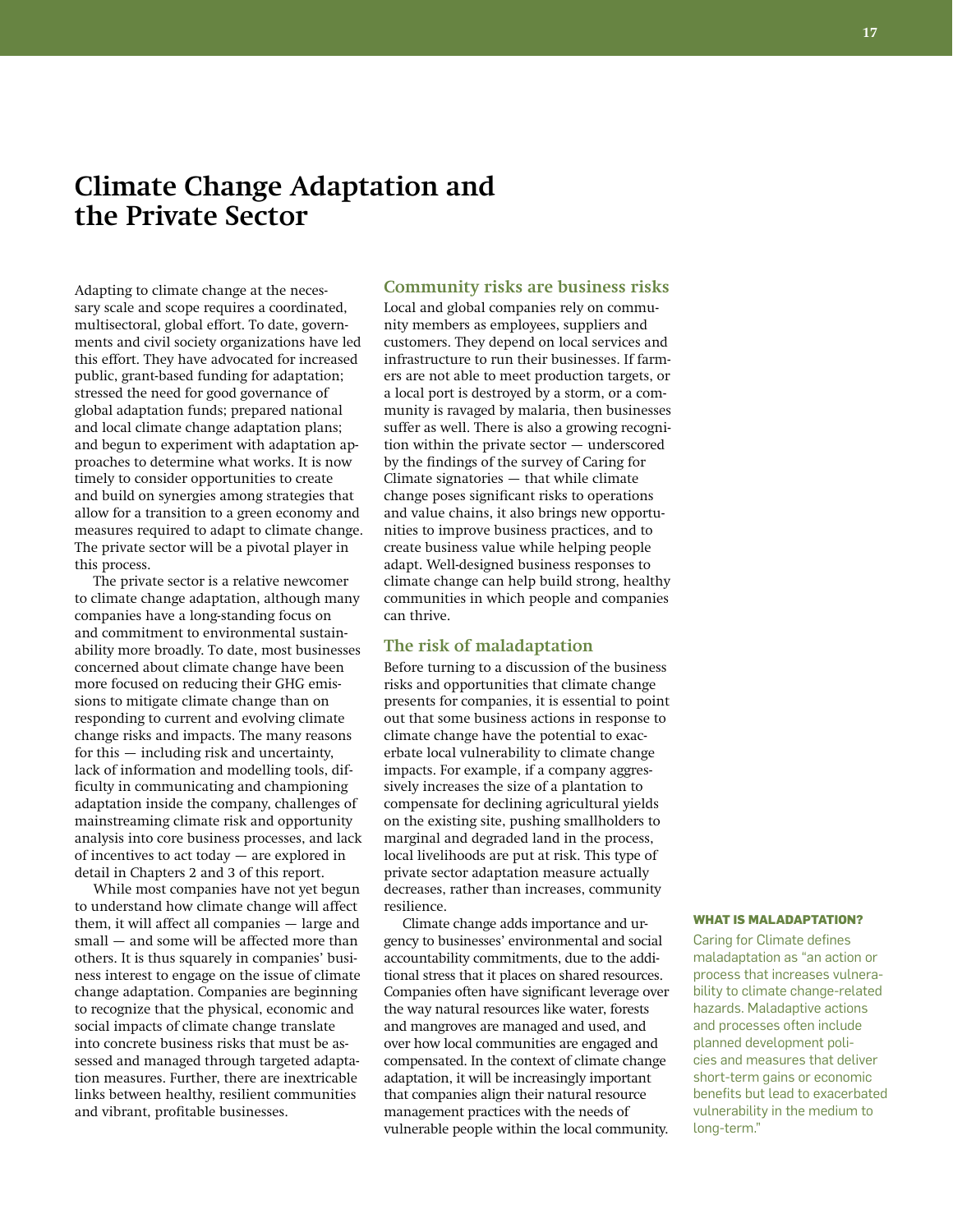# Climate Change Adaptation and the Private Sector

Adapting to climate change at the necessary scale and scope requires a coordinated, multisectoral, global effort. To date, governments and civil society organizations have led this effort. They have advocated for increased public, grant-based funding for adaptation; stressed the need for good governance of global adaptation funds; prepared national and local climate change adaptation plans; and begun to experiment with adaptation approaches to determine what works. It is now timely to consider opportunities to create and build on synergies among strategies that allow for a transition to a green economy and measures required to adapt to climate change. The private sector will be a pivotal player in this process.

The private sector is a relative newcomer to climate change adaptation, although many companies have a long-standing focus on and commitment to environmental sustainability more broadly. To date, most businesses concerned about climate change have been more focused on reducing their GHG emissions to mitigate climate change than on responding to current and evolving climate change risks and impacts. The many reasons for this — including risk and uncertainty, lack of information and modelling tools, difficulty in communicating and championing adaptation inside the company, challenges of mainstreaming climate risk and opportunity analysis into core business processes, and lack of incentives to act today — are explored in detail in Chapters 2 and 3 of this report.

While most companies have not yet begun to understand how climate change will affect them, it will affect all companies — large and small — and some will be affected more than others. It is thus squarely in companies' business interest to engage on the issue of climate change adaptation. Companies are beginning to recognize that the physical, economic and social impacts of climate change translate into concrete business risks that must be assessed and managed through targeted adaptation measures. Further, there are inextricable links between healthy, resilient communities and vibrant, profitable businesses.

## Community risks are business risks

Local and global companies rely on community members as employees, suppliers and customers. They depend on local services and infrastructure to run their businesses. If farmers are not able to meet production targets, or a local port is destroyed by a storm, or a community is ravaged by malaria, then businesses suffer as well. There is also a growing recognition within the private sector — underscored by the findings of the survey of Caring for Climate signatories — that while climate change poses significant risks to operations and value chains, it also brings new opportunities to improve business practices, and to create business value while helping people adapt. Well-designed business responses to climate change can help build strong, healthy communities in which people and companies can thrive.

## The risk of maladaptation

Before turning to a discussion of the business risks and opportunities that climate change presents for companies, it is essential to point out that some business actions in response to climate change have the potential to exacerbate local vulnerability to climate change impacts. For example, if a company aggressively increases the size of a plantation to compensate for declining agricultural yields on the existing site, pushing smallholders to marginal and degraded land in the process, local livelihoods are put at risk. This type of private sector adaptation measure actually decreases, rather than increases, community resilience.

Climate change adds importance and urgency to businesses' environmental and social accountability commitments, due to the additional stress that it places on shared resources. Companies often have significant leverage over the way natural resources like water, forests and mangroves are managed and used, and over how local communities are engaged and compensated. In the context of climate change adaptation, it will be increasingly important that companies align their natural resource management practices with the needs of vulnerable people within the local community.

**WHAT IS MALADAPTATION?**

Caring for Climate defines maladaptation as "an action or process that increases vulnerability to climate change-related hazards. Maladaptive actions and processes often include planned development policies and measures that deliver short-term gains or economic benefits but lead to exacerbated vulnerability in the medium to long-term."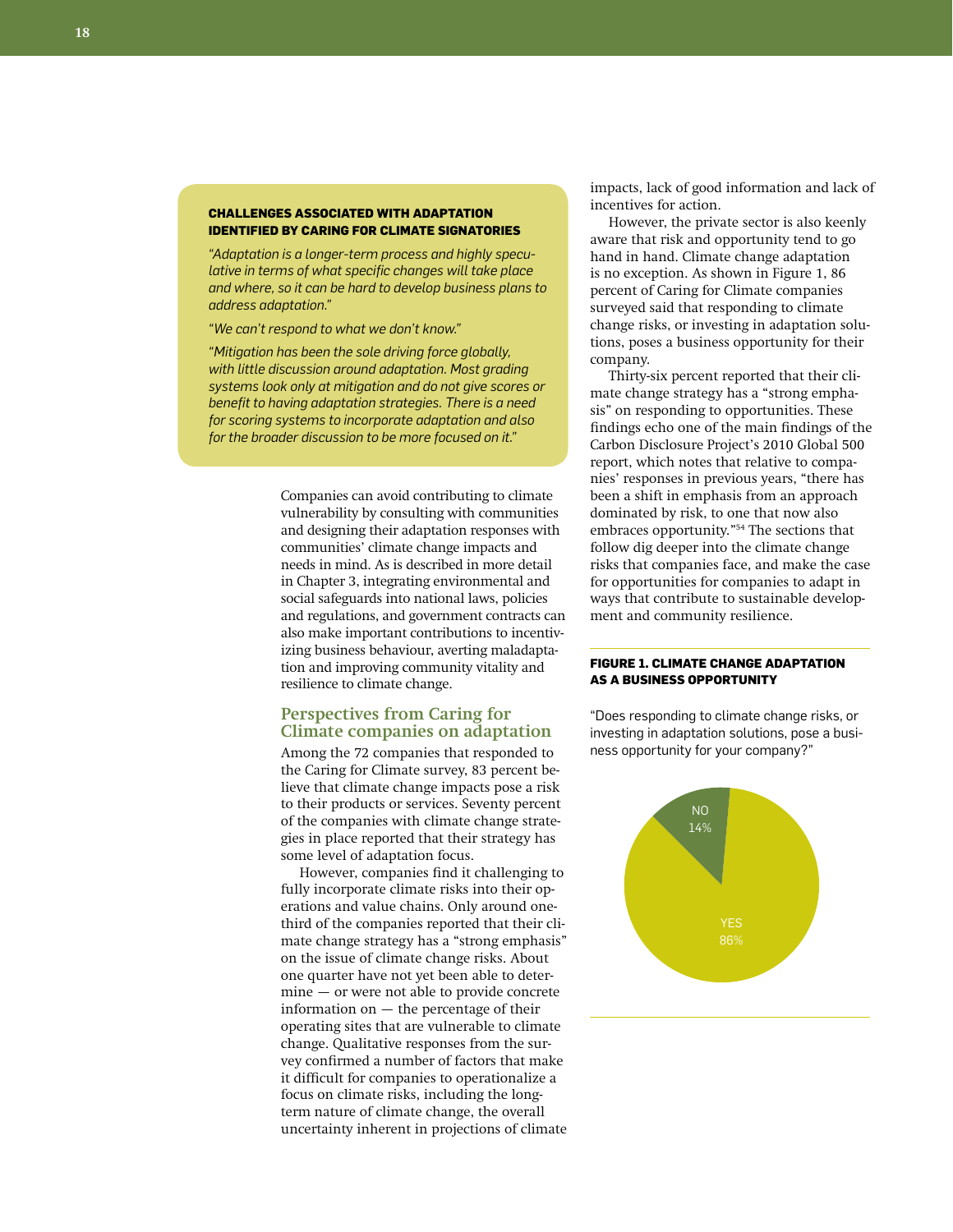**CHALLENGES ASSOCIATED WITH ADAPTATION IDENTIFIED BY CARING FOR CLIMATE SIGNATORIES**

*"Adaptation is a longer-term process and highly speculative in terms of what specific changes will take place and where, so it can be hard to develop business plans to address adaptation."*

*"We can't respond to what we don't know."*

*"Mitigation has been the sole driving force globally, with little discussion around adaptation. Most grading systems look only at mitigation and do not give scores or benefit to having adaptation strategies. There is a need for scoring systems to incorporate adaptation and also for the broader discussion to be more focused on it."*

Companies can avoid contributing to climate vulnerability by consulting with communities and designing their adaptation responses with communities' climate change impacts and needs in mind. As is described in more detail in Chapter 3, integrating environmental and social safeguards into national laws, policies and regulations, and government contracts can also make important contributions to incentivizing business behaviour, averting maladaptation and improving community vitality and resilience to climate change.

## Perspectives from Caring for Climate companies on adaptation

Among the 72 companies that responded to the Caring for Climate survey, 83 percent believe that climate change impacts pose a risk to their products or services. Seventy percent of the companies with climate change strategies in place reported that their strategy has some level of adaptation focus.

However, companies find it challenging to fully incorporate climate risks into their operations and value chains. Only around one-third of the companies reported that their climate change strategy has a "strong emphasis" on the issue of climate change risks. About one quarter have not yet been able to determine — or were not able to provide concrete information on — the percentage of their operating sites that are vulnerable to climate change. Qualitative responses from the survey confirmed a number of factors that make it difficult for companies to operationalize a focus on climate risks, including the long-term nature of climate change, the overall uncertainty inherent in projections of climate impacts, lack of good information and lack of incentives for action.

However, the private sector is also keenly aware that risk and opportunity tend to go hand in hand. Climate change adaptation is no exception. As shown in Figure 1, 86 percent of Caring for Climate companies surveyed said that responding to climate change risks, or investing in adaptation solutions, poses a business opportunity for their company.

Thirty-six percent reported that their climate change strategy has a "strong emphasis" on responding to opportunities. These findings echo one of the main findings of the Carbon Disclosure Project's 2010 Global 500 report, which notes that relative to companies' responses in previous years, "there has been a shift in emphasis from an approach dominated by risk, to one that now also embraces opportunity."[54] The sections that follow dig deeper into the climate change risks that companies face, and make the case for opportunities for companies to adapt in ways that contribute to sustainable development and community resilience.

**FIGURE 1. CLIMATE CHANGE ADAPTATION AS A BUSINESS OPPORTUNITY**

"Does responding to climate change risks, or investing in adaptation solutions, pose a business opportunity for your company?"

| Response | Percent |
|---|---|
| NO | 14% |
| YES | 86% |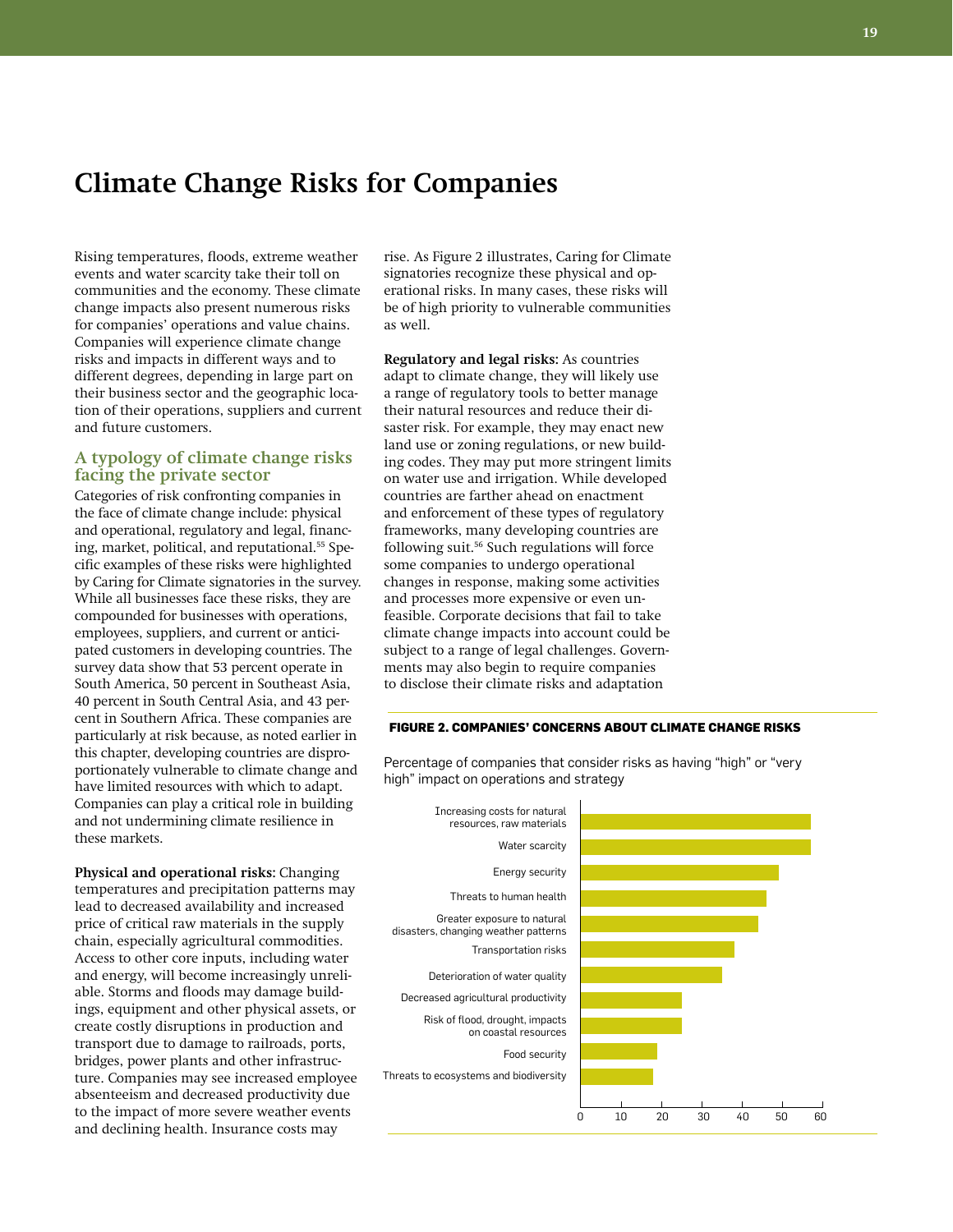# Climate Change Risks for Companies

Rising temperatures, floods, extreme weather events and water scarcity take their toll on communities and the economy. These climate change impacts also present numerous risks for companies' operations and value chains. Companies will experience climate change risks and impacts in different ways and to different degrees, depending in large part on their business sector and the geographic location of their operations, suppliers and current and future customers.

## A typology of climate change risks facing the private sector

Categories of risk confronting companies in the face of climate change include: physical and operational, regulatory and legal, financing, market, political, and reputational.[55] Specific examples of these risks were highlighted by Caring for Climate signatories in the survey. While all businesses face these risks, they are compounded for businesses with operations, employees, suppliers, and current or anticipated customers in developing countries. The survey data show that 53 percent operate in South America, 50 percent in Southeast Asia, 40 percent in South Central Asia, and 43 percent in Southern Africa. These companies are particularly at risk because, as noted earlier in this chapter, developing countries are disproportionately vulnerable to climate change and have limited resources with which to adapt. Companies can play a critical role in building and not undermining climate resilience in these markets.

**Physical and operational risks:** Changing temperatures and precipitation patterns may lead to decreased availability and increased price of critical raw materials in the supply chain, especially agricultural commodities. Access to other core inputs, including water and energy, will become increasingly unreliable. Storms and floods may damage buildings, equipment and other physical assets, or create costly disruptions in production and transport due to damage to railroads, ports, bridges, power plants and other infrastructure. Companies may see increased employee absenteeism and decreased productivity due to the impact of more severe weather events and declining health. Insurance costs may rise. As Figure 2 illustrates, Caring for Climate signatories recognize these physical and operational risks. In many cases, these risks will be of high priority to vulnerable communities as well.

**Regulatory and legal risks:** As countries adapt to climate change, they will likely use a range of regulatory tools to better manage their natural resources and reduce their disaster risk. For example, they may enact new land use or zoning regulations, or new building codes. They may put more stringent limits on water use and irrigation. While developed countries are farther ahead on enactment and enforcement of these types of regulatory frameworks, many developing countries are following suit.[56] Such regulations will force some companies to undergo operational changes in response, making some activities and processes more expensive or even unfeasible. Corporate decisions that fail to take climate change impacts into account could be subject to a range of legal challenges. Governments may also begin to require companies to disclose their climate risks and adaptation

**FIGURE 2. COMPANIES' CONCERNS ABOUT CLIMATE CHANGE RISKS**

Percentage of companies that consider risks as having "high" or "very high" impact on operations and strategy

| Risk | Approx. % |
|---|---|
| Increasing costs for natural resources, raw materials | ~57 |
| Water scarcity | ~57 |
| Energy security | ~49 |
| Threats to human health | ~46 |
| Greater exposure to natural disasters, changing weather patterns | ~44 |
| Transportation risks | ~38 |
| Deterioration of water quality | ~35 |
| Decreased agricultural productivity | ~25 |
| Risk of flood, drought, impacts on coastal resources | ~25 |
| Food security | ~19 |
| Threats to ecosystems and biodiversity | ~18 |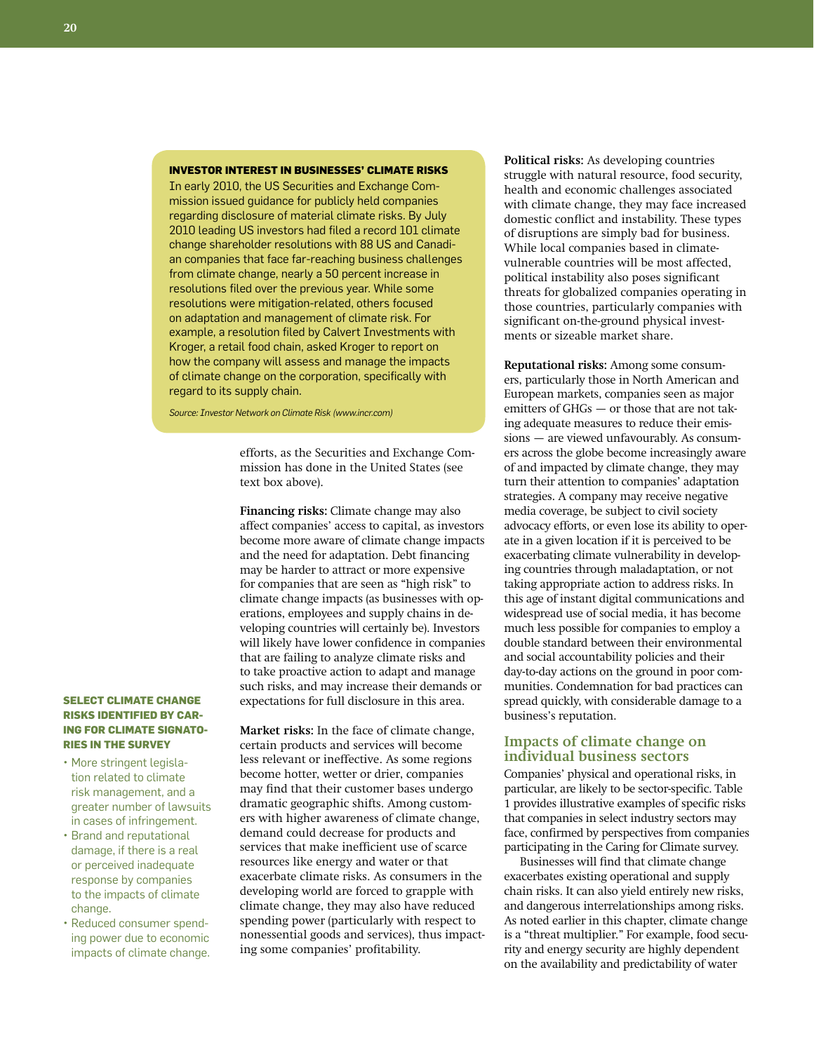### INVESTOR INTEREST IN BUSINESSES' CLIMATE RISKS

In early 2010, the US Securities and Exchange Commission issued guidance for publicly held companies regarding disclosure of material climate risks. By July 2010 leading US investors had filed a record 101 climate change shareholder resolutions with 88 US and Canadian companies that face far-reaching business challenges from climate change, nearly a 50 percent increase in resolutions filed over the previous year. While some resolutions were mitigation-related, others focused on adaptation and management of climate risk. For example, a resolution filed by Calvert Investments with Kroger, a retail food chain, asked Kroger to report on how the company will assess and manage the impacts of climate change on the corporation, specifically with regard to its supply chain.

*Source: Investor Network on Climate Risk (www.incr.com)*

efforts, as the Securities and Exchange Commission has done in the United States (see text box above).

**Financing risks:** Climate change may also affect companies' access to capital, as investors become more aware of climate change impacts and the need for adaptation. Debt financing may be harder to attract or more expensive for companies that are seen as "high risk" to climate change impacts (as businesses with operations, employees and supply chains in developing countries will certainly be). Investors will likely have lower confidence in companies that are failing to analyze climate risks and to take proactive action to adapt and manage such risks, and may increase their demands or expectations for full disclosure in this area.

**Market risks:** In the face of climate change, certain products and services will become less relevant or ineffective. As some regions become hotter, wetter or drier, companies may find that their customer bases undergo dramatic geographic shifts. Among customers with higher awareness of climate change, demand could decrease for products and services that make inefficient use of scarce resources like energy and water or that exacerbate climate risks. As consumers in the developing world are forced to grapple with climate change, they may also have reduced spending power (particularly with respect to nonessential goods and services), thus impacting some companies' profitability.

#### SELECT CLIMATE CHANGE RISKS IDENTIFIED BY CARING FOR CLIMATE SIGNATORIES IN THE SURVEY

- More stringent legislation related to climate risk management, and a greater number of lawsuits in cases of infringement.
- Brand and reputational damage, if there is a real or perceived inadequate response by companies to the impacts of climate change.
- Reduced consumer spending power due to economic impacts of climate change.

**Political risks:** As developing countries struggle with natural resource, food security, health and economic challenges associated with climate change, they may face increased domestic conflict and instability. These types of disruptions are simply bad for business. While local companies based in climate-vulnerable countries will be most affected, political instability also poses significant threats for globalized companies operating in those countries, particularly companies with significant on-the-ground physical investments or sizeable market share.

**Reputational risks:** Among some consumers, particularly those in North American and European markets, companies seen as major emitters of GHGs — or those that are not taking adequate measures to reduce their emissions — are viewed unfavourably. As consumers across the globe become increasingly aware of and impacted by climate change, they may turn their attention to companies' adaptation strategies. A company may receive negative media coverage, be subject to civil society advocacy efforts, or even lose its ability to operate in a given location if it is perceived to be exacerbating climate vulnerability in developing countries through maladaptation, or not taking appropriate action to address risks. In this age of instant digital communications and widespread use of social media, it has become much less possible for companies to employ a double standard between their environmental and social accountability policies and their day-to-day actions on the ground in poor communities. Condemnation for bad practices can spread quickly, with considerable damage to a business's reputation.

## Impacts of climate change on individual business sectors

Companies' physical and operational risks, in particular, are likely to be sector-specific. Table 1 provides illustrative examples of specific risks that companies in select industry sectors may face, confirmed by perspectives from companies participating in the Caring for Climate survey.

Businesses will find that climate change exacerbates existing operational and supply chain risks. It can also yield entirely new risks, and dangerous interrelationships among risks. As noted earlier in this chapter, climate change is a "threat multiplier." For example, food security and energy security are highly dependent on the availability and predictability of water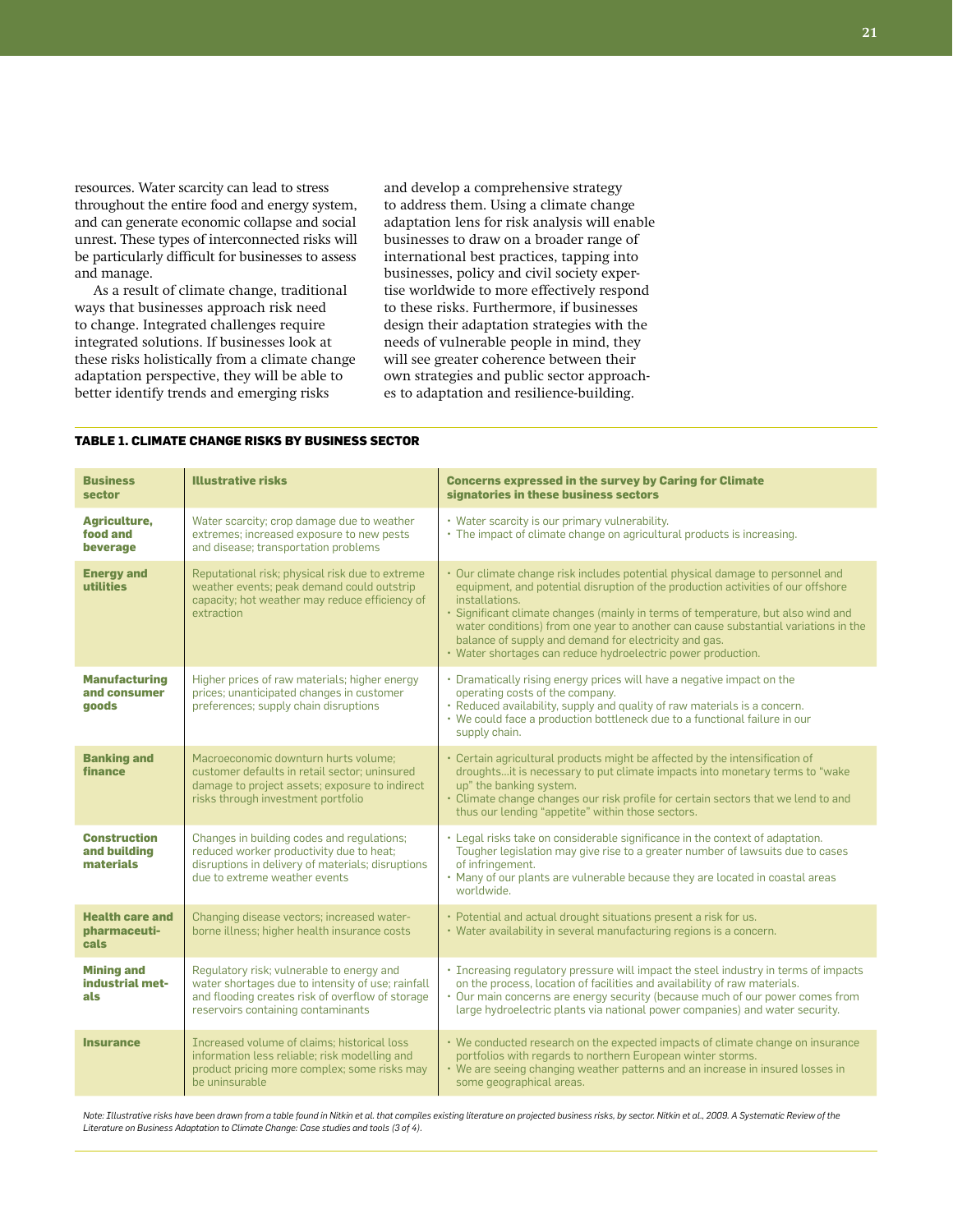resources. Water scarcity can lead to stress throughout the entire food and energy system, and can generate economic collapse and social unrest. These types of interconnected risks will be particularly difficult for businesses to assess and manage.

As a result of climate change, traditional ways that businesses approach risk need to change. Integrated challenges require integrated solutions. If businesses look at these risks holistically from a climate change adaptation perspective, they will be able to better identify trends and emerging risks and develop a comprehensive strategy to address them. Using a climate change adaptation lens for risk analysis will enable businesses to draw on a broader range of international best practices, tapping into businesses, policy and civil society expertise worldwide to more effectively respond to these risks. Furthermore, if businesses design their adaptation strategies with the needs of vulnerable people in mind, they will see greater coherence between their own strategies and public sector approaches to adaptation and resilience-building.

**TABLE 1. CLIMATE CHANGE RISKS BY BUSINESS SECTOR**

| Business sector | Illustrative risks | Concerns expressed in the survey by Caring for Climate signatories in these business sectors |
|---|---|---|
| **Agriculture, food and beverage** | Water scarcity; crop damage due to weather extremes; increased exposure to new pests and disease; transportation problems | • Water scarcity is our primary vulnerability.<br>• The impact of climate change on agricultural products is increasing. |
| **Energy and utilities** | Reputational risk; physical risk due to extreme weather events; peak demand could outstrip capacity; hot weather may reduce efficiency of extraction | • Our climate change risk includes potential physical damage to personnel and equipment, and potential disruption of the production activities of our offshore installations.<br>• Significant climate changes (mainly in terms of temperature, but also wind and water conditions) from one year to another can cause substantial variations in the balance of supply and demand for electricity and gas.<br>• Water shortages can reduce hydroelectric power production. |
| **Manufacturing and consumer goods** | Higher prices of raw materials; higher energy prices; unanticipated changes in customer preferences; supply chain disruptions | • Dramatically rising energy prices will have a negative impact on the operating costs of the company.<br>• Reduced availability, supply and quality of raw materials is a concern.<br>• We could face a production bottleneck due to a functional failure in our supply chain. |
| **Banking and finance** | Macroeconomic downturn hurts volume; customer defaults in retail sector; uninsured damage to project assets; exposure to indirect risks through investment portfolio | • Certain agricultural products might be affected by the intensification of droughts…it is necessary to put climate impacts into monetary terms to "wake up" the banking system.<br>• Climate change changes our risk profile for certain sectors that we lend to and thus our lending "appetite" within those sectors. |
| **Construction and building materials** | Changes in building codes and regulations; reduced worker productivity due to heat; disruptions in delivery of materials; disruptions due to extreme weather events | • Legal risks take on considerable significance in the context of adaptation. Tougher legislation may give rise to a greater number of lawsuits due to cases of infringement.<br>• Many of our plants are vulnerable because they are located in coastal areas worldwide. |
| **Health care and pharmaceuticals** | Changing disease vectors; increased water-borne illness; higher health insurance costs | • Potential and actual drought situations present a risk for us.<br>• Water availability in several manufacturing regions is a concern. |
| **Mining and industrial metals** | Regulatory risk; vulnerable to energy and water shortages due to intensity of use; rainfall and flooding creates risk of overflow of storage reservoirs containing contaminants | • Increasing regulatory pressure will impact the steel industry in terms of impacts on the process, location of facilities and availability of raw materials.<br>• Our main concerns are energy security (because much of our power comes from large hydroelectric plants via national power companies) and water security. |
| **Insurance** | Increased volume of claims; historical loss information less reliable; risk modelling and product pricing more complex; some risks may be uninsurable | • We conducted research on the expected impacts of climate change on insurance portfolios with regards to northern European winter storms.<br>• We are seeing changing weather patterns and an increase in insured losses in some geographical areas. |

*Note: Illustrative risks have been drawn from a table found in Nitkin et al. that compiles existing literature on projected business risks, by sector. Nitkin et al., 2009. A Systematic Review of the Literature on Business Adaptation to Climate Change: Case studies and tools (3 of 4).*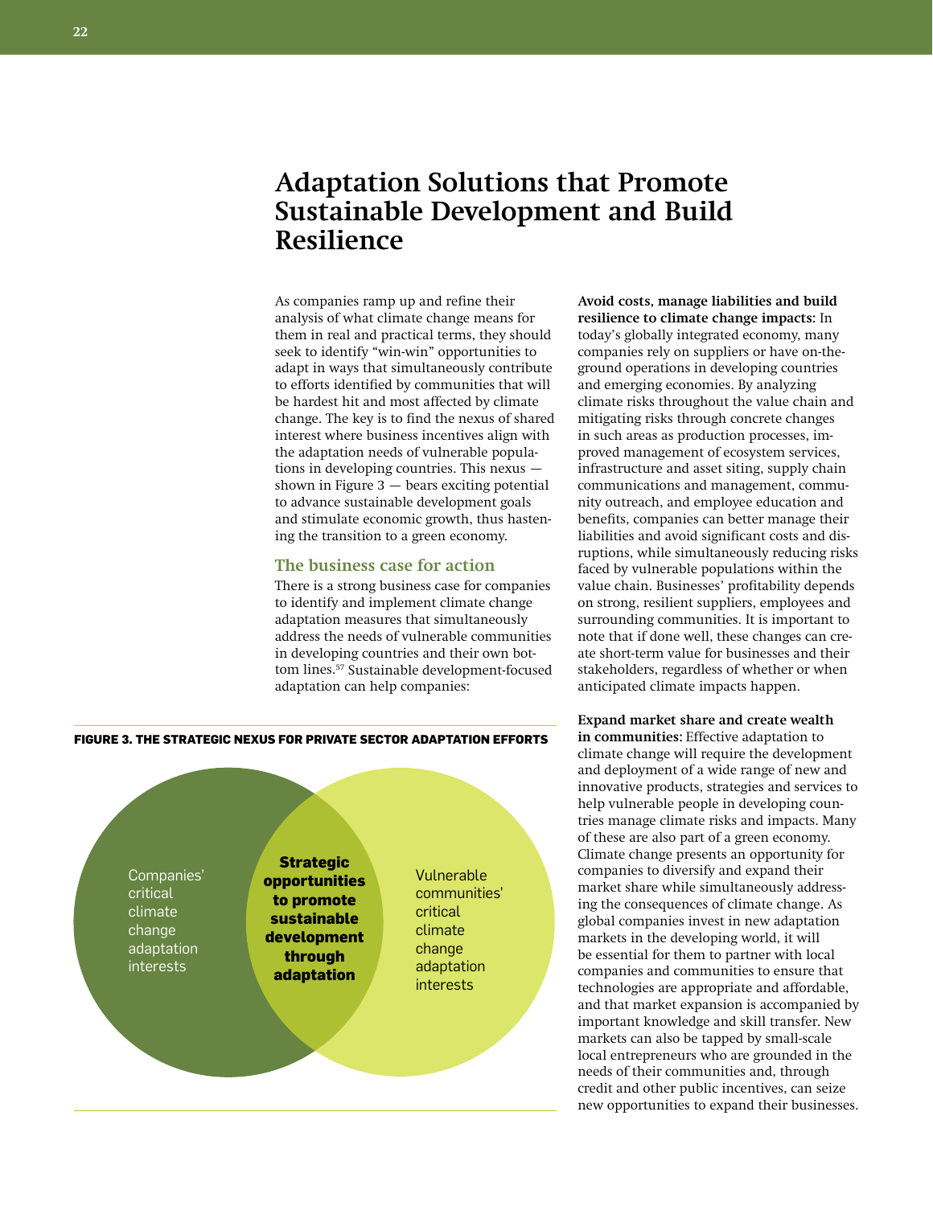# Adaptation Solutions that Promote Sustainable Development and Build Resilience

As companies ramp up and refine their analysis of what climate change means for them in real and practical terms, they should seek to identify "win-win" opportunities to adapt in ways that simultaneously contribute to efforts identified by communities that will be hardest hit and most affected by climate change. The key is to find the nexus of shared interest where business incentives align with the adaptation needs of vulnerable populations in developing countries. This nexus — shown in Figure 3 — bears exciting potential to advance sustainable development goals and stimulate economic growth, thus hastening the transition to a green economy.

## The business case for action

There is a strong business case for companies to identify and implement climate change adaptation measures that simultaneously address the needs of vulnerable communities in developing countries and their own bottom lines.[57] Sustainable development-focused adaptation can help companies:

**FIGURE 3. THE STRATEGIC NEXUS FOR PRIVATE SECTOR ADAPTATION EFFORTS**

Companies' critical climate change adaptation interests

**Strategic opportunities to promote sustainable development through adaptation**

Vulnerable communities' critical climate change adaptation interests

**Avoid costs, manage liabilities and build resilience to climate change impacts:** In today's globally integrated economy, many companies rely on suppliers or have on-the-ground operations in developing countries and emerging economies. By analyzing climate risks throughout the value chain and mitigating risks through concrete changes in such areas as production processes, improved management of ecosystem services, infrastructure and asset siting, supply chain communications and management, community outreach, and employee education and benefits, companies can better manage their liabilities and avoid significant costs and disruptions, while simultaneously reducing risks faced by vulnerable populations within the value chain. Businesses' profitability depends on strong, resilient suppliers, employees and surrounding communities. It is important to note that if done well, these changes can create short-term value for businesses and their stakeholders, regardless of whether or when anticipated climate impacts happen.

**Expand market share and create wealth in communities:** Effective adaptation to climate change will require the development and deployment of a wide range of new and innovative products, strategies and services to help vulnerable people in developing countries manage climate risks and impacts. Many of these are also part of a green economy. Climate change presents an opportunity for companies to diversify and expand their market share while simultaneously addressing the consequences of climate change. As global companies invest in new adaptation markets in the developing world, it will be essential for them to partner with local companies and communities to ensure that technologies are appropriate and affordable, and that market expansion is accompanied by important knowledge and skill transfer. New markets can also be tapped by small-scale local entrepreneurs who are grounded in the needs of their communities and, through credit and other public incentives, can seize new opportunities to expand their businesses.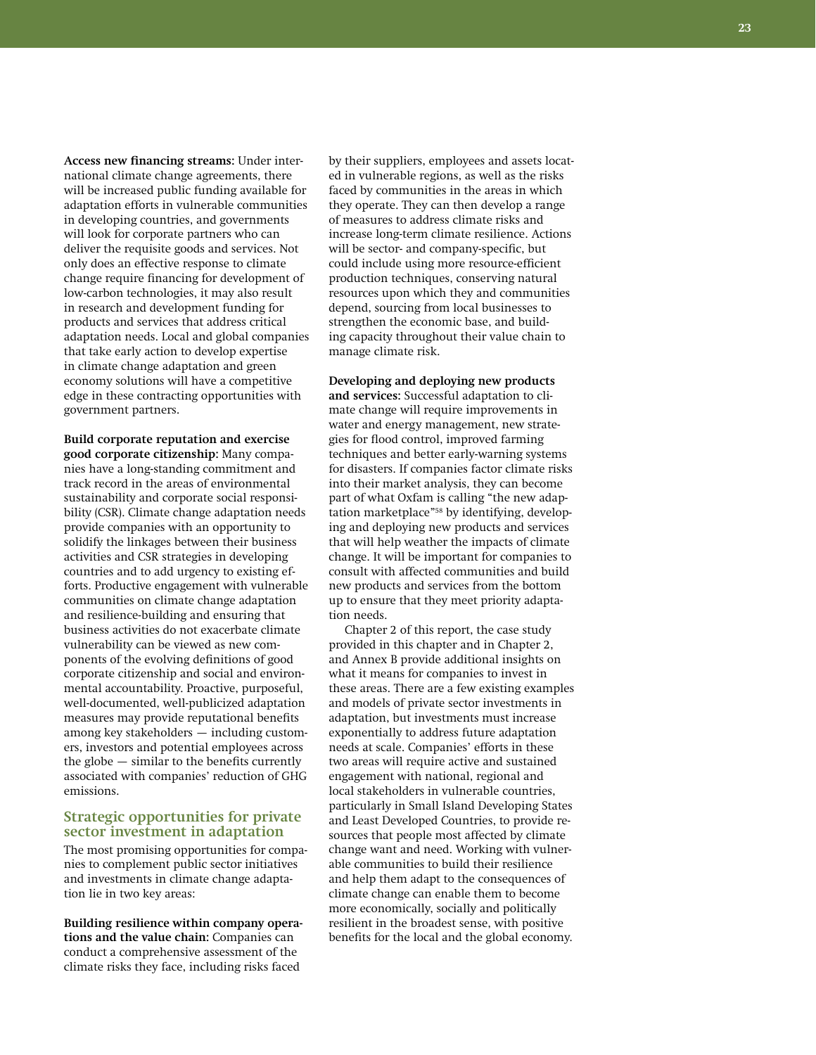**Access new financing streams:** Under international climate change agreements, there will be increased public funding available for adaptation efforts in vulnerable communities in developing countries, and governments will look for corporate partners who can deliver the requisite goods and services. Not only does an effective response to climate change require financing for development of low-carbon technologies, it may also result in research and development funding for products and services that address critical adaptation needs. Local and global companies that take early action to develop expertise in climate change adaptation and green economy solutions will have a competitive edge in these contracting opportunities with government partners.

**Build corporate reputation and exercise good corporate citizenship:** Many companies have a long-standing commitment and track record in the areas of environmental sustainability and corporate social responsibility (CSR). Climate change adaptation needs provide companies with an opportunity to solidify the linkages between their business activities and CSR strategies in developing countries and to add urgency to existing efforts. Productive engagement with vulnerable communities on climate change adaptation and resilience-building and ensuring that business activities do not exacerbate climate vulnerability can be viewed as new components of the evolving definitions of good corporate citizenship and social and environmental accountability. Proactive, purposeful, well-documented, well-publicized adaptation measures may provide reputational benefits among key stakeholders — including customers, investors and potential employees across the globe — similar to the benefits currently associated with companies' reduction of GHG emissions.

## Strategic opportunities for private sector investment in adaptation

The most promising opportunities for companies to complement public sector initiatives and investments in climate change adaptation lie in two key areas:

**Building resilience within company operations and the value chain:** Companies can conduct a comprehensive assessment of the climate risks they face, including risks faced by their suppliers, employees and assets located in vulnerable regions, as well as the risks faced by communities in the areas in which they operate. They can then develop a range of measures to address climate risks and increase long-term climate resilience. Actions will be sector- and company-specific, but could include using more resource-efficient production techniques, conserving natural resources upon which they and communities depend, sourcing from local businesses to strengthen the economic base, and building capacity throughout their value chain to manage climate risk.

**Developing and deploying new products and services:** Successful adaptation to climate change will require improvements in water and energy management, new strategies for flood control, improved farming techniques and better early-warning systems for disasters. If companies factor climate risks into their market analysis, they can become part of what Oxfam is calling "the new adaptation marketplace"[58] by identifying, developing and deploying new products and services that will help weather the impacts of climate change. It will be important for companies to consult with affected communities and build new products and services from the bottom up to ensure that they meet priority adaptation needs.

Chapter 2 of this report, the case study provided in this chapter and in Chapter 2, and Annex B provide additional insights on what it means for companies to invest in these areas. There are a few existing examples and models of private sector investments in adaptation, but investments must increase exponentially to address future adaptation needs at scale. Companies' efforts in these two areas will require active and sustained engagement with national, regional and local stakeholders in vulnerable countries, particularly in Small Island Developing States and Least Developed Countries, to provide resources that people most affected by climate change want and need. Working with vulnerable communities to build their resilience and help them adapt to the consequences of climate change can enable them to become more economically, socially and politically resilient in the broadest sense, with positive benefits for the local and the global economy.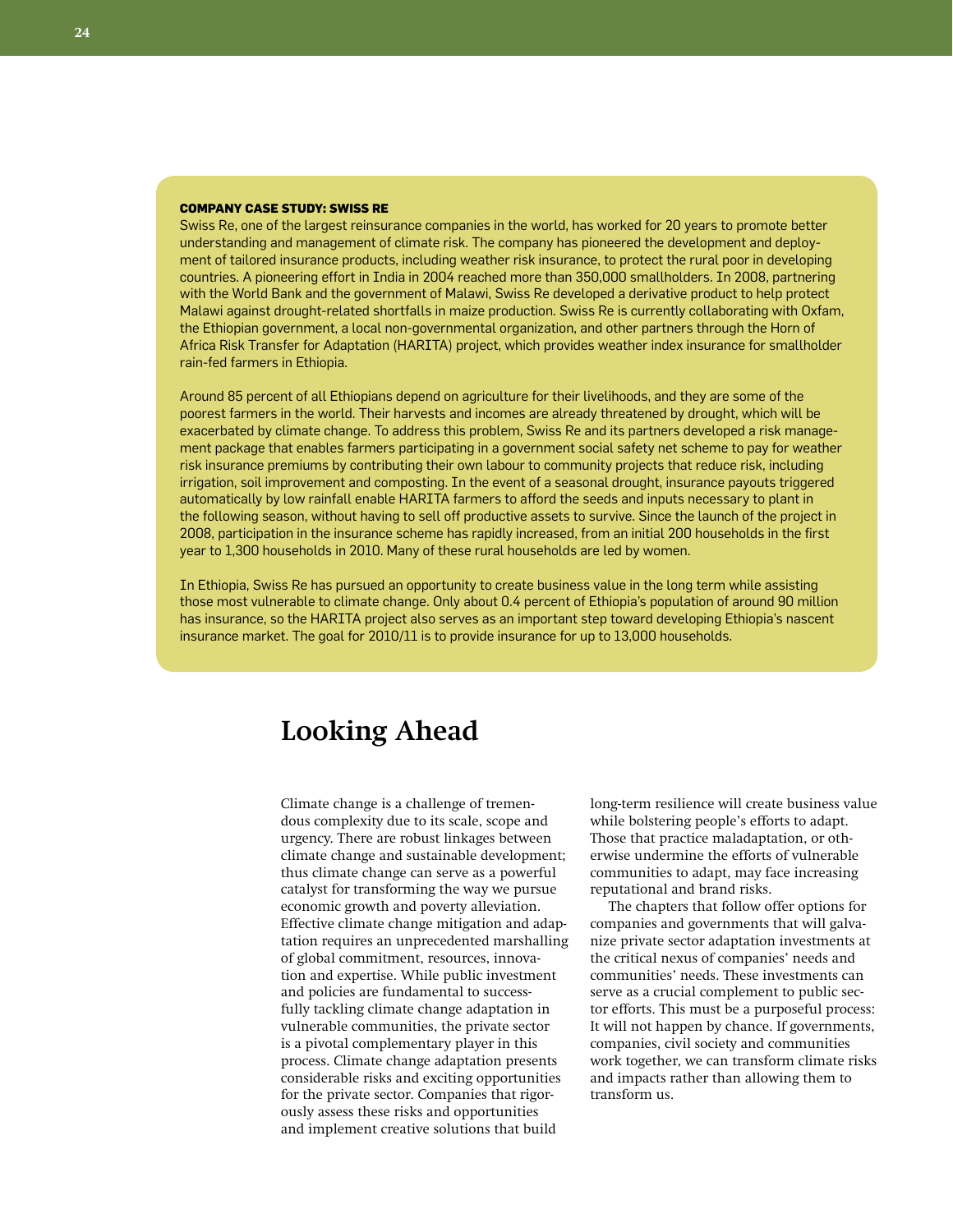**COMPANY CASE STUDY: SWISS RE**

Swiss Re, one of the largest reinsurance companies in the world, has worked for 20 years to promote better understanding and management of climate risk. The company has pioneered the development and deployment of tailored insurance products, including weather risk insurance, to protect the rural poor in developing countries. A pioneering effort in India in 2004 reached more than 350,000 smallholders. In 2008, partnering with the World Bank and the government of Malawi, Swiss Re developed a derivative product to help protect Malawi against drought-related shortfalls in maize production. Swiss Re is currently collaborating with Oxfam, the Ethiopian government, a local non-governmental organization, and other partners through the Horn of Africa Risk Transfer for Adaptation (HARITA) project, which provides weather index insurance for smallholder rain-fed farmers in Ethiopia.

Around 85 percent of all Ethiopians depend on agriculture for their livelihoods, and they are some of the poorest farmers in the world. Their harvests and incomes are already threatened by drought, which will be exacerbated by climate change. To address this problem, Swiss Re and its partners developed a risk management package that enables farmers participating in a government social safety net scheme to pay for weather risk insurance premiums by contributing their own labour to community projects that reduce risk, including irrigation, soil improvement and composting. In the event of a seasonal drought, insurance payouts triggered automatically by low rainfall enable HARITA farmers to afford the seeds and inputs necessary to plant in the following season, without having to sell off productive assets to survive. Since the launch of the project in 2008, participation in the insurance scheme has rapidly increased, from an initial 200 households in the first year to 1,300 households in 2010. Many of these rural households are led by women.

In Ethiopia, Swiss Re has pursued an opportunity to create business value in the long term while assisting those most vulnerable to climate change. Only about 0.4 percent of Ethiopia's population of around 90 million has insurance, so the HARITA project also serves as an important step toward developing Ethiopia's nascent insurance market. The goal for 2010/11 is to provide insurance for up to 13,000 households.

# Looking Ahead

Climate change is a challenge of tremendous complexity due to its scale, scope and urgency. There are robust linkages between climate change and sustainable development; thus climate change can serve as a powerful catalyst for transforming the way we pursue economic growth and poverty alleviation. Effective climate change mitigation and adaptation requires an unprecedented marshalling of global commitment, resources, innovation and expertise. While public investment and policies are fundamental to successfully tackling climate change adaptation in vulnerable communities, the private sector is a pivotal complementary player in this process. Climate change adaptation presents considerable risks and exciting opportunities for the private sector. Companies that rigorously assess these risks and opportunities and implement creative solutions that build long-term resilience will create business value while bolstering people's efforts to adapt. Those that practice maladaptation, or otherwise undermine the efforts of vulnerable communities to adapt, may face increasing reputational and brand risks.

The chapters that follow offer options for companies and governments that will galvanize private sector adaptation investments at the critical nexus of companies' needs and communities' needs. These investments can serve as a crucial complement to public sector efforts. This must be a purposeful process: It will not happen by chance. If governments, companies, civil society and communities work together, we can transform climate risks and impacts rather than allowing them to transform us.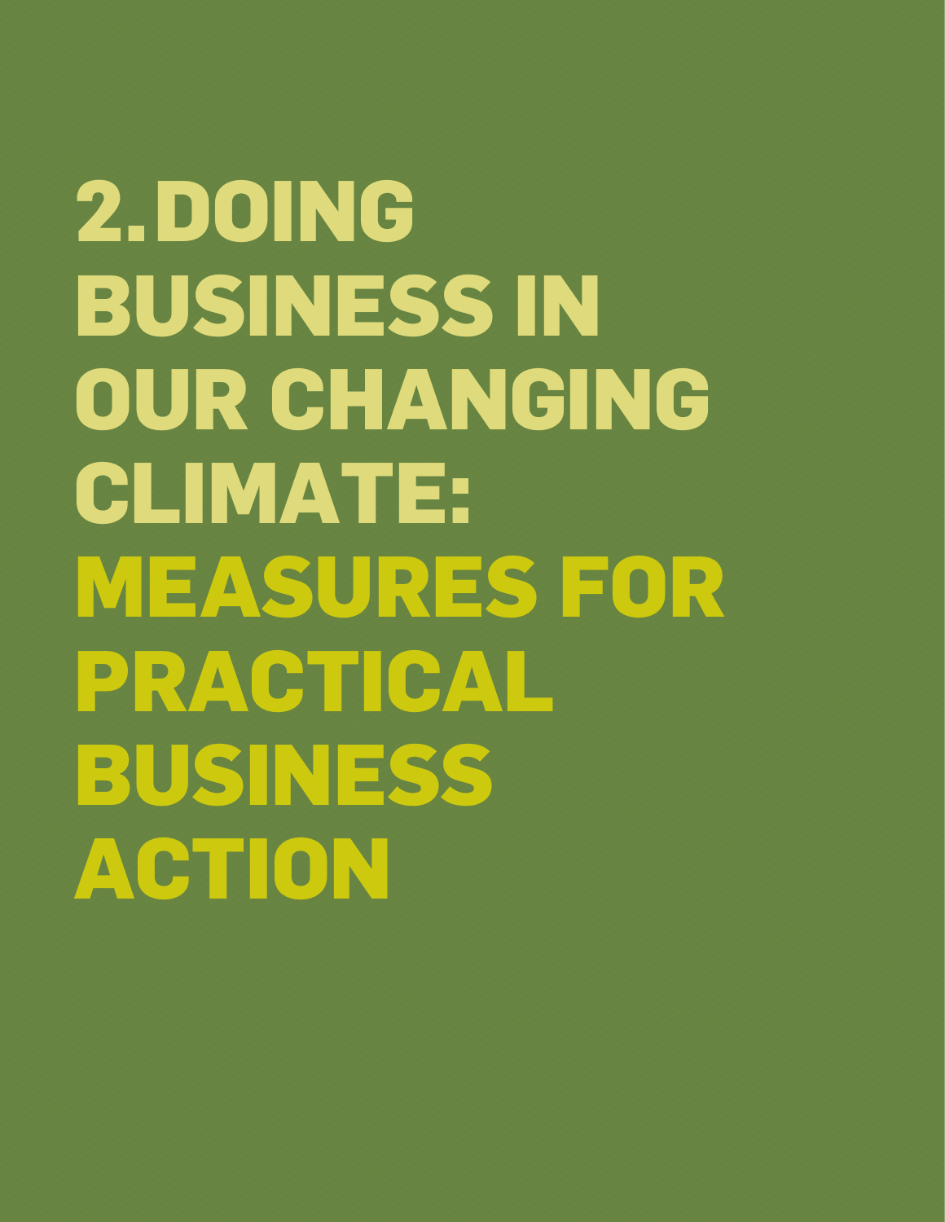# 2. DOING BUSINESS IN OUR CHANGING CLIMATE: MEASURES FOR PRACTICAL BUSINESS ACTION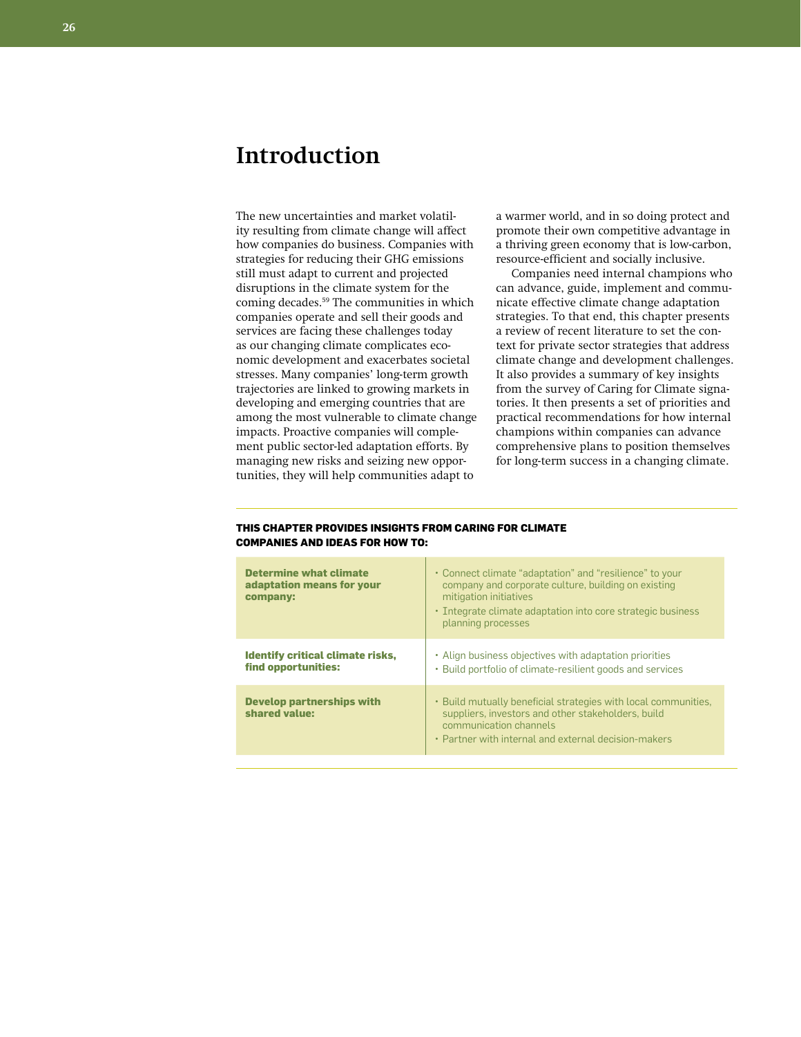# Introduction

The new uncertainties and market volatility resulting from climate change will affect how companies do business. Companies with strategies for reducing their GHG emissions still must adapt to current and projected disruptions in the climate system for the coming decades.[59] The communities in which companies operate and sell their goods and services are facing these challenges today as our changing climate complicates economic development and exacerbates societal stresses. Many companies' long-term growth trajectories are linked to growing markets in developing and emerging countries that are among the most vulnerable to climate change impacts. Proactive companies will complement public sector-led adaptation efforts. By managing new risks and seizing new opportunities, they will help communities adapt to a warmer world, and in so doing protect and promote their own competitive advantage in a thriving green economy that is low-carbon, resource-efficient and socially inclusive.

Companies need internal champions who can advance, guide, implement and communicate effective climate change adaptation strategies. To that end, this chapter presents a review of recent literature to set the context for private sector strategies that address climate change and development challenges. It also provides a summary of key insights from the survey of Caring for Climate signatories. It then presents a set of priorities and practical recommendations for how internal champions within companies can advance comprehensive plans to position themselves for long-term success in a changing climate.

**THIS CHAPTER PROVIDES INSIGHTS FROM CARING FOR CLIMATE COMPANIES AND IDEAS FOR HOW TO:**

| | |
|---|---|
| **Determine what climate adaptation means for your company:** | • Connect climate "adaptation" and "resilience" to your company and corporate culture, building on existing mitigation initiatives<br>• Integrate climate adaptation into core strategic business planning processes |
| **Identify critical climate risks, find opportunities:** | • Align business objectives with adaptation priorities<br>• Build portfolio of climate-resilient goods and services |
| **Develop partnerships with shared value:** | • Build mutually beneficial strategies with local communities, suppliers, investors and other stakeholders, build communication channels<br>• Partner with internal and external decision-makers |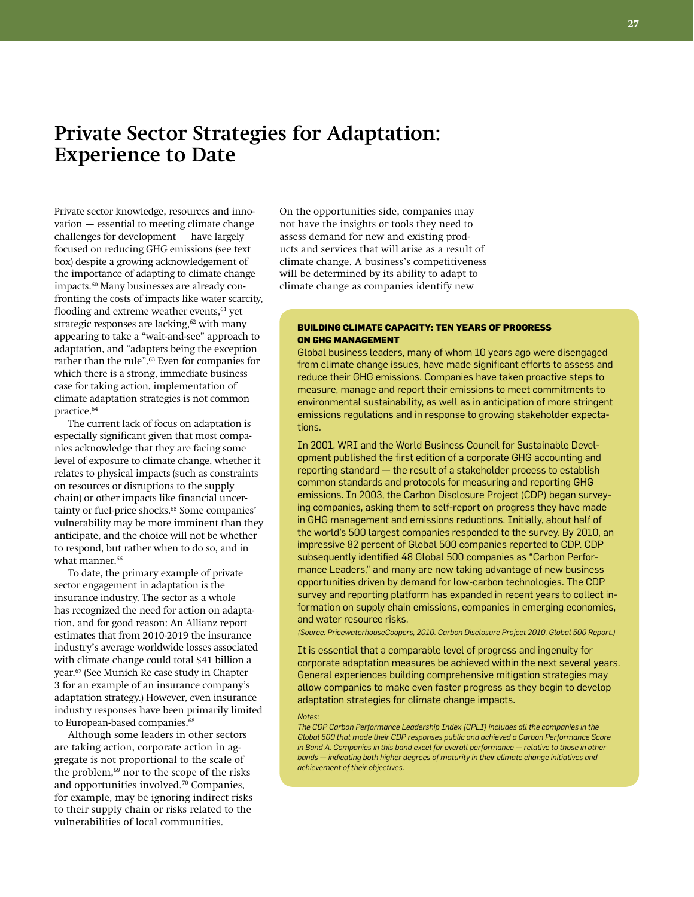# Private Sector Strategies for Adaptation: Experience to Date

Private sector knowledge, resources and innovation — essential to meeting climate change challenges for development — have largely focused on reducing GHG emissions (see text box) despite a growing acknowledgement of the importance of adapting to climate change impacts.[60] Many businesses are already confronting the costs of impacts like water scarcity, flooding and extreme weather events,[61] yet strategic responses are lacking,[62] with many appearing to take a "wait-and-see" approach to adaptation, and "adapters being the exception rather than the rule".[63] Even for companies for which there is a strong, immediate business case for taking action, implementation of climate adaptation strategies is not common practice.[64]

The current lack of focus on adaptation is especially significant given that most companies acknowledge that they are facing some level of exposure to climate change, whether it relates to physical impacts (such as constraints on resources or disruptions to the supply chain) or other impacts like financial uncertainty or fuel-price shocks.[65] Some companies' vulnerability may be more imminent than they anticipate, and the choice will not be whether to respond, but rather when to do so, and in what manner.[66]

To date, the primary example of private sector engagement in adaptation is the insurance industry. The sector as a whole has recognized the need for action on adaptation, and for good reason: An Allianz report estimates that from 2010-2019 the insurance industry's average worldwide losses associated with climate change could total $41 billion a year.[67] (See Munich Re case study in Chapter 3 for an example of an insurance company's adaptation strategy.) However, even insurance industry responses have been primarily limited to European-based companies.[68]

Although some leaders in other sectors are taking action, corporate action in aggregate is not proportional to the scale of the problem,[69] nor to the scope of the risks and opportunities involved.[70] Companies, for example, may be ignoring indirect risks to their supply chain or risks related to the vulnerabilities of local communities.

On the opportunities side, companies may not have the insights or tools they need to assess demand for new and existing products and services that will arise as a result of climate change. A business's competitiveness will be determined by its ability to adapt to climate change as companies identify new

**BUILDING CLIMATE CAPACITY: TEN YEARS OF PROGRESS ON GHG MANAGEMENT**

Global business leaders, many of whom 10 years ago were disengaged from climate change issues, have made significant efforts to assess and reduce their GHG emissions. Companies have taken proactive steps to measure, manage and report their emissions to meet commitments to environmental sustainability, as well as in anticipation of more stringent emissions regulations and in response to growing stakeholder expectations.

In 2001, WRI and the World Business Council for Sustainable Development published the first edition of a corporate GHG accounting and reporting standard — the result of a stakeholder process to establish common standards and protocols for measuring and reporting GHG emissions. In 2003, the Carbon Disclosure Project (CDP) began surveying companies, asking them to self-report on progress they have made in GHG management and emissions reductions. Initially, about half of the world's 500 largest companies responded to the survey. By 2010, an impressive 82 percent of Global 500 companies reported to CDP. CDP subsequently identified 48 Global 500 companies as "Carbon Performance Leaders," and many are now taking advantage of new business opportunities driven by demand for low-carbon technologies. The CDP survey and reporting platform has expanded in recent years to collect information on supply chain emissions, companies in emerging economies, and water resource risks.

*(Source: PricewaterhouseCoopers, 2010. Carbon Disclosure Project 2010, Global 500 Report.)*

It is essential that a comparable level of progress and ingenuity for corporate adaptation measures be achieved within the next several years. General experiences building comprehensive mitigation strategies may allow companies to make even faster progress as they begin to develop adaptation strategies for climate change impacts.

*Notes:*

*The CDP Carbon Performance Leadership Index (CPLI) includes all the companies in the Global 500 that made their CDP responses public and achieved a Carbon Performance Score in Band A. Companies in this band excel for overall performance — relative to those in other bands — indicating both higher degrees of maturity in their climate change initiatives and achievement of their objectives.*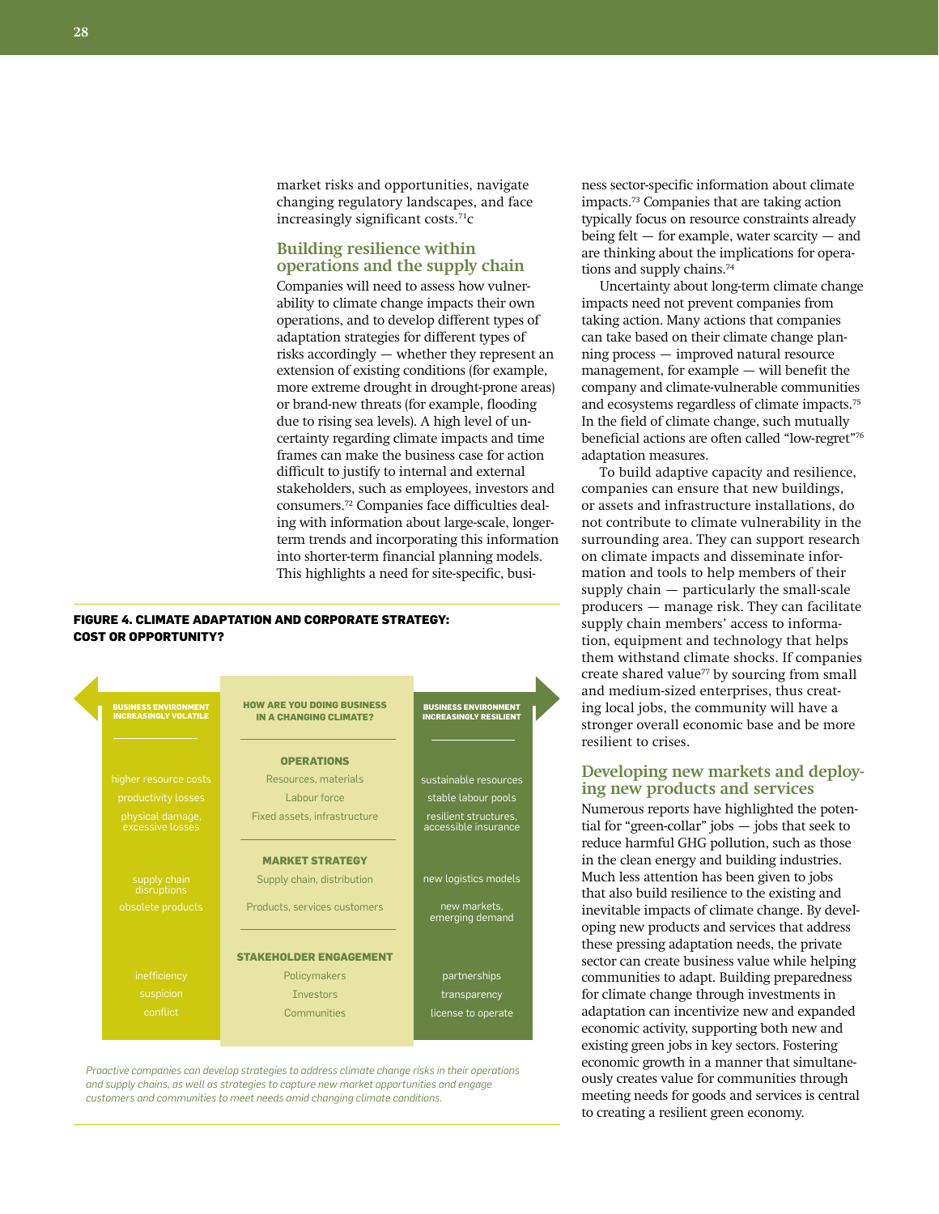market risks and opportunities, navigate changing regulatory landscapes, and face increasingly significant costs.[71]c

## Building resilience within operations and the supply chain

Companies will need to assess how vulnerability to climate change impacts their own operations, and to develop different types of adaptation strategies for different types of risks accordingly — whether they represent an extension of existing conditions (for example, more extreme drought in drought-prone areas) or brand-new threats (for example, flooding due to rising sea levels). A high level of uncertainty regarding climate impacts and time frames can make the business case for action difficult to justify to internal and external stakeholders, such as employees, investors and consumers.[72] Companies face difficulties dealing with information about large-scale, longer-term trends and incorporating this information into shorter-term financial planning models. This highlights a need for site-specific, business sector-specific information about climate impacts.[73] Companies that are taking action typically focus on resource constraints already being felt — for example, water scarcity — and are thinking about the implications for operations and supply chains.[74]

Uncertainty about long-term climate change impacts need not prevent companies from taking action. Many actions that companies can take based on their climate change planning process — improved natural resource management, for example — will benefit the company and climate-vulnerable communities and ecosystems regardless of climate impacts.[75] In the field of climate change, such mutually beneficial actions are often called "low-regret"[76] adaptation measures.

To build adaptive capacity and resilience, companies can ensure that new buildings, or assets and infrastructure installations, do not contribute to climate vulnerability in the surrounding area. They can support research on climate impacts and disseminate information and tools to help members of their supply chain — particularly the small-scale producers — manage risk. They can facilitate supply chain members' access to information, equipment and technology that helps them withstand climate shocks. If companies create shared value[77] by sourcing from small and medium-sized enterprises, thus creating local jobs, the community will have a stronger overall economic base and be more resilient to crises.

**FIGURE 4. CLIMATE ADAPTATION AND CORPORATE STRATEGY: COST OR OPPORTUNITY?**

| BUSINESS ENVIRONMENT INCREASINGLY VOLATILE | HOW ARE YOU DOING BUSINESS IN A CHANGING CLIMATE? | BUSINESS ENVIRONMENT INCREASINGLY RESILIENT |
|---|---|---|
| | **OPERATIONS** | |
| higher resource costs | Resources, materials | sustainable resources |
| productivity losses | Labour force | stable labour pools |
| physical damage, excessive losses | Fixed assets, infrastructure | resilient structures, accessible insurance |
| | **MARKET STRATEGY** | |
| supply chain disruptions | Supply chain, distribution | new logistics models |
| obsolete products | Products, services customers | new markets, emerging demand |
| | **STAKEHOLDER ENGAGEMENT** | |
| inefficiency | Policymakers | partnerships |
| suspicion | Investors | transparency |
| conflict | Communities | license to operate |

*Proactive companies can develop strategies to address climate change risks in their operations and supply chains, as well as strategies to capture new market opportunities and engage customers and communities to meet needs amid changing climate conditions.*

## Developing new markets and deploying new products and services

Numerous reports have highlighted the potential for "green-collar" jobs — jobs that seek to reduce harmful GHG pollution, such as those in the clean energy and building industries. Much less attention has been given to jobs that also build resilience to the existing and inevitable impacts of climate change. By developing new products and services that address these pressing adaptation needs, the private sector can create business value while helping communities to adapt. Building preparedness for climate change through investments in adaptation can incentivize new and expanded economic activity, supporting both new and existing green jobs in key sectors. Fostering economic growth in a manner that simultaneously creates value for communities through meeting needs for goods and services is central to creating a resilient green economy.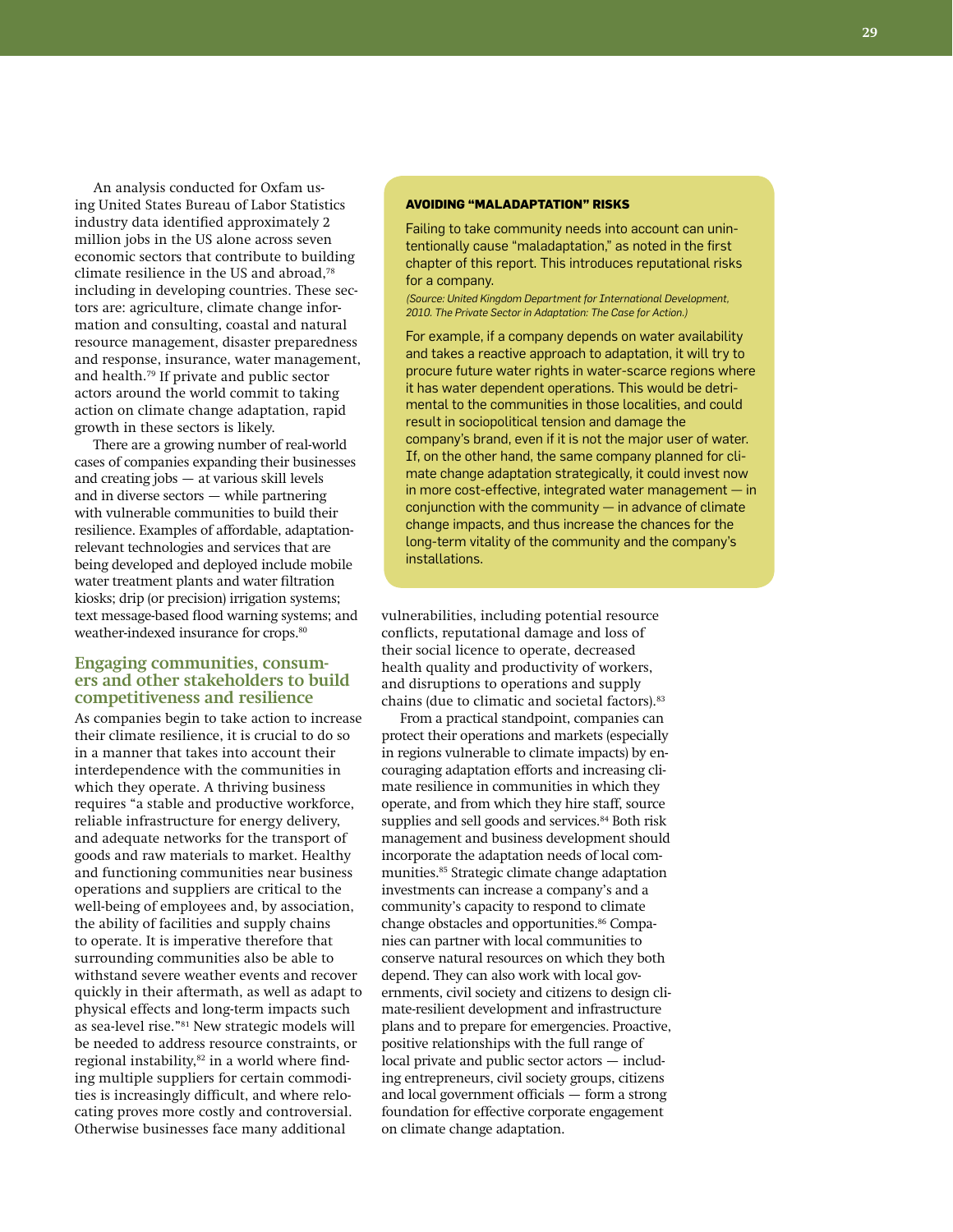An analysis conducted for Oxfam using United States Bureau of Labor Statistics industry data identified approximately 2 million jobs in the US alone across seven economic sectors that contribute to building climate resilience in the US and abroad,[78] including in developing countries. These sectors are: agriculture, climate change information and consulting, coastal and natural resource management, disaster preparedness and response, insurance, water management, and health.[79] If private and public sector actors around the world commit to taking action on climate change adaptation, rapid growth in these sectors is likely.

There are a growing number of real-world cases of companies expanding their businesses and creating jobs — at various skill levels and in diverse sectors — while partnering with vulnerable communities to build their resilience. Examples of affordable, adaptation-relevant technologies and services that are being developed and deployed include mobile water treatment plants and water filtration kiosks; drip (or precision) irrigation systems; text message-based flood warning systems; and weather-indexed insurance for crops.[80]

## Engaging communities, consumers and other stakeholders to build competitiveness and resilience

As companies begin to take action to increase their climate resilience, it is crucial to do so in a manner that takes into account their interdependence with the communities in which they operate. A thriving business requires "a stable and productive workforce, reliable infrastructure for energy delivery, and adequate networks for the transport of goods and raw materials to market. Healthy and functioning communities near business operations and suppliers are critical to the well-being of employees and, by association, the ability of facilities and supply chains to operate. It is imperative therefore that surrounding communities also be able to withstand severe weather events and recover quickly in their aftermath, as well as adapt to physical effects and long-term impacts such as sea-level rise."[81] New strategic models will be needed to address resource constraints, or regional instability,[82] in a world where finding multiple suppliers for certain commodities is increasingly difficult, and where relocating proves more costly and controversial. Otherwise businesses face many additional vulnerabilities, including potential resource conflicts, reputational damage and loss of their social licence to operate, decreased health quality and productivity of workers, and disruptions to operations and supply chains (due to climatic and societal factors).[83]

From a practical standpoint, companies can protect their operations and markets (especially in regions vulnerable to climate impacts) by encouraging adaptation efforts and increasing climate resilience in communities in which they operate, and from which they hire staff, source supplies and sell goods and services.[84] Both risk management and business development should incorporate the adaptation needs of local communities.[85] Strategic climate change adaptation investments can increase a company's and a community's capacity to respond to climate change obstacles and opportunities.[86] Companies can partner with local communities to conserve natural resources on which they both depend. They can also work with local governments, civil society and citizens to design climate-resilient development and infrastructure plans and to prepare for emergencies. Proactive, positive relationships with the full range of local private and public sector actors — including entrepreneurs, civil society groups, citizens and local government officials — form a strong foundation for effective corporate engagement on climate change adaptation.

### AVOIDING "MALADAPTATION" RISKS

Failing to take community needs into account can unintentionally cause "maladaptation," as noted in the first chapter of this report. This introduces reputational risks for a company.

*(Source: United Kingdom Department for International Development, 2010. The Private Sector in Adaptation: The Case for Action.)*

For example, if a company depends on water availability and takes a reactive approach to adaptation, it will try to procure future water rights in water-scarce regions where it has water dependent operations. This would be detrimental to the communities in those localities, and could result in sociopolitical tension and damage the company's brand, even if it is not the major user of water. If, on the other hand, the same company planned for climate change adaptation strategically, it could invest now in more cost-effective, integrated water management — in conjunction with the community — in advance of climate change impacts, and thus increase the chances for the long-term vitality of the community and the company's installations.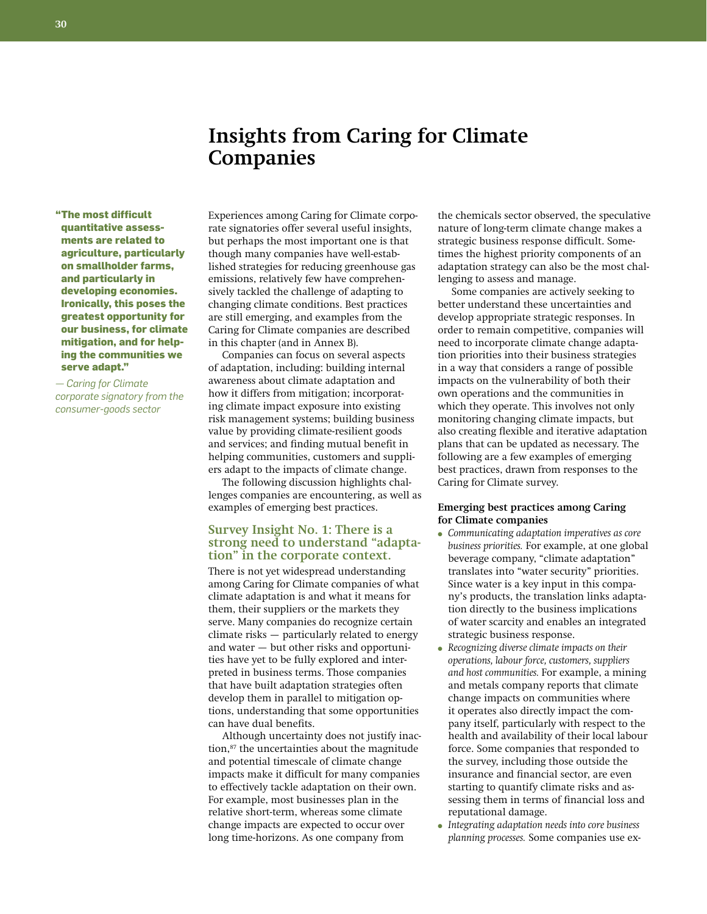# Insights from Caring for Climate Companies

> **"The most difficult quantitative assessments are related to agriculture, particularly on smallholder farms, and particularly in developing economies. Ironically, this poses the greatest opportunity for our business, for climate mitigation, and for helping the communities we serve adapt."**
>
> *— Caring for Climate corporate signatory from the consumer-goods sector*

Experiences among Caring for Climate corporate signatories offer several useful insights, but perhaps the most important one is that though many companies have well-established strategies for reducing greenhouse gas emissions, relatively few have comprehensively tackled the challenge of adapting to changing climate conditions. Best practices are still emerging, and examples from the Caring for Climate companies are described in this chapter (and in Annex B).

Companies can focus on several aspects of adaptation, including: building internal awareness about climate adaptation and how it differs from mitigation; incorporating climate impact exposure into existing risk management systems; building business value by providing climate-resilient goods and services; and finding mutual benefit in helping communities, customers and suppliers adapt to the impacts of climate change.

The following discussion highlights challenges companies are encountering, as well as examples of emerging best practices.

## Survey Insight No. 1: There is a strong need to understand "adaptation" in the corporate context.

There is not yet widespread understanding among Caring for Climate companies of what climate adaptation is and what it means for them, their suppliers or the markets they serve. Many companies do recognize certain climate risks — particularly related to energy and water — but other risks and opportunities have yet to be fully explored and interpreted in business terms. Those companies that have built adaptation strategies often develop them in parallel to mitigation options, understanding that some opportunities can have dual benefits.

Although uncertainty does not justify inaction,[87] the uncertainties about the magnitude and potential timescale of climate change impacts make it difficult for many companies to effectively tackle adaptation on their own. For example, most businesses plan in the relative short-term, whereas some climate change impacts are expected to occur over long time-horizons. As one company from the chemicals sector observed, the speculative nature of long-term climate change makes a strategic business response difficult. Sometimes the highest priority components of an adaptation strategy can also be the most challenging to assess and manage.

Some companies are actively seeking to better understand these uncertainties and develop appropriate strategic responses. In order to remain competitive, companies will need to incorporate climate change adaptation priorities into their business strategies in a way that considers a range of possible impacts on the vulnerability of both their own operations and the communities in which they operate. This involves not only monitoring changing climate impacts, but also creating flexible and iterative adaptation plans that can be updated as necessary. The following are a few examples of emerging best practices, drawn from responses to the Caring for Climate survey.

**Emerging best practices among Caring for Climate companies**

- *Communicating adaptation imperatives as core business priorities.* For example, at one global beverage company, "climate adaptation" translates into "water security" priorities. Since water is a key input in this company's products, the translation links adaptation directly to the business implications of water scarcity and enables an integrated strategic business response.
- *Recognizing diverse climate impacts on their operations, labour force, customers, suppliers and host communities.* For example, a mining and metals company reports that climate change impacts on communities where it operates also directly impact the company itself, particularly with respect to the health and availability of their local labour force. Some companies that responded to the survey, including those outside the insurance and financial sector, are even starting to quantify climate risks and assessing them in terms of financial loss and reputational damage.
- *Integrating adaptation needs into core business planning processes.* Some companies use ex-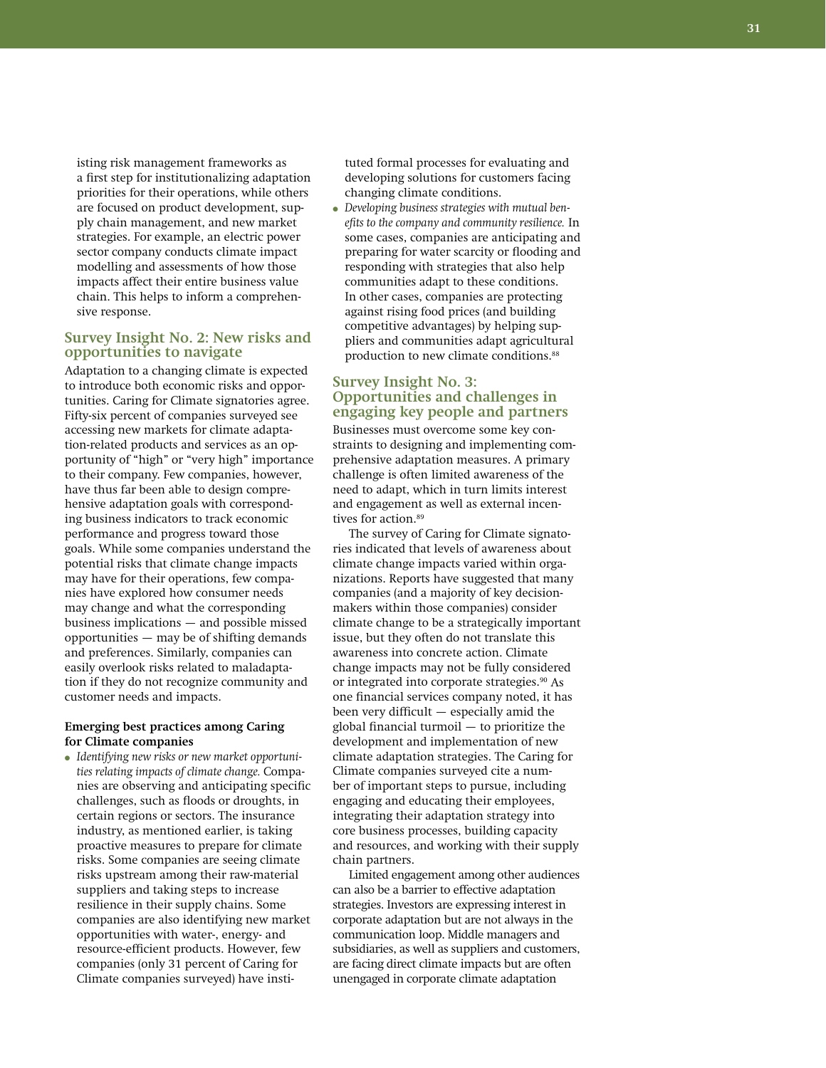isting risk management frameworks as a first step for institutionalizing adaptation priorities for their operations, while others are focused on product development, supply chain management, and new market strategies. For example, an electric power sector company conducts climate impact modelling and assessments of how those impacts affect their entire business value chain. This helps to inform a comprehensive response.

## Survey Insight No. 2: New risks and opportunities to navigate

Adaptation to a changing climate is expected to introduce both economic risks and opportunities. Caring for Climate signatories agree. Fifty-six percent of companies surveyed see accessing new markets for climate adaptation-related products and services as an opportunity of "high" or "very high" importance to their company. Few companies, however, have thus far been able to design comprehensive adaptation goals with corresponding business indicators to track economic performance and progress toward those goals. While some companies understand the potential risks that climate change impacts may have for their operations, few companies have explored how consumer needs may change and what the corresponding business implications — and possible missed opportunities — may be of shifting demands and preferences. Similarly, companies can easily overlook risks related to maladaptation if they do not recognize community and customer needs and impacts.

**Emerging best practices among Caring for Climate companies**

- *Identifying new risks or new market opportunities relating impacts of climate change.* Companies are observing and anticipating specific challenges, such as floods or droughts, in certain regions or sectors. The insurance industry, as mentioned earlier, is taking proactive measures to prepare for climate risks. Some companies are seeing climate risks upstream among their raw-material suppliers and taking steps to increase resilience in their supply chains. Some companies are also identifying new market opportunities with water-, energy- and resource-efficient products. However, few companies (only 31 percent of Caring for Climate companies surveyed) have instituted formal processes for evaluating and developing solutions for customers facing changing climate conditions.
- *Developing business strategies with mutual benefits to the company and community resilience.* In some cases, companies are anticipating and preparing for water scarcity or flooding and responding with strategies that also help communities adapt to these conditions. In other cases, companies are protecting against rising food prices (and building competitive advantages) by helping suppliers and communities adapt agricultural production to new climate conditions.[88]

## Survey Insight No. 3: Opportunities and challenges in engaging key people and partners

Businesses must overcome some key constraints to designing and implementing comprehensive adaptation measures. A primary challenge is often limited awareness of the need to adapt, which in turn limits interest and engagement as well as external incentives for action.[89]

The survey of Caring for Climate signatories indicated that levels of awareness about climate change impacts varied within organizations. Reports have suggested that many companies (and a majority of key decision-makers within those companies) consider climate change to be a strategically important issue, but they often do not translate this awareness into concrete action. Climate change impacts may not be fully considered or integrated into corporate strategies.[90] As one financial services company noted, it has been very difficult — especially amid the global financial turmoil — to prioritize the development and implementation of new climate adaptation strategies. The Caring for Climate companies surveyed cite a number of important steps to pursue, including engaging and educating their employees, integrating their adaptation strategy into core business processes, building capacity and resources, and working with their supply chain partners.

Limited engagement among other audiences can also be a barrier to effective adaptation strategies. Investors are expressing interest in corporate adaptation but are not always in the communication loop. Middle managers and subsidiaries, as well as suppliers and customers, are facing direct climate impacts but are often unengaged in corporate climate adaptation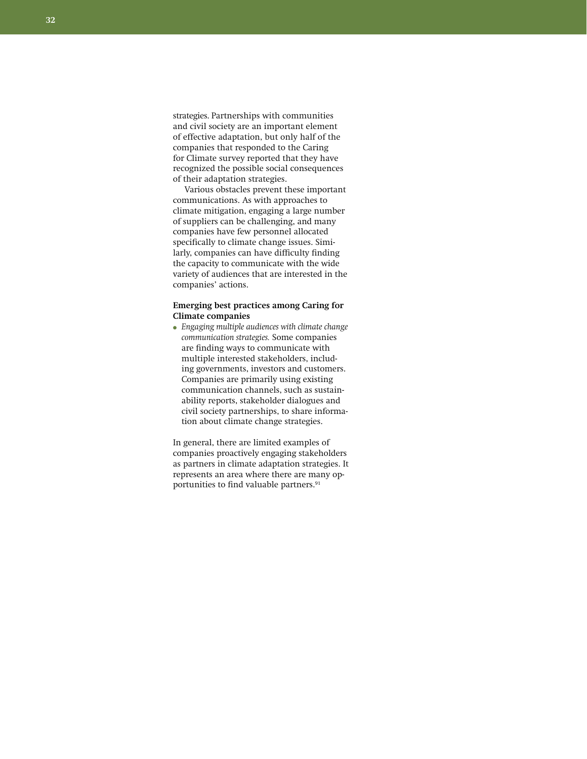strategies. Partnerships with communities and civil society are an important element of effective adaptation, but only half of the companies that responded to the Caring for Climate survey reported that they have recognized the possible social consequences of their adaptation strategies.

Various obstacles prevent these important communications. As with approaches to climate mitigation, engaging a large number of suppliers can be challenging, and many companies have few personnel allocated specifically to climate change issues. Similarly, companies can have difficulty finding the capacity to communicate with the wide variety of audiences that are interested in the companies' actions.

**Emerging best practices among Caring for Climate companies**

- *Engaging multiple audiences with climate change communication strategies.* Some companies are finding ways to communicate with multiple interested stakeholders, including governments, investors and customers. Companies are primarily using existing communication channels, such as sustainability reports, stakeholder dialogues and civil society partnerships, to share information about climate change strategies.

In general, there are limited examples of companies proactively engaging stakeholders as partners in climate adaptation strategies. It represents an area where there are many opportunities to find valuable partners.[91]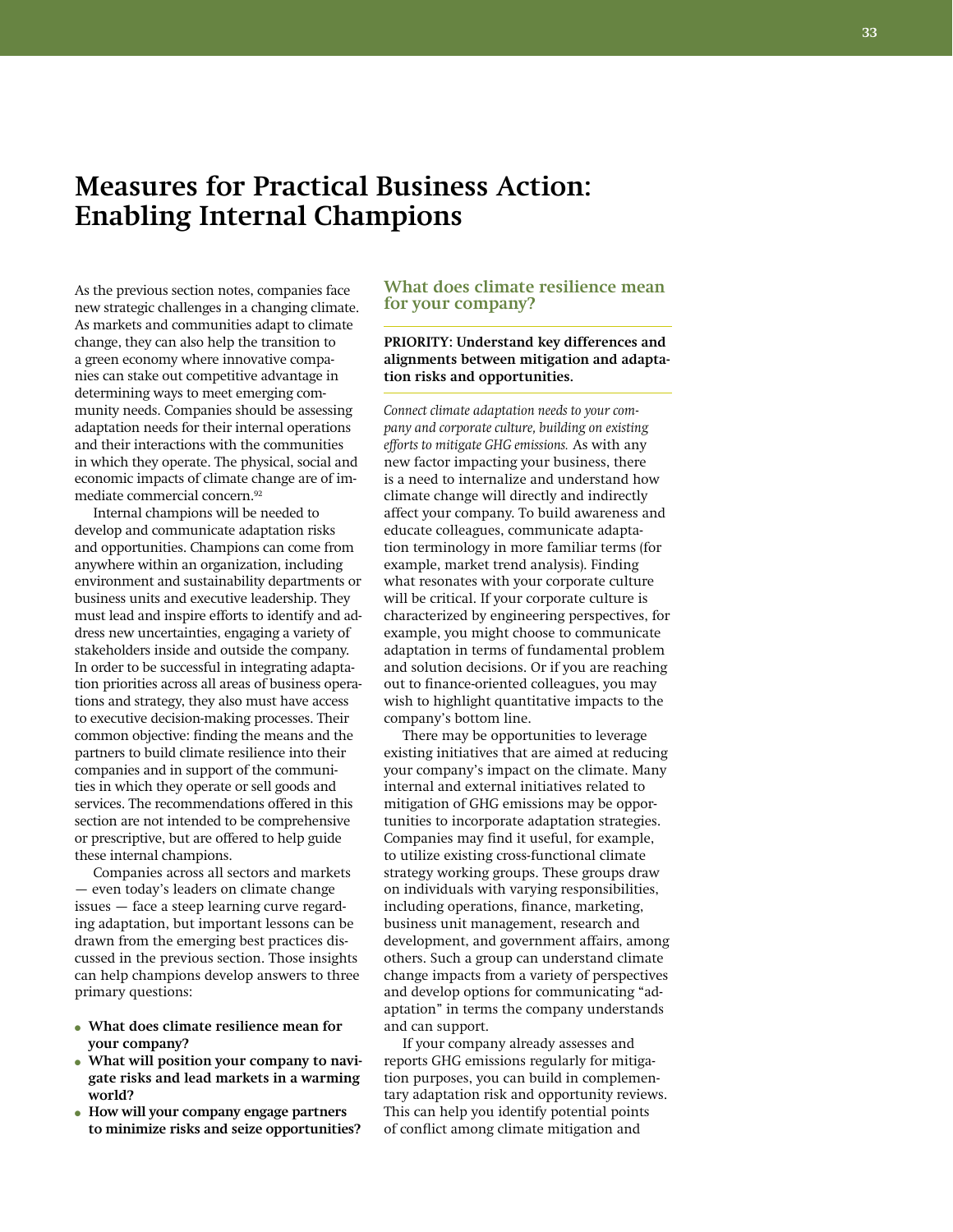# Measures for Practical Business Action: Enabling Internal Champions

As the previous section notes, companies face new strategic challenges in a changing climate. As markets and communities adapt to climate change, they can also help the transition to a green economy where innovative companies can stake out competitive advantage in determining ways to meet emerging community needs. Companies should be assessing adaptation needs for their internal operations and their interactions with the communities in which they operate. The physical, social and economic impacts of climate change are of immediate commercial concern.[92]

Internal champions will be needed to develop and communicate adaptation risks and opportunities. Champions can come from anywhere within an organization, including environment and sustainability departments or business units and executive leadership. They must lead and inspire efforts to identify and address new uncertainties, engaging a variety of stakeholders inside and outside the company. In order to be successful in integrating adaptation priorities across all areas of business operations and strategy, they also must have access to executive decision-making processes. Their common objective: finding the means and the partners to build climate resilience into their companies and in support of the communities in which they operate or sell goods and services. The recommendations offered in this section are not intended to be comprehensive or prescriptive, but are offered to help guide these internal champions.

Companies across all sectors and markets — even today's leaders on climate change issues — face a steep learning curve regarding adaptation, but important lessons can be drawn from the emerging best practices discussed in the previous section. Those insights can help champions develop answers to three primary questions:

- **What does climate resilience mean for your company?**
- **What will position your company to navigate risks and lead markets in a warming world?**
- **How will your company engage partners to minimize risks and seize opportunities?**

## What does climate resilience mean for your company?

**PRIORITY: Understand key differences and alignments between mitigation and adaptation risks and opportunities.**

*Connect climate adaptation needs to your company and corporate culture, building on existing efforts to mitigate GHG emissions.* As with any new factor impacting your business, there is a need to internalize and understand how climate change will directly and indirectly affect your company. To build awareness and educate colleagues, communicate adaptation terminology in more familiar terms (for example, market trend analysis). Finding what resonates with your corporate culture will be critical. If your corporate culture is characterized by engineering perspectives, for example, you might choose to communicate adaptation in terms of fundamental problem and solution decisions. Or if you are reaching out to finance-oriented colleagues, you may wish to highlight quantitative impacts to the company's bottom line.

There may be opportunities to leverage existing initiatives that are aimed at reducing your company's impact on the climate. Many internal and external initiatives related to mitigation of GHG emissions may be opportunities to incorporate adaptation strategies. Companies may find it useful, for example, to utilize existing cross-functional climate strategy working groups. These groups draw on individuals with varying responsibilities, including operations, finance, marketing, business unit management, research and development, and government affairs, among others. Such a group can understand climate change impacts from a variety of perspectives and develop options for communicating "adaptation" in terms the company understands and can support.

If your company already assesses and reports GHG emissions regularly for mitigation purposes, you can build in complementary adaptation risk and opportunity reviews. This can help you identify potential points of conflict among climate mitigation and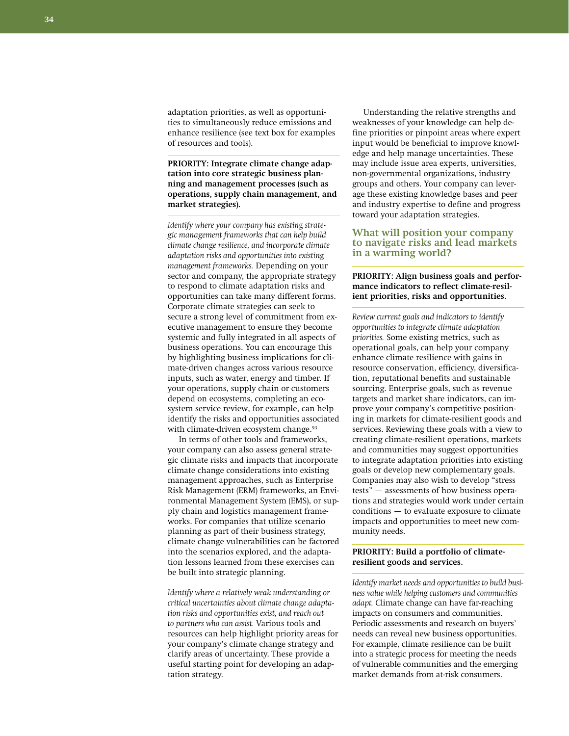adaptation priorities, as well as opportunities to simultaneously reduce emissions and enhance resilience (see text box for examples of resources and tools).

**PRIORITY: Integrate climate change adaptation into core strategic business planning and management processes (such as operations, supply chain management, and market strategies).**

*Identify where your company has existing strategic management frameworks that can help build climate change resilience, and incorporate climate adaptation risks and opportunities into existing management frameworks.* Depending on your sector and company, the appropriate strategy to respond to climate adaptation risks and opportunities can take many different forms. Corporate climate strategies can seek to secure a strong level of commitment from executive management to ensure they become systemic and fully integrated in all aspects of business operations. You can encourage this by highlighting business implications for climate-driven changes across various resource inputs, such as water, energy and timber. If your operations, supply chain or customers depend on ecosystems, completing an ecosystem service review, for example, can help identify the risks and opportunities associated with climate-driven ecosystem change.[93]

In terms of other tools and frameworks, your company can also assess general strategic climate risks and impacts that incorporate climate change considerations into existing management approaches, such as Enterprise Risk Management (ERM) frameworks, an Environmental Management System (EMS), or supply chain and logistics management frameworks. For companies that utilize scenario planning as part of their business strategy, climate change vulnerabilities can be factored into the scenarios explored, and the adaptation lessons learned from these exercises can be built into strategic planning.

*Identify where a relatively weak understanding or critical uncertainties about climate change adaptation risks and opportunities exist, and reach out to partners who can assist.* Various tools and resources can help highlight priority areas for your company's climate change strategy and clarify areas of uncertainty. These provide a useful starting point for developing an adaptation strategy.

Understanding the relative strengths and weaknesses of your knowledge can help define priorities or pinpoint areas where expert input would be beneficial to improve knowledge and help manage uncertainties. These may include issue area experts, universities, non-governmental organizations, industry groups and others. Your company can leverage these existing knowledge bases and peer and industry expertise to define and progress toward your adaptation strategies.

## What will position your company to navigate risks and lead markets in a warming world?

**PRIORITY: Align business goals and performance indicators to reflect climate-resilient priorities, risks and opportunities.**

*Review current goals and indicators to identify opportunities to integrate climate adaptation priorities.* Some existing metrics, such as operational goals, can help your company enhance climate resilience with gains in resource conservation, efficiency, diversification, reputational benefits and sustainable sourcing. Enterprise goals, such as revenue targets and market share indicators, can improve your company's competitive positioning in markets for climate-resilient goods and services. Reviewing these goals with a view to creating climate-resilient operations, markets and communities may suggest opportunities to integrate adaptation priorities into existing goals or develop new complementary goals. Companies may also wish to develop "stress tests" — assessments of how business operations and strategies would work under certain conditions — to evaluate exposure to climate impacts and opportunities to meet new community needs.

**PRIORITY: Build a portfolio of climate-resilient goods and services.**

*Identify market needs and opportunities to build business value while helping customers and communities adapt.* Climate change can have far-reaching impacts on consumers and communities. Periodic assessments and research on buyers' needs can reveal new business opportunities. For example, climate resilience can be built into a strategic process for meeting the needs of vulnerable communities and the emerging market demands from at-risk consumers.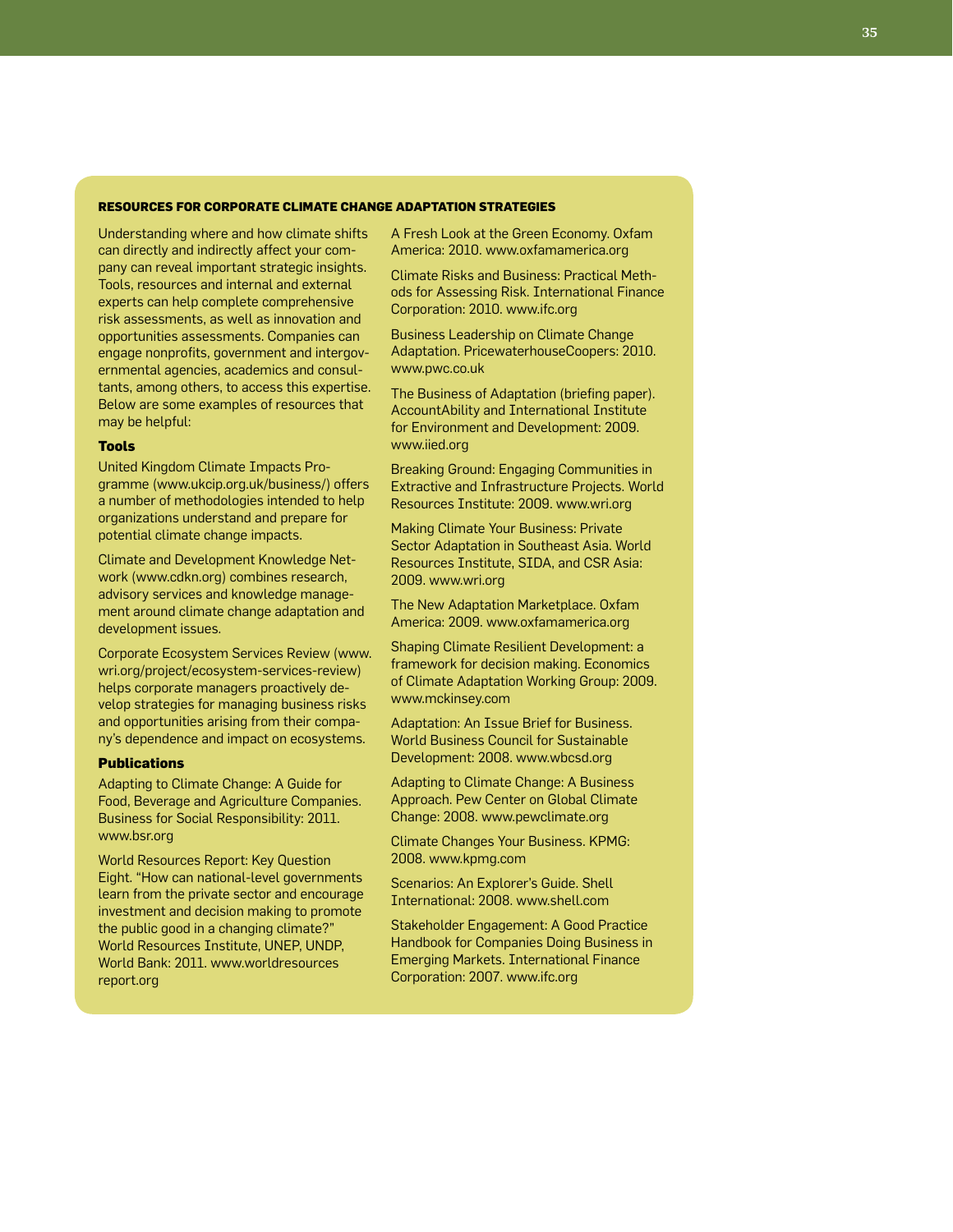## RESOURCES FOR CORPORATE CLIMATE CHANGE ADAPTATION STRATEGIES

Understanding where and how climate shifts can directly and indirectly affect your company can reveal important strategic insights. Tools, resources and internal and external experts can help complete comprehensive risk assessments, as well as innovation and opportunities assessments. Companies can engage nonprofits, government and intergovernmental agencies, academics and consultants, among others, to access this expertise. Below are some examples of resources that may be helpful:

### Tools

United Kingdom Climate Impacts Programme (www.ukcip.org.uk/business/) offers a number of methodologies intended to help organizations understand and prepare for potential climate change impacts.

Climate and Development Knowledge Network (www.cdkn.org) combines research, advisory services and knowledge management around climate change adaptation and development issues.

Corporate Ecosystem Services Review (www.wri.org/project/ecosystem-services-review) helps corporate managers proactively develop strategies for managing business risks and opportunities arising from their company's dependence and impact on ecosystems.

### Publications

Adapting to Climate Change: A Guide for Food, Beverage and Agriculture Companies. Business for Social Responsibility: 2011. www.bsr.org

World Resources Report: Key Question Eight. "How can national-level governments learn from the private sector and encourage investment and decision making to promote the public good in a changing climate?" World Resources Institute, UNEP, UNDP, World Bank: 2011. www.worldresourcesreport.org

A Fresh Look at the Green Economy. Oxfam America: 2010. www.oxfamamerica.org

Climate Risks and Business: Practical Methods for Assessing Risk. International Finance Corporation: 2010. www.ifc.org

Business Leadership on Climate Change Adaptation. PricewaterhouseCoopers: 2010. www.pwc.co.uk

The Business of Adaptation (briefing paper). AccountAbility and International Institute for Environment and Development: 2009. www.iied.org

Breaking Ground: Engaging Communities in Extractive and Infrastructure Projects. World Resources Institute: 2009. www.wri.org

Making Climate Your Business: Private Sector Adaptation in Southeast Asia. World Resources Institute, SIDA, and CSR Asia: 2009. www.wri.org

The New Adaptation Marketplace. Oxfam America: 2009. www.oxfamamerica.org

Shaping Climate Resilient Development: a framework for decision making. Economics of Climate Adaptation Working Group: 2009. www.mckinsey.com

Adaptation: An Issue Brief for Business. World Business Council for Sustainable Development: 2008. www.wbcsd.org

Adapting to Climate Change: A Business Approach. Pew Center on Global Climate Change: 2008. www.pewclimate.org

Climate Changes Your Business. KPMG: 2008. www.kpmg.com

Scenarios: An Explorer's Guide. Shell International: 2008. www.shell.com

Stakeholder Engagement: A Good Practice Handbook for Companies Doing Business in Emerging Markets. International Finance Corporation: 2007. www.ifc.org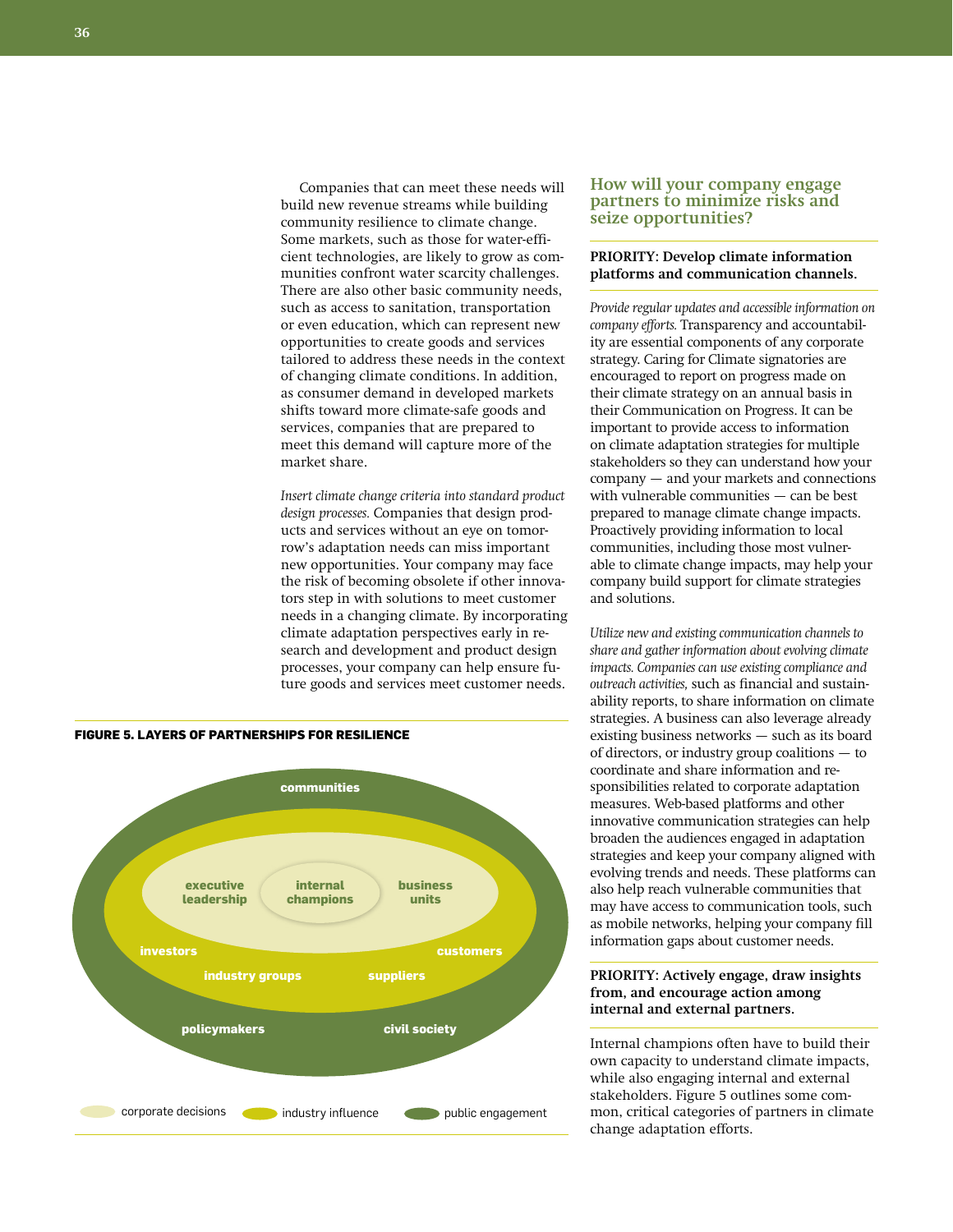Companies that can meet these needs will build new revenue streams while building community resilience to climate change. Some markets, such as those for water-efficient technologies, are likely to grow as communities confront water scarcity challenges. There are also other basic community needs, such as access to sanitation, transportation or even education, which can represent new opportunities to create goods and services tailored to address these needs in the context of changing climate conditions. In addition, as consumer demand in developed markets shifts toward more climate-safe goods and services, companies that are prepared to meet this demand will capture more of the market share.

*Insert climate change criteria into standard product design processes.* Companies that design products and services without an eye on tomorrow's adaptation needs can miss important new opportunities. Your company may face the risk of becoming obsolete if other innovators step in with solutions to meet customer needs in a changing climate. By incorporating climate adaptation perspectives early in research and development and product design processes, your company can help ensure future goods and services meet customer needs.

**FIGURE 5. LAYERS OF PARTNERSHIPS FOR RESILIENCE**

communities

executive leadership | internal champions | business units

investors | customers | industry groups | suppliers

policymakers | civil society

corporate decisions | industry influence | public engagement

## How will your company engage partners to minimize risks and seize opportunities?

**PRIORITY: Develop climate information platforms and communication channels.**

*Provide regular updates and accessible information on company efforts.* Transparency and accountability are essential components of any corporate strategy. Caring for Climate signatories are encouraged to report on progress made on their climate strategy on an annual basis in their Communication on Progress. It can be important to provide access to information on climate adaptation strategies for multiple stakeholders so they can understand how your company — and your markets and connections with vulnerable communities — can be best prepared to manage climate change impacts. Proactively providing information to local communities, including those most vulnerable to climate change impacts, may help your company build support for climate strategies and solutions.

*Utilize new and existing communication channels to share and gather information about evolving climate impacts. Companies can use existing compliance and outreach activities,* such as financial and sustainability reports, to share information on climate strategies. A business can also leverage already existing business networks — such as its board of directors, or industry group coalitions — to coordinate and share information and responsibilities related to corporate adaptation measures. Web-based platforms and other innovative communication strategies can help broaden the audiences engaged in adaptation strategies and keep your company aligned with evolving trends and needs. These platforms can also help reach vulnerable communities that may have access to communication tools, such as mobile networks, helping your company fill information gaps about customer needs.

**PRIORITY: Actively engage, draw insights from, and encourage action among internal and external partners.**

Internal champions often have to build their own capacity to understand climate impacts, while also engaging internal and external stakeholders. Figure 5 outlines some common, critical categories of partners in climate change adaptation efforts.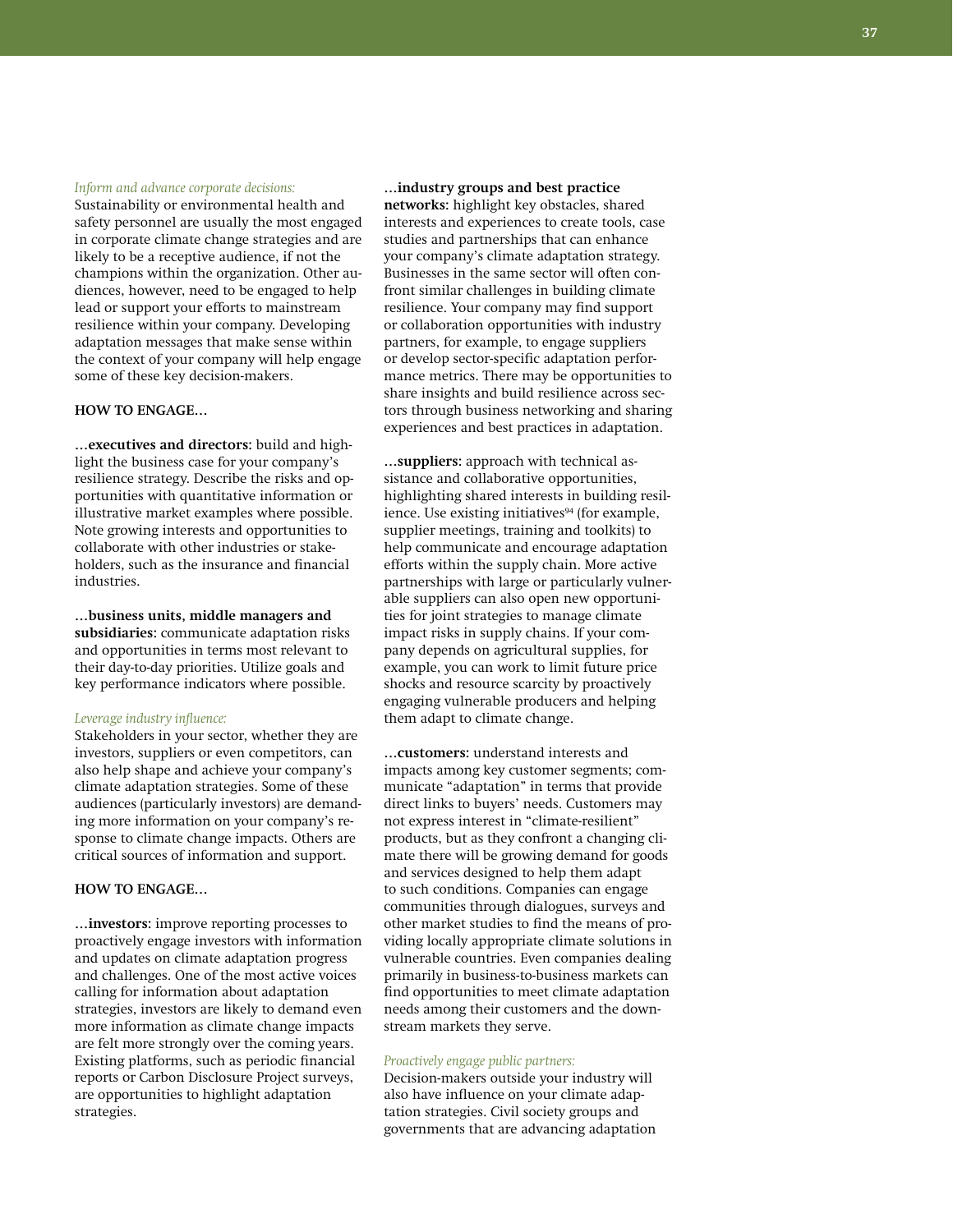*Inform and advance corporate decisions:*
Sustainability or environmental health and safety personnel are usually the most engaged in corporate climate change strategies and are likely to be a receptive audience, if not the champions within the organization. Other audiences, however, need to be engaged to help lead or support your efforts to mainstream resilience within your company. Developing adaptation messages that make sense within the context of your company will help engage some of these key decision-makers.

**HOW TO ENGAGE…**

…**executives and directors:** build and highlight the business case for your company's resilience strategy. Describe the risks and opportunities with quantitative information or illustrative market examples where possible. Note growing interests and opportunities to collaborate with other industries or stakeholders, such as the insurance and financial industries.

…**business units, middle managers and subsidiaries:** communicate adaptation risks and opportunities in terms most relevant to their day-to-day priorities. Utilize goals and key performance indicators where possible.

*Leverage industry influence:*
Stakeholders in your sector, whether they are investors, suppliers or even competitors, can also help shape and achieve your company's climate adaptation strategies. Some of these audiences (particularly investors) are demanding more information on your company's response to climate change impacts. Others are critical sources of information and support.

**HOW TO ENGAGE…**

…**investors:** improve reporting processes to proactively engage investors with information and updates on climate adaptation progress and challenges. One of the most active voices calling for information about adaptation strategies, investors are likely to demand even more information as climate change impacts are felt more strongly over the coming years. Existing platforms, such as periodic financial reports or Carbon Disclosure Project surveys, are opportunities to highlight adaptation strategies.

…**industry groups and best practice networks:** highlight key obstacles, shared interests and experiences to create tools, case studies and partnerships that can enhance your company's climate adaptation strategy. Businesses in the same sector will often confront similar challenges in building climate resilience. Your company may find support or collaboration opportunities with industry partners, for example, to engage suppliers or develop sector-specific adaptation performance metrics. There may be opportunities to share insights and build resilience across sectors through business networking and sharing experiences and best practices in adaptation.

…**suppliers:** approach with technical assistance and collaborative opportunities, highlighting shared interests in building resilience. Use existing initiatives[94] (for example, supplier meetings, training and toolkits) to help communicate and encourage adaptation efforts within the supply chain. More active partnerships with large or particularly vulnerable suppliers can also open new opportunities for joint strategies to manage climate impact risks in supply chains. If your company depends on agricultural supplies, for example, you can work to limit future price shocks and resource scarcity by proactively engaging vulnerable producers and helping them adapt to climate change.

…**customers:** understand interests and impacts among key customer segments; communicate "adaptation" in terms that provide direct links to buyers' needs. Customers may not express interest in "climate-resilient" products, but as they confront a changing climate there will be growing demand for goods and services designed to help them adapt to such conditions. Companies can engage communities through dialogues, surveys and other market studies to find the means of providing locally appropriate climate solutions in vulnerable countries. Even companies dealing primarily in business-to-business markets can find opportunities to meet climate adaptation needs among their customers and the downstream markets they serve.

*Proactively engage public partners:*
Decision-makers outside your industry will also have influence on your climate adaptation strategies. Civil society groups and governments that are advancing adaptation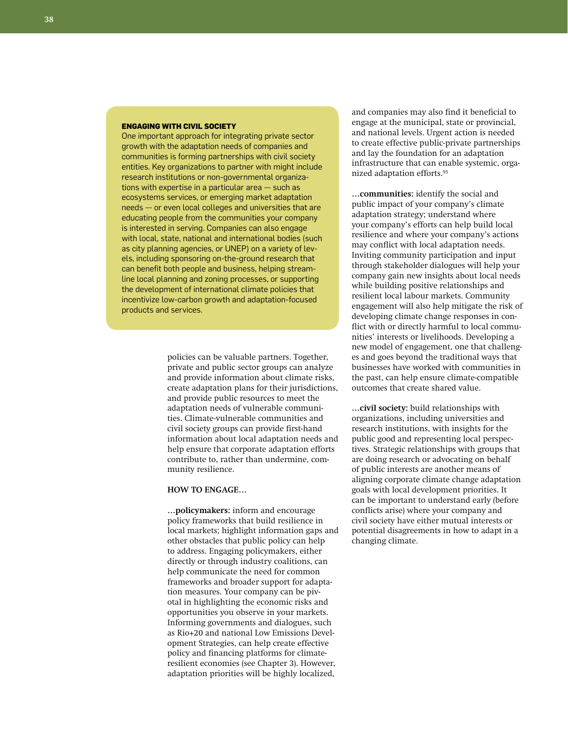**ENGAGING WITH CIVIL SOCIETY**

One important approach for integrating private sector growth with the adaptation needs of companies and communities is forming partnerships with civil society entities. Key organizations to partner with might include research institutions or non-governmental organizations with expertise in a particular area — such as ecosystems services, or emerging market adaptation needs — or even local colleges and universities that are educating people from the communities your company is interested in serving. Companies can also engage with local, state, national and international bodies (such as city planning agencies, or UNEP) on a variety of levels, including sponsoring on-the-ground research that can benefit both people and business, helping streamline local planning and zoning processes, or supporting the development of international climate policies that incentivize low-carbon growth and adaptation-focused products and services.

policies can be valuable partners. Together, private and public sector groups can analyze and provide information about climate risks, create adaptation plans for their jurisdictions, and provide public resources to meet the adaptation needs of vulnerable communities. Climate-vulnerable communities and civil society groups can provide first-hand information about local adaptation needs and help ensure that corporate adaptation efforts contribute to, rather than undermine, community resilience.

**HOW TO ENGAGE…**

…**policymakers:** inform and encourage policy frameworks that build resilience in local markets; highlight information gaps and other obstacles that public policy can help to address. Engaging policymakers, either directly or through industry coalitions, can help communicate the need for common frameworks and broader support for adaptation measures. Your company can be pivotal in highlighting the economic risks and opportunities you observe in your markets. Informing governments and dialogues, such as Rio+20 and national Low Emissions Development Strategies, can help create effective policy and financing platforms for climate-resilient economies (see Chapter 3). However, adaptation priorities will be highly localized, and companies may also find it beneficial to engage at the municipal, state or provincial, and national levels. Urgent action is needed to create effective public-private partnerships and lay the foundation for an adaptation infrastructure that can enable systemic, organized adaptation efforts.[95]

…**communities:** identify the social and public impact of your company's climate adaptation strategy; understand where your company's efforts can help build local resilience and where your company's actions may conflict with local adaptation needs. Inviting community participation and input through stakeholder dialogues will help your company gain new insights about local needs while building positive relationships and resilient local labour markets. Community engagement will also help mitigate the risk of developing climate change responses in conflict with or directly harmful to local communities' interests or livelihoods. Developing a new model of engagement, one that challenges and goes beyond the traditional ways that businesses have worked with communities in the past, can help ensure climate-compatible outcomes that create shared value.

…**civil society:** build relationships with organizations, including universities and research institutions, with insights for the public good and representing local perspectives. Strategic relationships with groups that are doing research or advocating on behalf of public interests are another means of aligning corporate climate change adaptation goals with local development priorities. It can be important to understand early (before conflicts arise) where your company and civil society have either mutual interests or potential disagreements in how to adapt in a changing climate.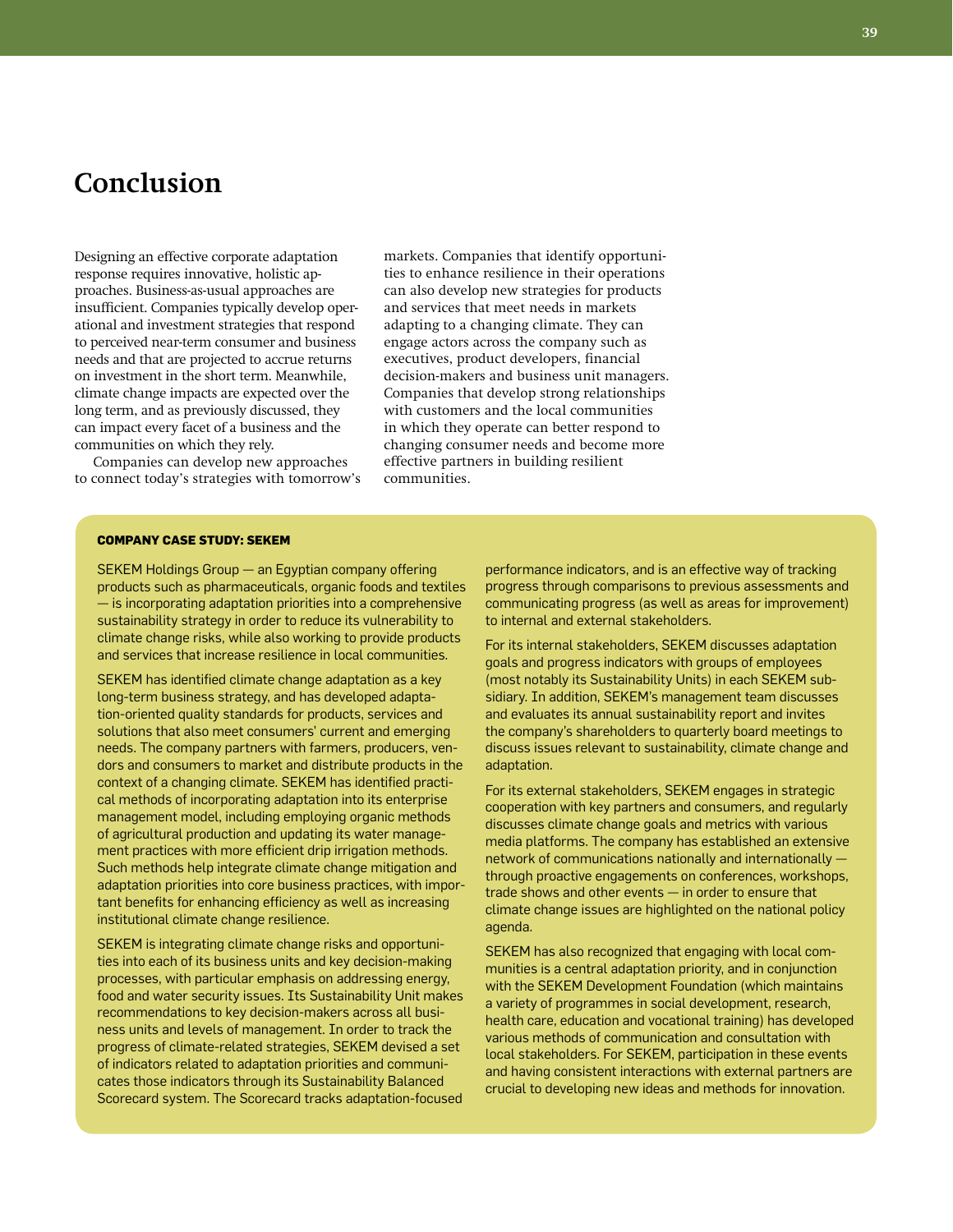# Conclusion

Designing an effective corporate adaptation response requires innovative, holistic approaches. Business-as-usual approaches are insufficient. Companies typically develop operational and investment strategies that respond to perceived near-term consumer and business needs and that are projected to accrue returns on investment in the short term. Meanwhile, climate change impacts are expected over the long term, and as previously discussed, they can impact every facet of a business and the communities on which they rely.

Companies can develop new approaches to connect today's strategies with tomorrow's markets. Companies that identify opportunities to enhance resilience in their operations can also develop new strategies for products and services that meet needs in markets adapting to a changing climate. They can engage actors across the company such as executives, product developers, financial decision-makers and business unit managers. Companies that develop strong relationships with customers and the local communities in which they operate can better respond to changing consumer needs and become more effective partners in building resilient communities.

**COMPANY CASE STUDY: SEKEM**

SEKEM Holdings Group — an Egyptian company offering products such as pharmaceuticals, organic foods and textiles — is incorporating adaptation priorities into a comprehensive sustainability strategy in order to reduce its vulnerability to climate change risks, while also working to provide products and services that increase resilience in local communities.

SEKEM has identified climate change adaptation as a key long-term business strategy, and has developed adaptation-oriented quality standards for products, services and solutions that also meet consumers' current and emerging needs. The company partners with farmers, producers, vendors and consumers to market and distribute products in the context of a changing climate. SEKEM has identified practical methods of incorporating adaptation into its enterprise management model, including employing organic methods of agricultural production and updating its water management practices with more efficient drip irrigation methods. Such methods help integrate climate change mitigation and adaptation priorities into core business practices, with important benefits for enhancing efficiency as well as increasing institutional climate change resilience.

SEKEM is integrating climate change risks and opportunities into each of its business units and key decision-making processes, with particular emphasis on addressing energy, food and water security issues. Its Sustainability Unit makes recommendations to key decision-makers across all business units and levels of management. In order to track the progress of climate-related strategies, SEKEM devised a set of indicators related to adaptation priorities and communicates those indicators through its Sustainability Balanced Scorecard system. The Scorecard tracks adaptation-focused performance indicators, and is an effective way of tracking progress through comparisons to previous assessments and communicating progress (as well as areas for improvement) to internal and external stakeholders.

For its internal stakeholders, SEKEM discusses adaptation goals and progress indicators with groups of employees (most notably its Sustainability Units) in each SEKEM subsidiary. In addition, SEKEM's management team discusses and evaluates its annual sustainability report and invites the company's shareholders to quarterly board meetings to discuss issues relevant to sustainability, climate change and adaptation.

For its external stakeholders, SEKEM engages in strategic cooperation with key partners and consumers, and regularly discusses climate change goals and metrics with various media platforms. The company has established an extensive network of communications nationally and internationally — through proactive engagements on conferences, workshops, trade shows and other events — in order to ensure that climate change issues are highlighted on the national policy agenda.

SEKEM has also recognized that engaging with local communities is a central adaptation priority, and in conjunction with the SEKEM Development Foundation (which maintains a variety of programmes in social development, research, health care, education and vocational training) has developed various methods of communication and consultation with local stakeholders. For SEKEM, participation in these events and having consistent interactions with external partners are crucial to developing new ideas and methods for innovation.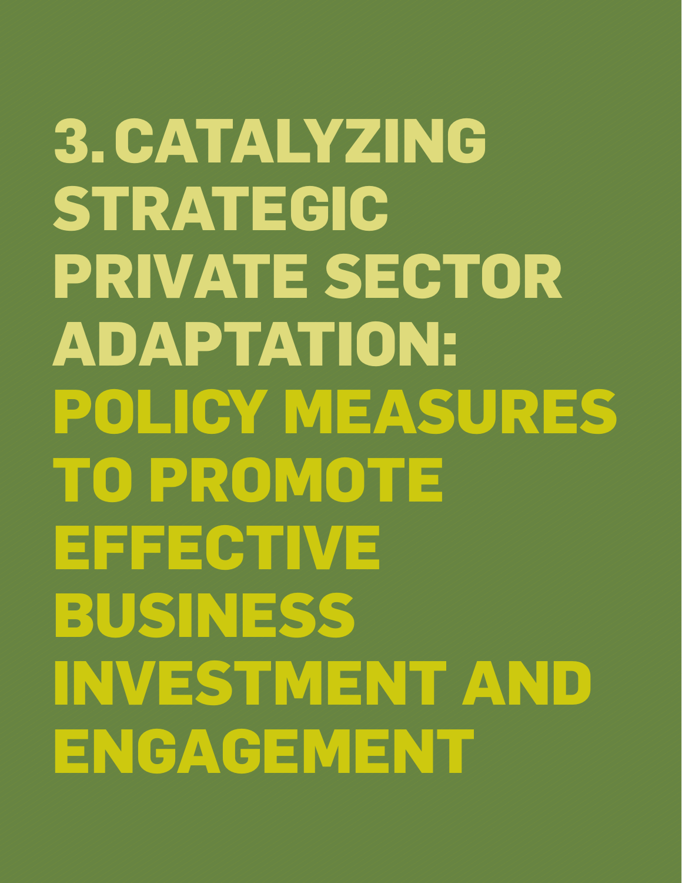# 3. CATALYZING STRATEGIC PRIVATE SECTOR ADAPTATION: POLICY MEASURES TO PROMOTE EFFECTIVE BUSINESS INVESTMENT AND ENGAGEMENT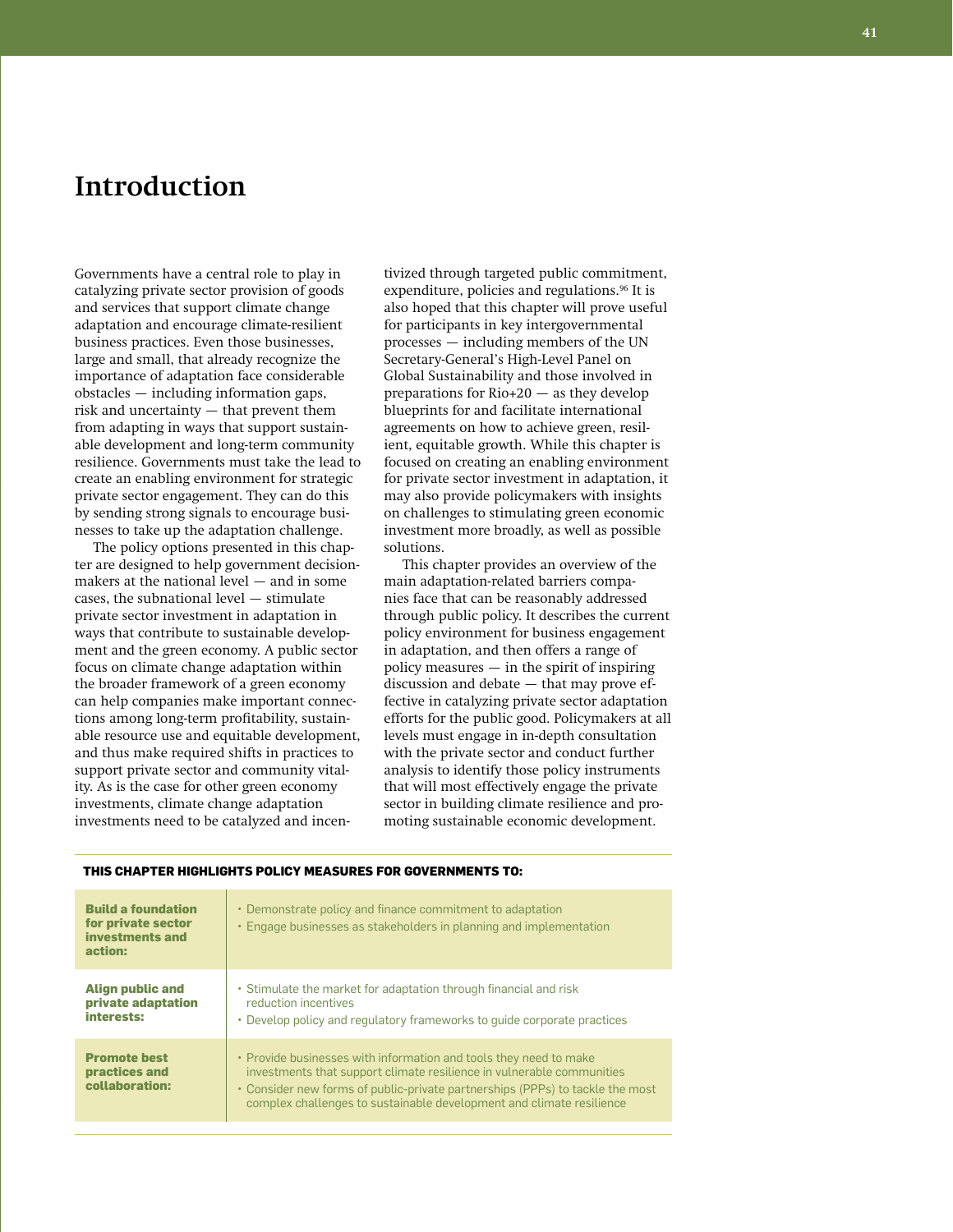# Introduction

Governments have a central role to play in catalyzing private sector provision of goods and services that support climate change adaptation and encourage climate-resilient business practices. Even those businesses, large and small, that already recognize the importance of adaptation face considerable obstacles — including information gaps, risk and uncertainty — that prevent them from adapting in ways that support sustainable development and long-term community resilience. Governments must take the lead to create an enabling environment for strategic private sector engagement. They can do this by sending strong signals to encourage businesses to take up the adaptation challenge.

The policy options presented in this chapter are designed to help government decision-makers at the national level — and in some cases, the subnational level — stimulate private sector investment in adaptation in ways that contribute to sustainable development and the green economy. A public sector focus on climate change adaptation within the broader framework of a green economy can help companies make important connections among long-term profitability, sustainable resource use and equitable development, and thus make required shifts in practices to support private sector and community vitality. As is the case for other green economy investments, climate change adaptation investments need to be catalyzed and incentivized through targeted public commitment, expenditure, policies and regulations.[96] It is also hoped that this chapter will prove useful for participants in key intergovernmental processes — including members of the UN Secretary-General's High-Level Panel on Global Sustainability and those involved in preparations for Rio+20 — as they develop blueprints for and facilitate international agreements on how to achieve green, resilient, equitable growth. While this chapter is focused on creating an enabling environment for private sector investment in adaptation, it may also provide policymakers with insights on challenges to stimulating green economic investment more broadly, as well as possible solutions.

This chapter provides an overview of the main adaptation-related barriers companies face that can be reasonably addressed through public policy. It describes the current policy environment for business engagement in adaptation, and then offers a range of policy measures — in the spirit of inspiring discussion and debate — that may prove effective in catalyzing private sector adaptation efforts for the public good. Policymakers at all levels must engage in in-depth consultation with the private sector and conduct further analysis to identify those policy instruments that will most effectively engage the private sector in building climate resilience and promoting sustainable economic development.

**THIS CHAPTER HIGHLIGHTS POLICY MEASURES FOR GOVERNMENTS TO:**

| | |
|---|---|
| **Build a foundation for private sector investments and action:** | • Demonstrate policy and finance commitment to adaptation<br>• Engage businesses as stakeholders in planning and implementation |
| **Align public and private adaptation interests:** | • Stimulate the market for adaptation through financial and risk reduction incentives<br>• Develop policy and regulatory frameworks to guide corporate practices |
| **Promote best practices and collaboration:** | • Provide businesses with information and tools they need to make investments that support climate resilience in vulnerable communities<br>• Consider new forms of public-private partnerships (PPPs) to tackle the most complex challenges to sustainable development and climate resilience |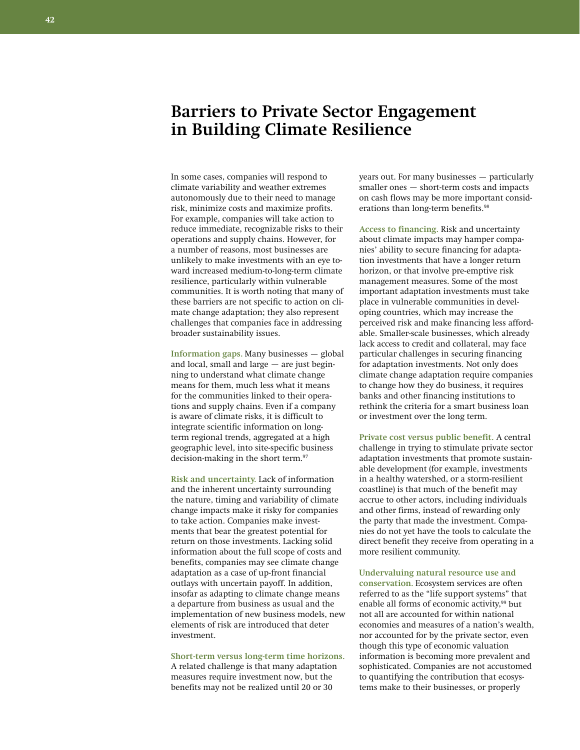# Barriers to Private Sector Engagement in Building Climate Resilience

In some cases, companies will respond to climate variability and weather extremes autonomously due to their need to manage risk, minimize costs and maximize profits. For example, companies will take action to reduce immediate, recognizable risks to their operations and supply chains. However, for a number of reasons, most businesses are unlikely to make investments with an eye toward increased medium-to-long-term climate resilience, particularly within vulnerable communities. It is worth noting that many of these barriers are not specific to action on climate change adaptation; they also represent challenges that companies face in addressing broader sustainability issues.

**Information gaps.** Many businesses — global and local, small and large — are just beginning to understand what climate change means for them, much less what it means for the communities linked to their operations and supply chains. Even if a company is aware of climate risks, it is difficult to integrate scientific information on long-term regional trends, aggregated at a high geographic level, into site-specific business decision-making in the short term.[97]

**Risk and uncertainty.** Lack of information and the inherent uncertainty surrounding the nature, timing and variability of climate change impacts make it risky for companies to take action. Companies make investments that bear the greatest potential for return on those investments. Lacking solid information about the full scope of costs and benefits, companies may see climate change adaptation as a case of up-front financial outlays with uncertain payoff. In addition, insofar as adapting to climate change means a departure from business as usual and the implementation of new business models, new elements of risk are introduced that deter investment.

**Short-term versus long-term time horizons.** A related challenge is that many adaptation measures require investment now, but the benefits may not be realized until 20 or 30 years out. For many businesses — particularly smaller ones — short-term costs and impacts on cash flows may be more important considerations than long-term benefits.[98]

**Access to financing.** Risk and uncertainty about climate impacts may hamper companies' ability to secure financing for adaptation investments that have a longer return horizon, or that involve pre-emptive risk management measures. Some of the most important adaptation investments must take place in vulnerable communities in developing countries, which may increase the perceived risk and make financing less affordable. Smaller-scale businesses, which already lack access to credit and collateral, may face particular challenges in securing financing for adaptation investments. Not only does climate change adaptation require companies to change how they do business, it requires banks and other financing institutions to rethink the criteria for a smart business loan or investment over the long term.

**Private cost versus public benefit.** A central challenge in trying to stimulate private sector adaptation investments that promote sustainable development (for example, investments in a healthy watershed, or a storm-resilient coastline) is that much of the benefit may accrue to other actors, including individuals and other firms, instead of rewarding only the party that made the investment. Companies do not yet have the tools to calculate the direct benefit they receive from operating in a more resilient community.

**Undervaluing natural resource use and conservation.** Ecosystem services are often referred to as the "life support systems" that enable all forms of economic activity,[99] but not all are accounted for within national economies and measures of a nation's wealth, nor accounted for by the private sector, even though this type of economic valuation information is becoming more prevalent and sophisticated. Companies are not accustomed to quantifying the contribution that ecosystems make to their businesses, or properly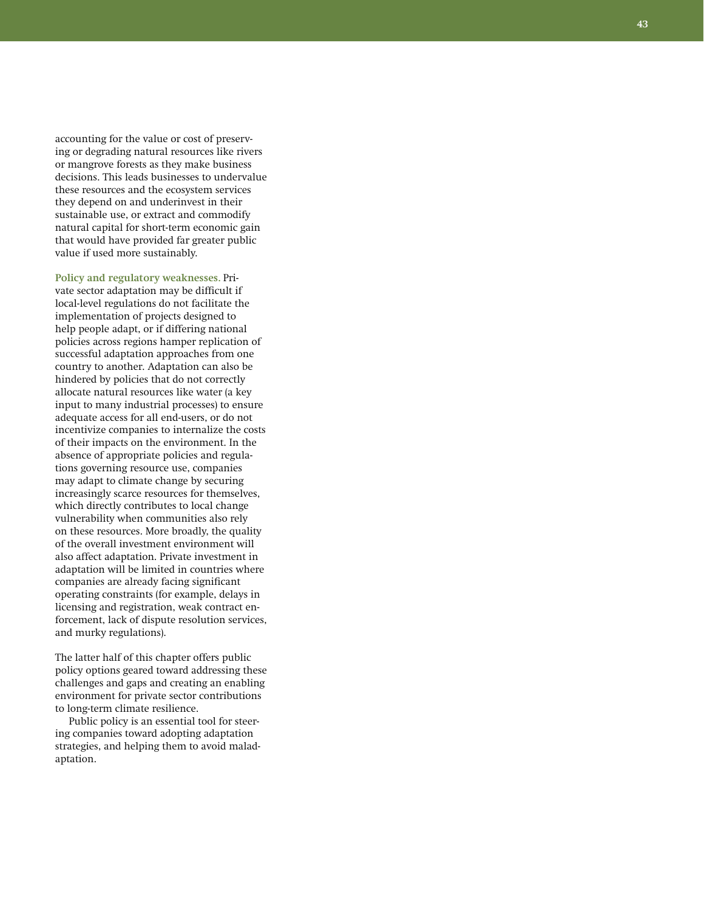accounting for the value or cost of preserving or degrading natural resources like rivers or mangrove forests as they make business decisions. This leads businesses to undervalue these resources and the ecosystem services they depend on and underinvest in their sustainable use, or extract and commodify natural capital for short-term economic gain that would have provided far greater public value if used more sustainably.

**Policy and regulatory weaknesses.** Private sector adaptation may be difficult if local-level regulations do not facilitate the implementation of projects designed to help people adapt, or if differing national policies across regions hamper replication of successful adaptation approaches from one country to another. Adaptation can also be hindered by policies that do not correctly allocate natural resources like water (a key input to many industrial processes) to ensure adequate access for all end-users, or do not incentivize companies to internalize the costs of their impacts on the environment. In the absence of appropriate policies and regulations governing resource use, companies may adapt to climate change by securing increasingly scarce resources for themselves, which directly contributes to local change vulnerability when communities also rely on these resources. More broadly, the quality of the overall investment environment will also affect adaptation. Private investment in adaptation will be limited in countries where companies are already facing significant operating constraints (for example, delays in licensing and registration, weak contract enforcement, lack of dispute resolution services, and murky regulations).

The latter half of this chapter offers public policy options geared toward addressing these challenges and gaps and creating an enabling environment for private sector contributions to long-term climate resilience.

Public policy is an essential tool for steering companies toward adopting adaptation strategies, and helping them to avoid maladaptation.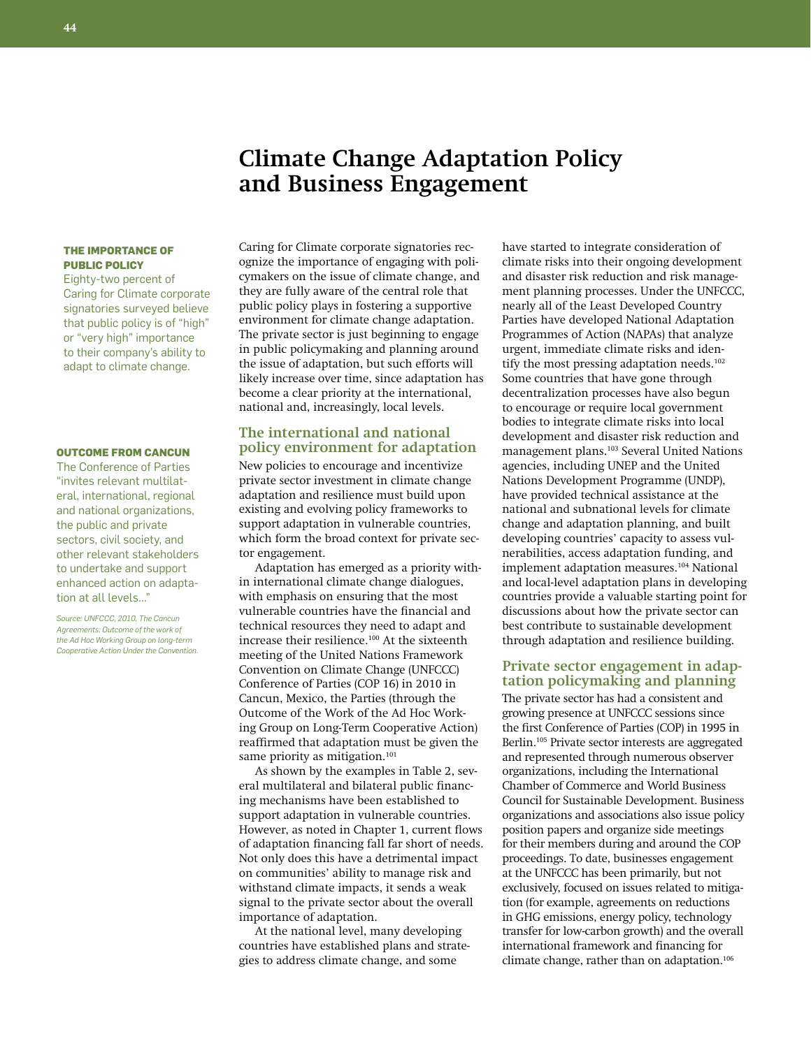# Climate Change Adaptation Policy and Business Engagement

**THE IMPORTANCE OF PUBLIC POLICY**

Eighty-two percent of Caring for Climate corporate signatories surveyed believe that public policy is of "high" or "very high" importance to their company's ability to adapt to climate change.

**OUTCOME FROM CANCUN**

The Conference of Parties "invites relevant multilateral, international, regional and national organizations, the public and private sectors, civil society, and other relevant stakeholders to undertake and support enhanced action on adaptation at all levels..."

*Source: UNFCCC, 2010. The Cancun Agreements: Outcome of the work of the Ad Hoc Working Group on long-term Cooperative Action Under the Convention.*

Caring for Climate corporate signatories recognize the importance of engaging with policymakers on the issue of climate change, and they are fully aware of the central role that public policy plays in fostering a supportive environment for climate change adaptation. The private sector is just beginning to engage in public policymaking and planning around the issue of adaptation, but such efforts will likely increase over time, since adaptation has become a clear priority at the international, national and, increasingly, local levels.

## The international and national policy environment for adaptation

New policies to encourage and incentivize private sector investment in climate change adaptation and resilience must build upon existing and evolving policy frameworks to support adaptation in vulnerable countries, which form the broad context for private sector engagement.

Adaptation has emerged as a priority within international climate change dialogues, with emphasis on ensuring that the most vulnerable countries have the financial and technical resources they need to adapt and increase their resilience.[100] At the sixteenth meeting of the United Nations Framework Convention on Climate Change (UNFCCC) Conference of Parties (COP 16) in 2010 in Cancun, Mexico, the Parties (through the Outcome of the Work of the Ad Hoc Working Group on Long-Term Cooperative Action) reaffirmed that adaptation must be given the same priority as mitigation.[101]

As shown by the examples in Table 2, several multilateral and bilateral public financing mechanisms have been established to support adaptation in vulnerable countries. However, as noted in Chapter 1, current flows of adaptation financing fall far short of needs. Not only does this have a detrimental impact on communities' ability to manage risk and withstand climate impacts, it sends a weak signal to the private sector about the overall importance of adaptation.

At the national level, many developing countries have established plans and strategies to address climate change, and some have started to integrate consideration of climate risks into their ongoing development and disaster risk reduction and risk management planning processes. Under the UNFCCC, nearly all of the Least Developed Country Parties have developed National Adaptation Programmes of Action (NAPAs) that analyze urgent, immediate climate risks and identify the most pressing adaptation needs.[102] Some countries that have gone through decentralization processes have also begun to encourage or require local government bodies to integrate climate risks into local development and disaster risk reduction and management plans.[103] Several United Nations agencies, including UNEP and the United Nations Development Programme (UNDP), have provided technical assistance at the national and subnational levels for climate change and adaptation planning, and built developing countries' capacity to assess vulnerabilities, access adaptation funding, and implement adaptation measures.[104] National and local-level adaptation plans in developing countries provide a valuable starting point for discussions about how the private sector can best contribute to sustainable development through adaptation and resilience building.

## Private sector engagement in adaptation policymaking and planning

The private sector has had a consistent and growing presence at UNFCCC sessions since the first Conference of Parties (COP) in 1995 in Berlin.[105] Private sector interests are aggregated and represented through numerous observer organizations, including the International Chamber of Commerce and World Business Council for Sustainable Development. Business organizations and associations also issue policy position papers and organize side meetings for their members during and around the COP proceedings. To date, businesses engagement at the UNFCCC has been primarily, but not exclusively, focused on issues related to mitigation (for example, agreements on reductions in GHG emissions, energy policy, technology transfer for low-carbon growth) and the overall international framework and financing for climate change, rather than on adaptation.[106]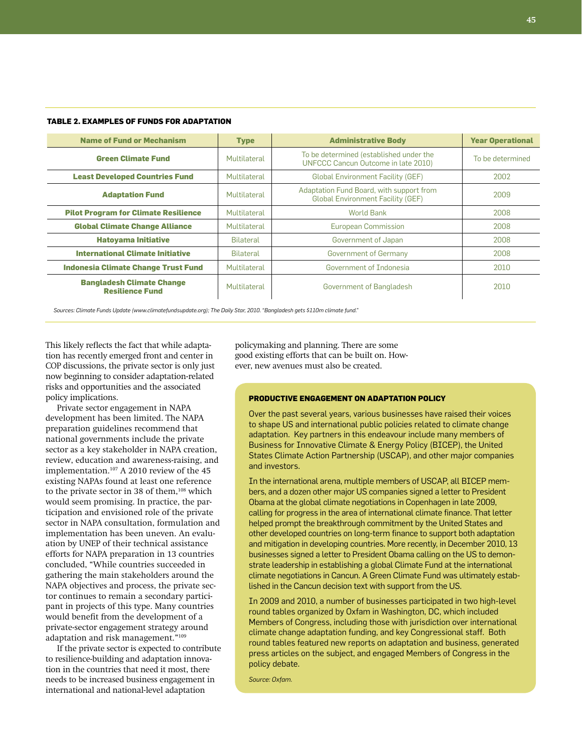**TABLE 2. EXAMPLES OF FUNDS FOR ADAPTATION**

| Name of Fund or Mechanism | Type | Administrative Body | Year Operational |
|---|---|---|---|
| **Green Climate Fund** | Multilateral | To be determined (established under the UNFCCC Cancun Outcome in late 2010) | To be determined |
| **Least Developed Countries Fund** | Multilateral | Global Environment Facility (GEF) | 2002 |
| **Adaptation Fund** | Multilateral | Adaptation Fund Board, with support from Global Environment Facility (GEF) | 2009 |
| **Pilot Program for Climate Resilience** | Multilateral | World Bank | 2008 |
| **Global Climate Change Alliance** | Multilateral | European Commission | 2008 |
| **Hatoyama Initiative** | Bilateral | Government of Japan | 2008 |
| **International Climate Initiative** | Bilateral | Government of Germany | 2008 |
| **Indonesia Climate Change Trust Fund** | Multilateral | Government of Indonesia | 2010 |
| **Bangladesh Climate Change Resilience Fund** | Multilateral | Government of Bangladesh | 2010 |

*Sources: Climate Funds Update (www.climatefundsupdate.org); The Daily Star, 2010. "Bangladesh gets $110m climate fund."*

This likely reflects the fact that while adaptation has recently emerged front and center in COP discussions, the private sector is only just now beginning to consider adaptation-related risks and opportunities and the associated policy implications.

Private sector engagement in NAPA development has been limited. The NAPA preparation guidelines recommend that national governments include the private sector as a key stakeholder in NAPA creation, review, education and awareness-raising, and implementation.[107] A 2010 review of the 45 existing NAPAs found at least one reference to the private sector in 38 of them,[108] which would seem promising. In practice, the participation and envisioned role of the private sector in NAPA consultation, formulation and implementation has been uneven. An evaluation by UNEP of their technical assistance efforts for NAPA preparation in 13 countries concluded, "While countries succeeded in gathering the main stakeholders around the NAPA objectives and process, the private sector continues to remain a secondary participant in projects of this type. Many countries would benefit from the development of a private-sector engagement strategy around adaptation and risk management."[109]

If the private sector is expected to contribute to resilience-building and adaptation innovation in the countries that need it most, there needs to be increased business engagement in international and national-level adaptation policymaking and planning. There are some good existing efforts that can be built on. However, new avenues must also be created.

**PRODUCTIVE ENGAGEMENT ON ADAPTATION POLICY**

Over the past several years, various businesses have raised their voices to shape US and international public policies related to climate change adaptation. Key partners in this endeavour include many members of Business for Innovative Climate & Energy Policy (BICEP), the United States Climate Action Partnership (USCAP), and other major companies and investors.

In the international arena, multiple members of USCAP, all BICEP members, and a dozen other major US companies signed a letter to President Obama at the global climate negotiations in Copenhagen in late 2009, calling for progress in the area of international climate finance. That letter helped prompt the breakthrough commitment by the United States and other developed countries on long-term finance to support both adaptation and mitigation in developing countries. More recently, in December 2010, 13 businesses signed a letter to President Obama calling on the US to demonstrate leadership in establishing a global Climate Fund at the international climate negotiations in Cancun. A Green Climate Fund was ultimately established in the Cancun decision text with support from the US.

In 2009 and 2010, a number of businesses participated in two high-level round tables organized by Oxfam in Washington, DC, which included Members of Congress, including those with jurisdiction over international climate change adaptation funding, and key Congressional staff. Both round tables featured new reports on adaptation and business, generated press articles on the subject, and engaged Members of Congress in the policy debate.

*Source: Oxfam.*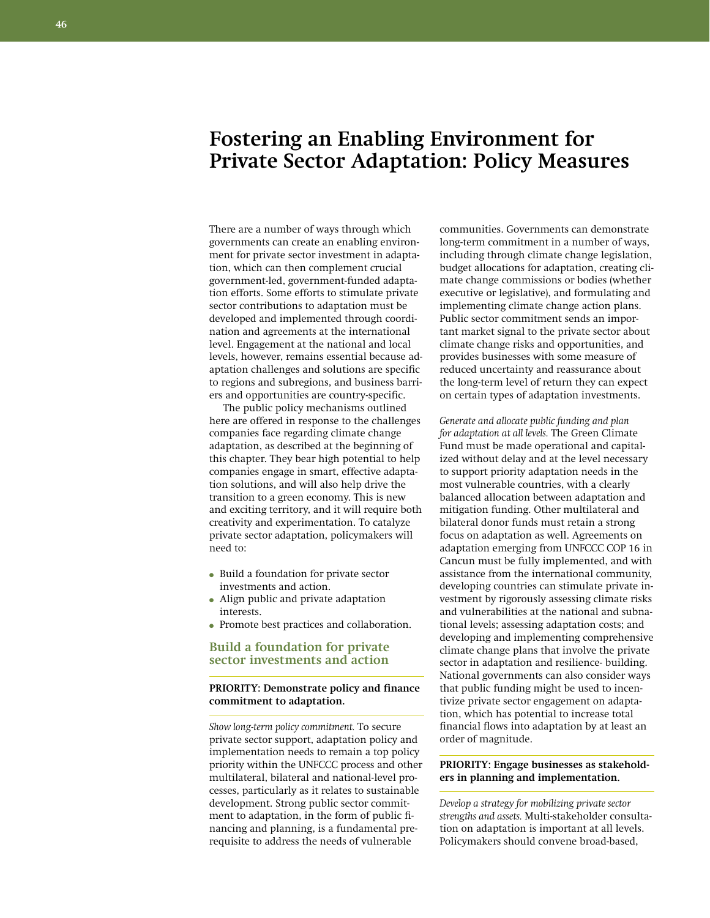# Fostering an Enabling Environment for Private Sector Adaptation: Policy Measures

There are a number of ways through which governments can create an enabling environment for private sector investment in adaptation, which can then complement crucial government-led, government-funded adaptation efforts. Some efforts to stimulate private sector contributions to adaptation must be developed and implemented through coordination and agreements at the international level. Engagement at the national and local levels, however, remains essential because adaptation challenges and solutions are specific to regions and subregions, and business barriers and opportunities are country-specific.

The public policy mechanisms outlined here are offered in response to the challenges companies face regarding climate change adaptation, as described at the beginning of this chapter. They bear high potential to help companies engage in smart, effective adaptation solutions, and will also help drive the transition to a green economy. This is new and exciting territory, and it will require both creativity and experimentation. To catalyze private sector adaptation, policymakers will need to:

- Build a foundation for private sector investments and action.
- Align public and private adaptation interests.
- Promote best practices and collaboration.

## Build a foundation for private sector investments and action

**PRIORITY: Demonstrate policy and finance commitment to adaptation.**

*Show long-term policy commitment.* To secure private sector support, adaptation policy and implementation needs to remain a top policy priority within the UNFCCC process and other multilateral, bilateral and national-level processes, particularly as it relates to sustainable development. Strong public sector commitment to adaptation, in the form of public financing and planning, is a fundamental prerequisite to address the needs of vulnerable communities. Governments can demonstrate long-term commitment in a number of ways, including through climate change legislation, budget allocations for adaptation, creating climate change commissions or bodies (whether executive or legislative), and formulating and implementing climate change action plans. Public sector commitment sends an important market signal to the private sector about climate change risks and opportunities, and provides businesses with some measure of reduced uncertainty and reassurance about the long-term level of return they can expect on certain types of adaptation investments.

*Generate and allocate public funding and plan for adaptation at all levels.* The Green Climate Fund must be made operational and capitalized without delay and at the level necessary to support priority adaptation needs in the most vulnerable countries, with a clearly balanced allocation between adaptation and mitigation funding. Other multilateral and bilateral donor funds must retain a strong focus on adaptation as well. Agreements on adaptation emerging from UNFCCC COP 16 in Cancun must be fully implemented, and with assistance from the international community, developing countries can stimulate private investment by rigorously assessing climate risks and vulnerabilities at the national and subnational levels; assessing adaptation costs; and developing and implementing comprehensive climate change plans that involve the private sector in adaptation and resilience- building. National governments can also consider ways that public funding might be used to incentivize private sector engagement on adaptation, which has potential to increase total financial flows into adaptation by at least an order of magnitude.

**PRIORITY: Engage businesses as stakeholders in planning and implementation.**

*Develop a strategy for mobilizing private sector strengths and assets.* Multi-stakeholder consultation on adaptation is important at all levels. Policymakers should convene broad-based,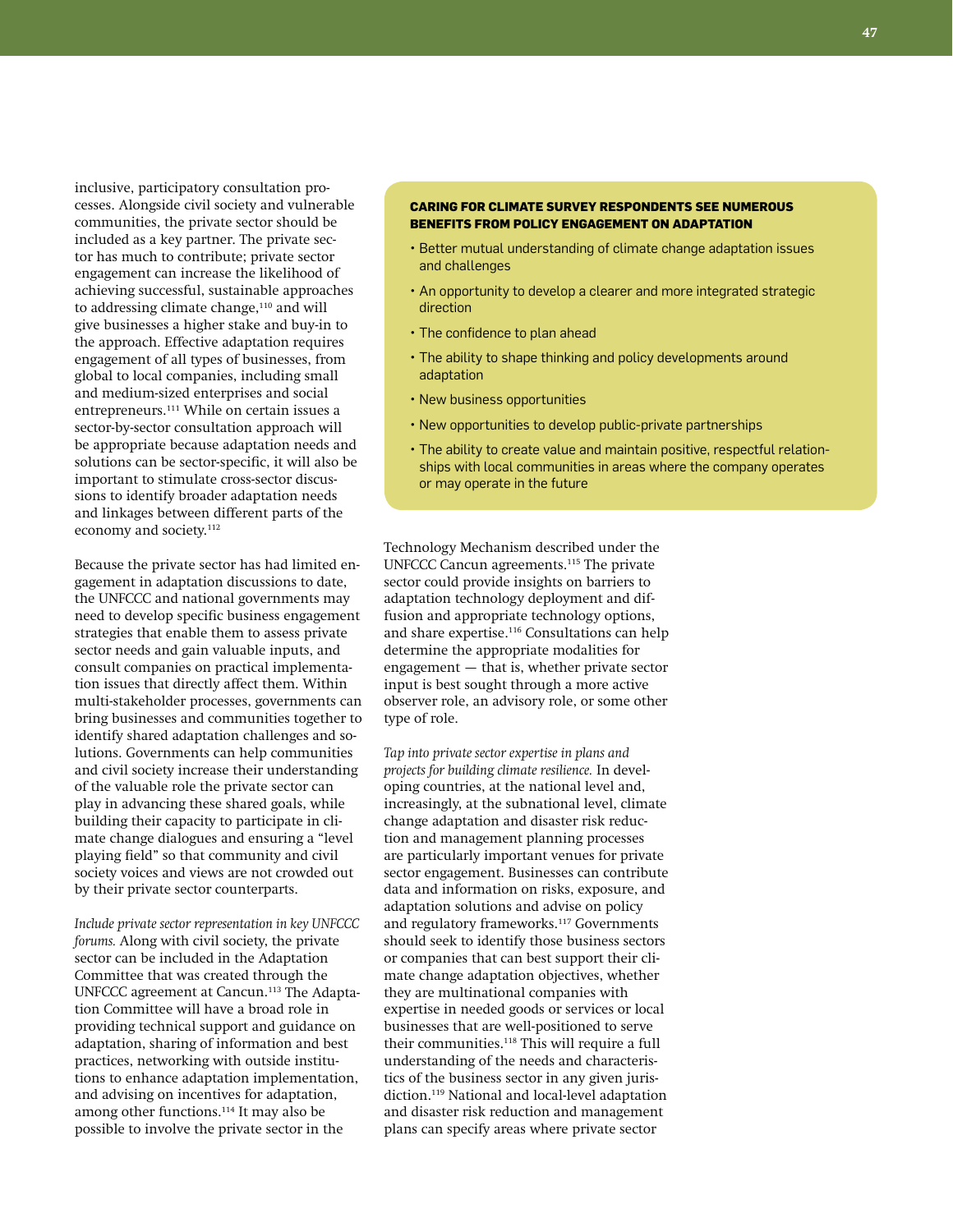inclusive, participatory consultation processes. Alongside civil society and vulnerable communities, the private sector should be included as a key partner. The private sector has much to contribute; private sector engagement can increase the likelihood of achieving successful, sustainable approaches to addressing climate change,[110] and will give businesses a higher stake and buy-in to the approach. Effective adaptation requires engagement of all types of businesses, from global to local companies, including small and medium-sized enterprises and social entrepreneurs.[111] While on certain issues a sector-by-sector consultation approach will be appropriate because adaptation needs and solutions can be sector-specific, it will also be important to stimulate cross-sector discussions to identify broader adaptation needs and linkages between different parts of the economy and society.[112]

Because the private sector has had limited engagement in adaptation discussions to date, the UNFCCC and national governments may need to develop specific business engagement strategies that enable them to assess private sector needs and gain valuable inputs, and consult companies on practical implementation issues that directly affect them. Within multi-stakeholder processes, governments can bring businesses and communities together to identify shared adaptation challenges and solutions. Governments can help communities and civil society increase their understanding of the valuable role the private sector can play in advancing these shared goals, while building their capacity to participate in climate change dialogues and ensuring a "level playing field" so that community and civil society voices and views are not crowded out by their private sector counterparts.

*Include private sector representation in key UNFCCC forums.* Along with civil society, the private sector can be included in the Adaptation Committee that was created through the UNFCCC agreement at Cancun.[113] The Adaptation Committee will have a broad role in providing technical support and guidance on adaptation, sharing of information and best practices, networking with outside institutions to enhance adaptation implementation, and advising on incentives for adaptation, among other functions.[114] It may also be possible to involve the private sector in the Technology Mechanism described under the UNFCCC Cancun agreements.[115] The private sector could provide insights on barriers to adaptation technology deployment and diffusion and appropriate technology options, and share expertise.[116] Consultations can help determine the appropriate modalities for engagement — that is, whether private sector input is best sought through a more active observer role, an advisory role, or some other type of role.

**CARING FOR CLIMATE SURVEY RESPONDENTS SEE NUMEROUS BENEFITS FROM POLICY ENGAGEMENT ON ADAPTATION**

- Better mutual understanding of climate change adaptation issues and challenges
- An opportunity to develop a clearer and more integrated strategic direction
- The confidence to plan ahead
- The ability to shape thinking and policy developments around adaptation
- New business opportunities
- New opportunities to develop public-private partnerships
- The ability to create value and maintain positive, respectful relationships with local communities in areas where the company operates or may operate in the future

*Tap into private sector expertise in plans and projects for building climate resilience.* In developing countries, at the national level and, increasingly, at the subnational level, climate change adaptation and disaster risk reduction and management planning processes are particularly important venues for private sector engagement. Businesses can contribute data and information on risks, exposure, and adaptation solutions and advise on policy and regulatory frameworks.[117] Governments should seek to identify those business sectors or companies that can best support their climate change adaptation objectives, whether they are multinational companies with expertise in needed goods or services or local businesses that are well-positioned to serve their communities.[118] This will require a full understanding of the needs and characteristics of the business sector in any given jurisdiction.[119] National and local-level adaptation and disaster risk reduction and management plans can specify areas where private sector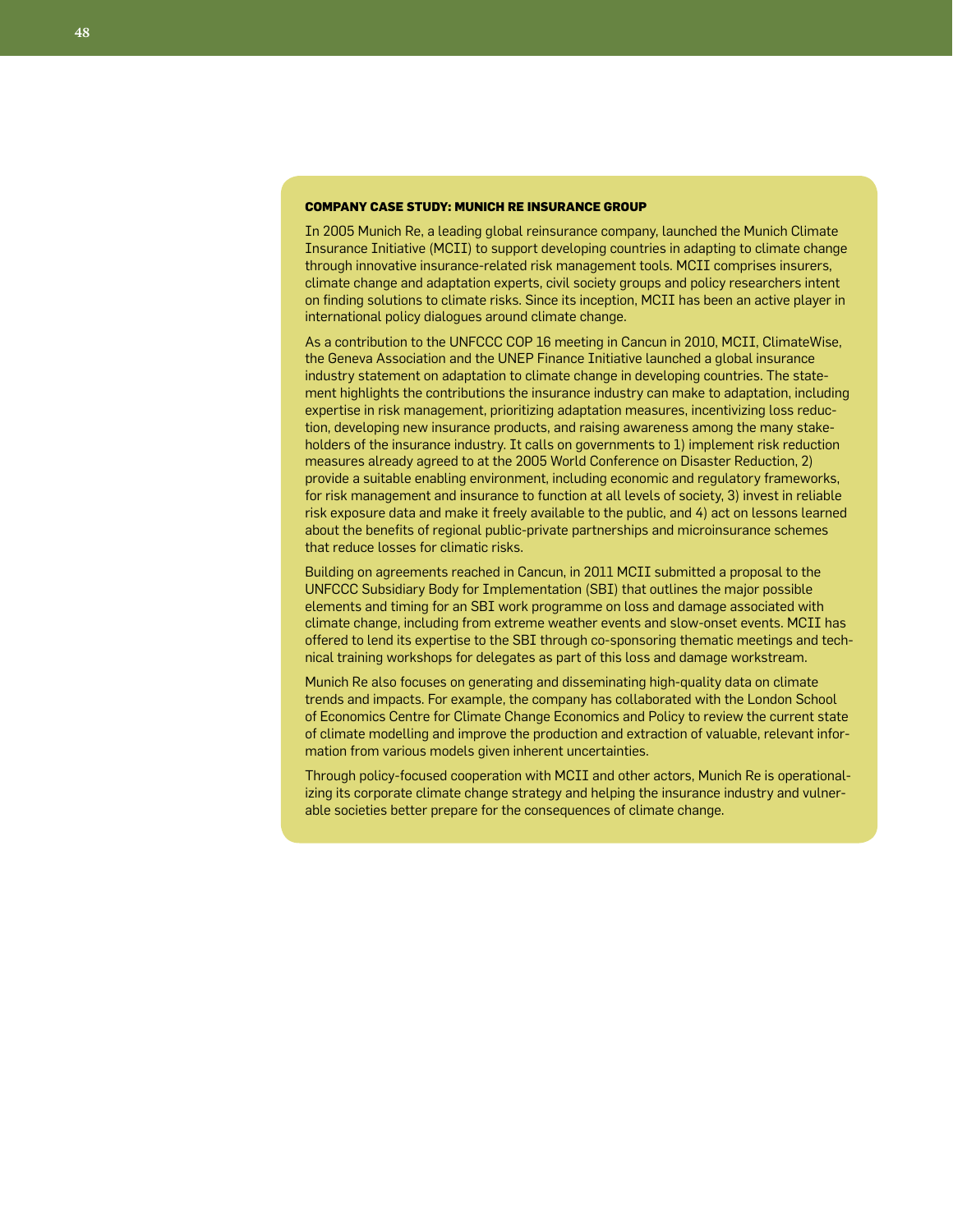### COMPANY CASE STUDY: MUNICH RE INSURANCE GROUP

In 2005 Munich Re, a leading global reinsurance company, launched the Munich Climate Insurance Initiative (MCII) to support developing countries in adapting to climate change through innovative insurance-related risk management tools. MCII comprises insurers, climate change and adaptation experts, civil society groups and policy researchers intent on finding solutions to climate risks. Since its inception, MCII has been an active player in international policy dialogues around climate change.

As a contribution to the UNFCCC COP 16 meeting in Cancun in 2010, MCII, ClimateWise, the Geneva Association and the UNEP Finance Initiative launched a global insurance industry statement on adaptation to climate change in developing countries. The statement highlights the contributions the insurance industry can make to adaptation, including expertise in risk management, prioritizing adaptation measures, incentivizing loss reduction, developing new insurance products, and raising awareness among the many stakeholders of the insurance industry. It calls on governments to 1) implement risk reduction measures already agreed to at the 2005 World Conference on Disaster Reduction, 2) provide a suitable enabling environment, including economic and regulatory frameworks, for risk management and insurance to function at all levels of society, 3) invest in reliable risk exposure data and make it freely available to the public, and 4) act on lessons learned about the benefits of regional public-private partnerships and microinsurance schemes that reduce losses for climatic risks.

Building on agreements reached in Cancun, in 2011 MCII submitted a proposal to the UNFCCC Subsidiary Body for Implementation (SBI) that outlines the major possible elements and timing for an SBI work programme on loss and damage associated with climate change, including from extreme weather events and slow-onset events. MCII has offered to lend its expertise to the SBI through co-sponsoring thematic meetings and technical training workshops for delegates as part of this loss and damage workstream.

Munich Re also focuses on generating and disseminating high-quality data on climate trends and impacts. For example, the company has collaborated with the London School of Economics Centre for Climate Change Economics and Policy to review the current state of climate modelling and improve the production and extraction of valuable, relevant information from various models given inherent uncertainties.

Through policy-focused cooperation with MCII and other actors, Munich Re is operationalizing its corporate climate change strategy and helping the insurance industry and vulnerable societies better prepare for the consequences of climate change.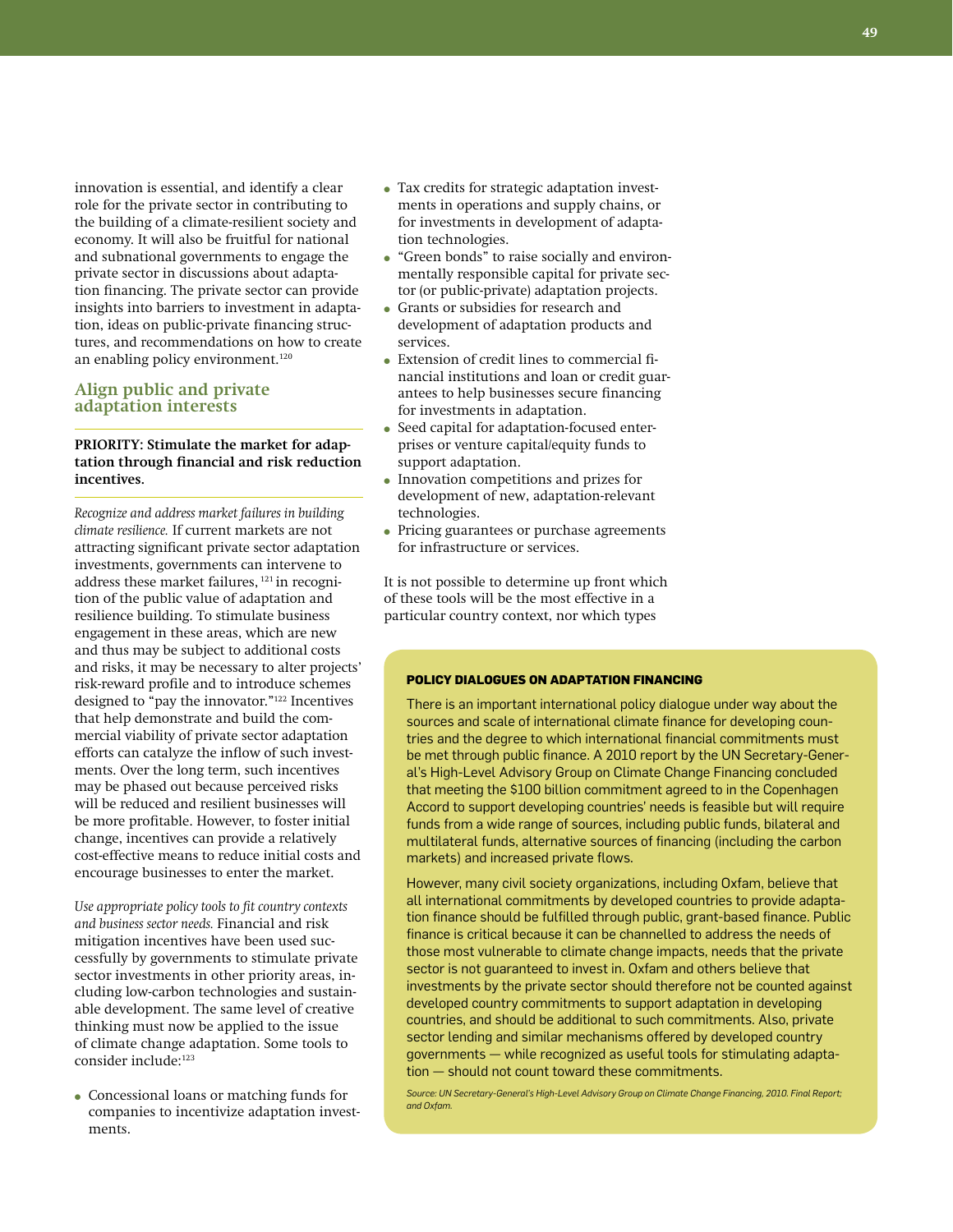innovation is essential, and identify a clear role for the private sector in contributing to the building of a climate-resilient society and economy. It will also be fruitful for national and subnational governments to engage the private sector in discussions about adaptation financing. The private sector can provide insights into barriers to investment in adaptation, ideas on public-private financing structures, and recommendations on how to create an enabling policy environment.[120]

## Align public and private adaptation interests

**PRIORITY: Stimulate the market for adaptation through financial and risk reduction incentives.**

*Recognize and address market failures in building climate resilience.* If current markets are not attracting significant private sector adaptation investments, governments can intervene to address these market failures, [121] in recognition of the public value of adaptation and resilience building. To stimulate business engagement in these areas, which are new and thus may be subject to additional costs and risks, it may be necessary to alter projects' risk-reward profile and to introduce schemes designed to "pay the innovator."[122] Incentives that help demonstrate and build the commercial viability of private sector adaptation efforts can catalyze the inflow of such investments. Over the long term, such incentives may be phased out because perceived risks will be reduced and resilient businesses will be more profitable. However, to foster initial change, incentives can provide a relatively cost-effective means to reduce initial costs and encourage businesses to enter the market.

*Use appropriate policy tools to fit country contexts and business sector needs.* Financial and risk mitigation incentives have been used successfully by governments to stimulate private sector investments in other priority areas, including low-carbon technologies and sustainable development. The same level of creative thinking must now be applied to the issue of climate change adaptation. Some tools to consider include:[123]

- Concessional loans or matching funds for companies to incentivize adaptation investments.
- Tax credits for strategic adaptation investments in operations and supply chains, or for investments in development of adaptation technologies.
- "Green bonds" to raise socially and environmentally responsible capital for private sector (or public-private) adaptation projects.
- Grants or subsidies for research and development of adaptation products and services.
- Extension of credit lines to commercial financial institutions and loan or credit guarantees to help businesses secure financing for investments in adaptation.
- Seed capital for adaptation-focused enterprises or venture capital/equity funds to support adaptation.
- Innovation competitions and prizes for development of new, adaptation-relevant technologies.
- Pricing guarantees or purchase agreements for infrastructure or services.

It is not possible to determine up front which of these tools will be the most effective in a particular country context, nor which types

### POLICY DIALOGUES ON ADAPTATION FINANCING

There is an important international policy dialogue under way about the sources and scale of international climate finance for developing countries and the degree to which international financial commitments must be met through public finance. A 2010 report by the UN Secretary-General's High-Level Advisory Group on Climate Change Financing concluded that meeting the $100 billion commitment agreed to in the Copenhagen Accord to support developing countries' needs is feasible but will require funds from a wide range of sources, including public funds, bilateral and multilateral funds, alternative sources of financing (including the carbon markets) and increased private flows.

However, many civil society organizations, including Oxfam, believe that all international commitments by developed countries to provide adaptation finance should be fulfilled through public, grant-based finance. Public finance is critical because it can be channelled to address the needs of those most vulnerable to climate change impacts, needs that the private sector is not guaranteed to invest in. Oxfam and others believe that investments by the private sector should therefore not be counted against developed country commitments to support adaptation in developing countries, and should be additional to such commitments. Also, private sector lending and similar mechanisms offered by developed country governments — while recognized as useful tools for stimulating adaptation — should not count toward these commitments.

*Source: UN Secretary-General's High-Level Advisory Group on Climate Change Financing, 2010. Final Report; and Oxfam.*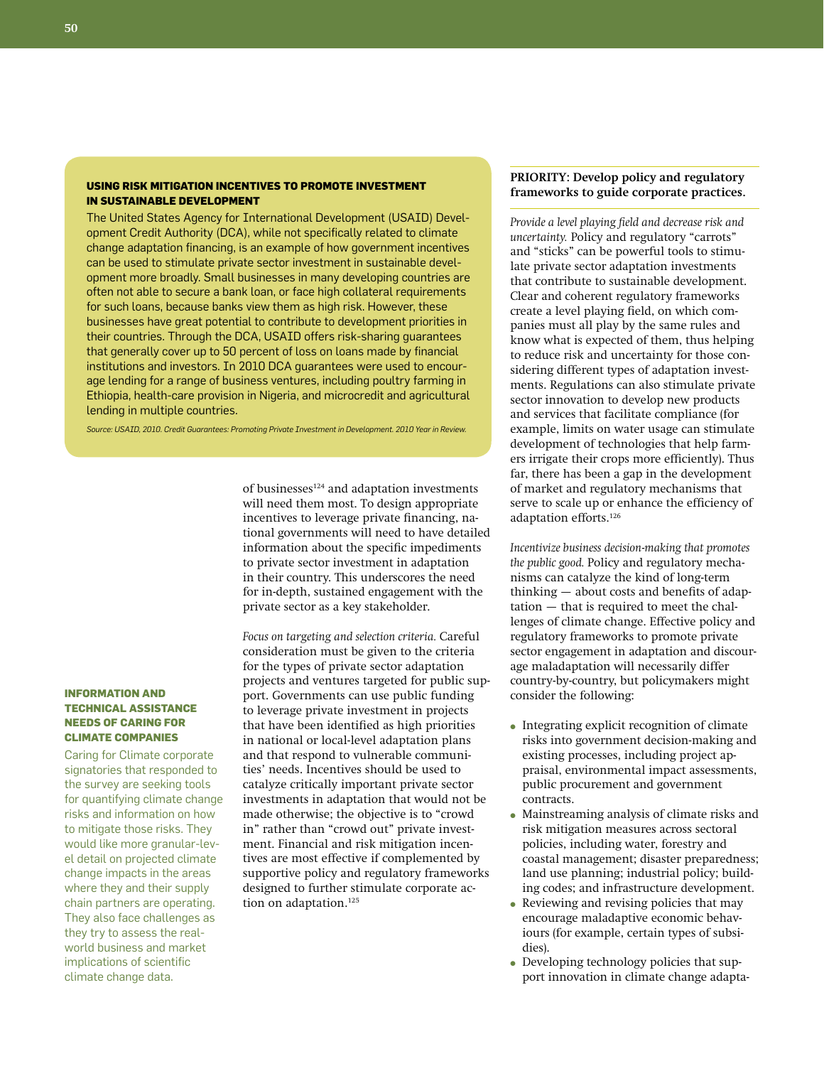### USING RISK MITIGATION INCENTIVES TO PROMOTE INVESTMENT IN SUSTAINABLE DEVELOPMENT

The United States Agency for International Development (USAID) Development Credit Authority (DCA), while not specifically related to climate change adaptation financing, is an example of how government incentives can be used to stimulate private sector investment in sustainable development more broadly. Small businesses in many developing countries are often not able to secure a bank loan, or face high collateral requirements for such loans, because banks view them as high risk. However, these businesses have great potential to contribute to development priorities in their countries. Through the DCA, USAID offers risk-sharing guarantees that generally cover up to 50 percent of loss on loans made by financial institutions and investors. In 2010 DCA guarantees were used to encourage lending for a range of business ventures, including poultry farming in Ethiopia, health-care provision in Nigeria, and microcredit and agricultural lending in multiple countries.

*Source: USAID, 2010. Credit Guarantees: Promoting Private Investment in Development. 2010 Year in Review.*

of businesses[124] and adaptation investments will need them most. To design appropriate incentives to leverage private financing, national governments will need to have detailed information about the specific impediments to private sector investment in adaptation in their country. This underscores the need for in-depth, sustained engagement with the private sector as a key stakeholder.

*Focus on targeting and selection criteria.* Careful consideration must be given to the criteria for the types of private sector adaptation projects and ventures targeted for public support. Governments can use public funding to leverage private investment in projects that have been identified as high priorities in national or local-level adaptation plans and that respond to vulnerable communities' needs. Incentives should be used to catalyze critically important private sector investments in adaptation that would not be made otherwise; the objective is to "crowd in" rather than "crowd out" private investment. Financial and risk mitigation incentives are most effective if complemented by supportive policy and regulatory frameworks designed to further stimulate corporate action on adaptation.[125]

#### INFORMATION AND TECHNICAL ASSISTANCE NEEDS OF CARING FOR CLIMATE COMPANIES

Caring for Climate corporate signatories that responded to the survey are seeking tools for quantifying climate change risks and information on how to mitigate those risks. They would like more granular-level detail on projected climate change impacts in the areas where they and their supply chain partners are operating. They also face challenges as they try to assess the real-world business and market implications of scientific climate change data.

### PRIORITY: Develop policy and regulatory frameworks to guide corporate practices.

*Provide a level playing field and decrease risk and uncertainty.* Policy and regulatory "carrots" and "sticks" can be powerful tools to stimulate private sector adaptation investments that contribute to sustainable development. Clear and coherent regulatory frameworks create a level playing field, on which companies must all play by the same rules and know what is expected of them, thus helping to reduce risk and uncertainty for those considering different types of adaptation investments. Regulations can also stimulate private sector innovation to develop new products and services that facilitate compliance (for example, limits on water usage can stimulate development of technologies that help farmers irrigate their crops more efficiently). Thus far, there has been a gap in the development of market and regulatory mechanisms that serve to scale up or enhance the efficiency of adaptation efforts.[126]

*Incentivize business decision-making that promotes the public good.* Policy and regulatory mechanisms can catalyze the kind of long-term thinking — about costs and benefits of adaptation — that is required to meet the challenges of climate change. Effective policy and regulatory frameworks to promote private sector engagement in adaptation and discourage maladaptation will necessarily differ country-by-country, but policymakers might consider the following:

- Integrating explicit recognition of climate risks into government decision-making and existing processes, including project appraisal, environmental impact assessments, public procurement and government contracts.
- Mainstreaming analysis of climate risks and risk mitigation measures across sectoral policies, including water, forestry and coastal management; disaster preparedness; land use planning; industrial policy; building codes; and infrastructure development.
- Reviewing and revising policies that may encourage maladaptive economic behaviours (for example, certain types of subsidies).
- Developing technology policies that support innovation in climate change adapta-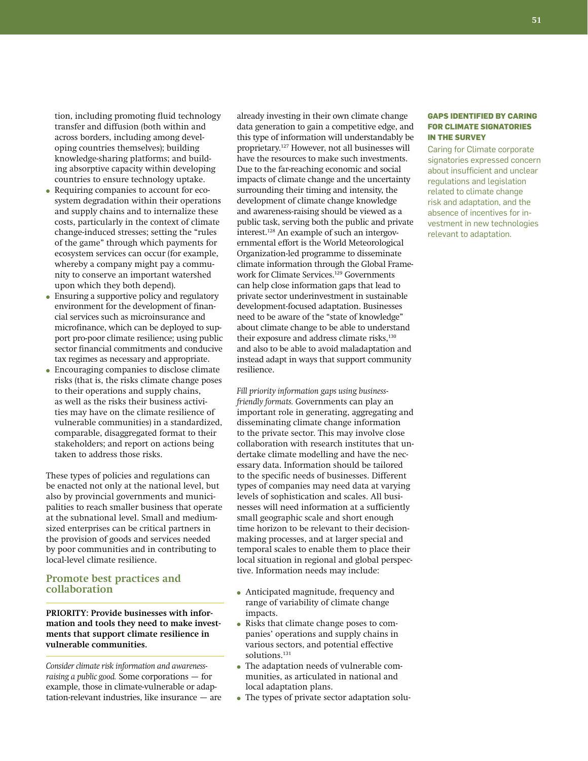tion, including promoting fluid technology transfer and diffusion (both within and across borders, including among developing countries themselves); building knowledge-sharing platforms; and building absorptive capacity within developing countries to ensure technology uptake.

- Requiring companies to account for ecosystem degradation within their operations and supply chains and to internalize these costs, particularly in the context of climate change-induced stresses; setting the "rules of the game" through which payments for ecosystem services can occur (for example, whereby a company might pay a community to conserve an important watershed upon which they both depend).
- Ensuring a supportive policy and regulatory environment for the development of financial services such as microinsurance and microfinance, which can be deployed to support pro-poor climate resilience; using public sector financial commitments and conducive tax regimes as necessary and appropriate.
- Encouraging companies to disclose climate risks (that is, the risks climate change poses to their operations and supply chains, as well as the risks their business activities may have on the climate resilience of vulnerable communities) in a standardized, comparable, disaggregated format to their stakeholders; and report on actions being taken to address those risks.

These types of policies and regulations can be enacted not only at the national level, but also by provincial governments and municipalities to reach smaller business that operate at the subnational level. Small and medium-sized enterprises can be critical partners in the provision of goods and services needed by poor communities and in contributing to local-level climate resilience.

## Promote best practices and collaboration

**PRIORITY: Provide businesses with information and tools they need to make investments that support climate resilience in vulnerable communities.**

*Consider climate risk information and awareness-raising a public good.* Some corporations — for example, those in climate-vulnerable or adaptation-relevant industries, like insurance — are already investing in their own climate change data generation to gain a competitive edge, and this type of information will understandably be proprietary.[127] However, not all businesses will have the resources to make such investments. Due to the far-reaching economic and social impacts of climate change and the uncertainty surrounding their timing and intensity, the development of climate change knowledge and awareness-raising should be viewed as a public task, serving both the public and private interest.[128] An example of such an intergovernmental effort is the World Meteorological Organization-led programme to disseminate climate information through the Global Framework for Climate Services.[129] Governments can help close information gaps that lead to private sector underinvestment in sustainable development-focused adaptation. Businesses need to be aware of the "state of knowledge" about climate change to be able to understand their exposure and address climate risks,[130] and also to be able to avoid maladaptation and instead adapt in ways that support community resilience.

*Fill priority information gaps using business-friendly formats.* Governments can play an important role in generating, aggregating and disseminating climate change information to the private sector. This may involve close collaboration with research institutes that undertake climate modelling and have the necessary data. Information should be tailored to the specific needs of businesses. Different types of companies may need data at varying levels of sophistication and scales. All businesses will need information at a sufficiently small geographic scale and short enough time horizon to be relevant to their decision-making processes, and at larger special and temporal scales to enable them to place their local situation in regional and global perspective. Information needs may include:

- Anticipated magnitude, frequency and range of variability of climate change impacts.
- Risks that climate change poses to companies' operations and supply chains in various sectors, and potential effective solutions.[131]
- The adaptation needs of vulnerable communities, as articulated in national and local adaptation plans.
- The types of private sector adaptation solu-

### GAPS IDENTIFIED BY CARING FOR CLIMATE SIGNATORIES IN THE SURVEY

Caring for Climate corporate signatories expressed concern about insufficient and unclear regulations and legislation related to climate change risk and adaptation, and the absence of incentives for investment in new technologies relevant to adaptation.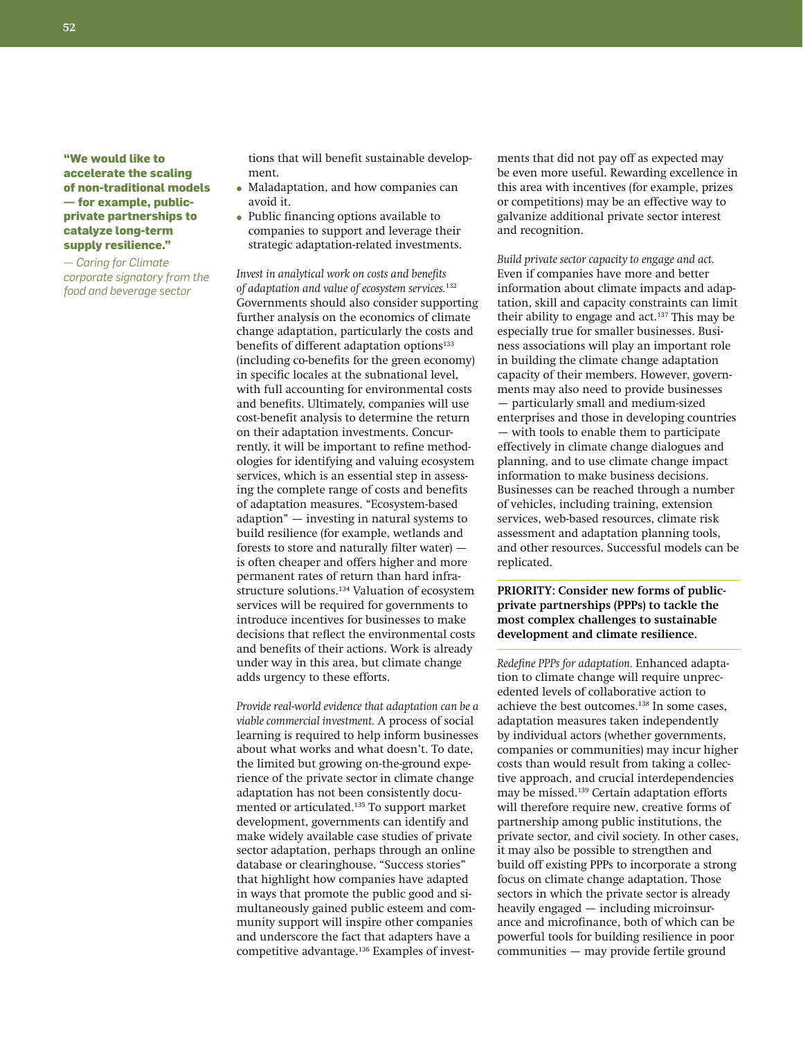**"We would like to accelerate the scaling of non-traditional models — for example, public-private partnerships to catalyze long-term supply resilience."**

*— Caring for Climate corporate signatory from the food and beverage sector*

tions that will benefit sustainable development.

- Maladaptation, and how companies can avoid it.
- Public financing options available to companies to support and leverage their strategic adaptation-related investments.

*Invest in analytical work on costs and benefits of adaptation and value of ecosystem services.*[132] Governments should also consider supporting further analysis on the economics of climate change adaptation, particularly the costs and benefits of different adaptation options[133] (including co-benefits for the green economy) in specific locales at the subnational level, with full accounting for environmental costs and benefits. Ultimately, companies will use cost-benefit analysis to determine the return on their adaptation investments. Concurrently, it will be important to refine methodologies for identifying and valuing ecosystem services, which is an essential step in assessing the complete range of costs and benefits of adaptation measures. "Ecosystem-based adaption" — investing in natural systems to build resilience (for example, wetlands and forests to store and naturally filter water) — is often cheaper and offers higher and more permanent rates of return than hard infrastructure solutions.[134] Valuation of ecosystem services will be required for governments to introduce incentives for businesses to make decisions that reflect the environmental costs and benefits of their actions. Work is already under way in this area, but climate change adds urgency to these efforts.

*Provide real-world evidence that adaptation can be a viable commercial investment.* A process of social learning is required to help inform businesses about what works and what doesn't. To date, the limited but growing on-the-ground experience of the private sector in climate change adaptation has not been consistently documented or articulated.[135] To support market development, governments can identify and make widely available case studies of private sector adaptation, perhaps through an online database or clearinghouse. "Success stories" that highlight how companies have adapted in ways that promote the public good and simultaneously gained public esteem and community support will inspire other companies and underscore the fact that adapters have a competitive advantage.[136] Examples of investments that did not pay off as expected may be even more useful. Rewarding excellence in this area with incentives (for example, prizes or competitions) may be an effective way to galvanize additional private sector interest and recognition.

*Build private sector capacity to engage and act.* Even if companies have more and better information about climate impacts and adaptation, skill and capacity constraints can limit their ability to engage and act.[137] This may be especially true for smaller businesses. Business associations will play an important role in building the climate change adaptation capacity of their members. However, governments may also need to provide businesses — particularly small and medium-sized enterprises and those in developing countries — with tools to enable them to participate effectively in climate change dialogues and planning, and to use climate change impact information to make business decisions. Businesses can be reached through a number of vehicles, including training, extension services, web-based resources, climate risk assessment and adaptation planning tools, and other resources. Successful models can be replicated.

**PRIORITY: Consider new forms of public-private partnerships (PPPs) to tackle the most complex challenges to sustainable development and climate resilience.**

*Redefine PPPs for adaptation.* Enhanced adaptation to climate change will require unprecedented levels of collaborative action to achieve the best outcomes.[138] In some cases, adaptation measures taken independently by individual actors (whether governments, companies or communities) may incur higher costs than would result from taking a collective approach, and crucial interdependencies may be missed.[139] Certain adaptation efforts will therefore require new, creative forms of partnership among public institutions, the private sector, and civil society. In other cases, it may also be possible to strengthen and build off existing PPPs to incorporate a strong focus on climate change adaptation. Those sectors in which the private sector is already heavily engaged — including microinsurance and microfinance, both of which can be powerful tools for building resilience in poor communities — may provide fertile ground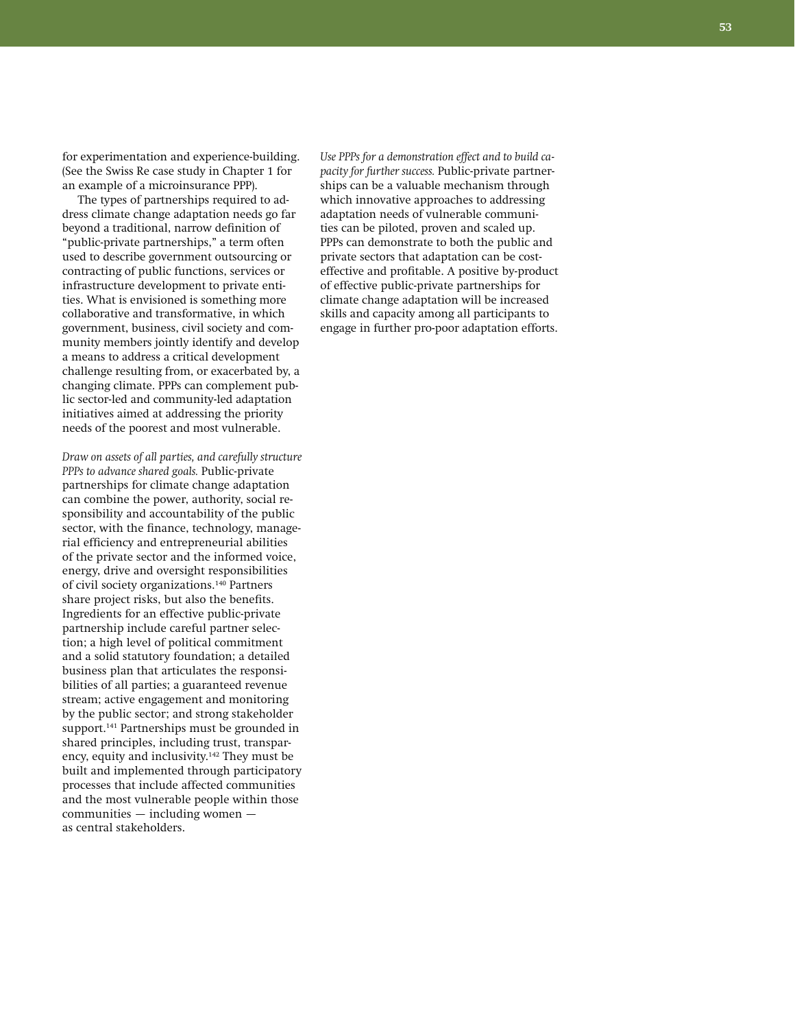for experimentation and experience-building. (See the Swiss Re case study in Chapter 1 for an example of a microinsurance PPP).

The types of partnerships required to address climate change adaptation needs go far beyond a traditional, narrow definition of "public-private partnerships," a term often used to describe government outsourcing or contracting of public functions, services or infrastructure development to private entities. What is envisioned is something more collaborative and transformative, in which government, business, civil society and community members jointly identify and develop a means to address a critical development challenge resulting from, or exacerbated by, a changing climate. PPPs can complement public sector-led and community-led adaptation initiatives aimed at addressing the priority needs of the poorest and most vulnerable.

*Draw on assets of all parties, and carefully structure PPPs to advance shared goals.* Public-private partnerships for climate change adaptation can combine the power, authority, social responsibility and accountability of the public sector, with the finance, technology, managerial efficiency and entrepreneurial abilities of the private sector and the informed voice, energy, drive and oversight responsibilities of civil society organizations.[140] Partners share project risks, but also the benefits. Ingredients for an effective public-private partnership include careful partner selection; a high level of political commitment and a solid statutory foundation; a detailed business plan that articulates the responsibilities of all parties; a guaranteed revenue stream; active engagement and monitoring by the public sector; and strong stakeholder support.[141] Partnerships must be grounded in shared principles, including trust, transparency, equity and inclusivity.[142] They must be built and implemented through participatory processes that include affected communities and the most vulnerable people within those communities — including women — as central stakeholders.

*Use PPPs for a demonstration effect and to build capacity for further success.* Public-private partnerships can be a valuable mechanism through which innovative approaches to addressing adaptation needs of vulnerable communities can be piloted, proven and scaled up. PPPs can demonstrate to both the public and private sectors that adaptation can be cost-effective and profitable. A positive by-product of effective public-private partnerships for climate change adaptation will be increased skills and capacity among all participants to engage in further pro-poor adaptation efforts.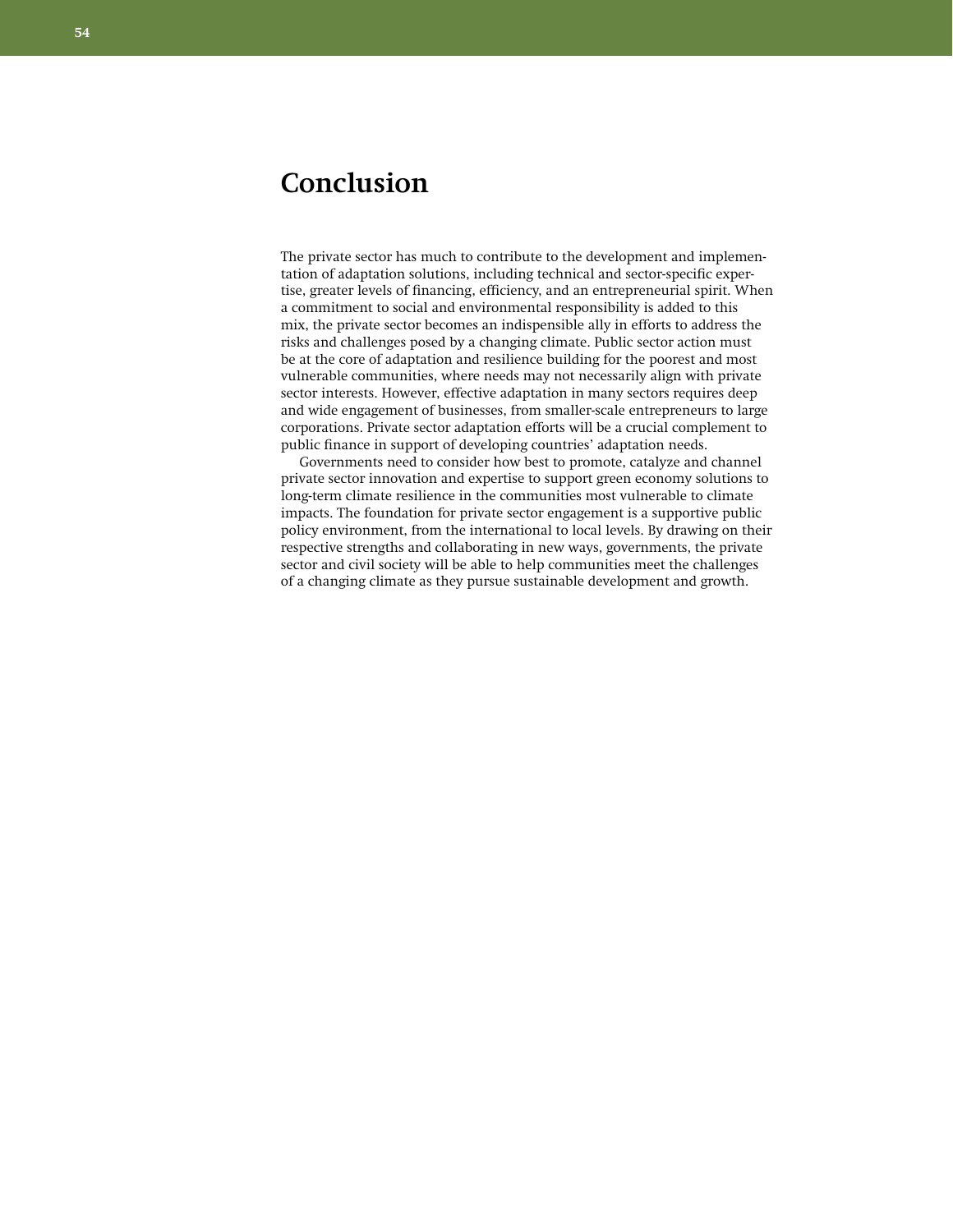# Conclusion

The private sector has much to contribute to the development and implementation of adaptation solutions, including technical and sector-specific expertise, greater levels of financing, efficiency, and an entrepreneurial spirit. When a commitment to social and environmental responsibility is added to this mix, the private sector becomes an indispensible ally in efforts to address the risks and challenges posed by a changing climate. Public sector action must be at the core of adaptation and resilience building for the poorest and most vulnerable communities, where needs may not necessarily align with private sector interests. However, effective adaptation in many sectors requires deep and wide engagement of businesses, from smaller-scale entrepreneurs to large corporations. Private sector adaptation efforts will be a crucial complement to public finance in support of developing countries' adaptation needs.

Governments need to consider how best to promote, catalyze and channel private sector innovation and expertise to support green economy solutions to long-term climate resilience in the communities most vulnerable to climate impacts. The foundation for private sector engagement is a supportive public policy environment, from the international to local levels. By drawing on their respective strengths and collaborating in new ways, governments, the private sector and civil society will be able to help communities meet the challenges of a changing climate as they pursue sustainable development and growth.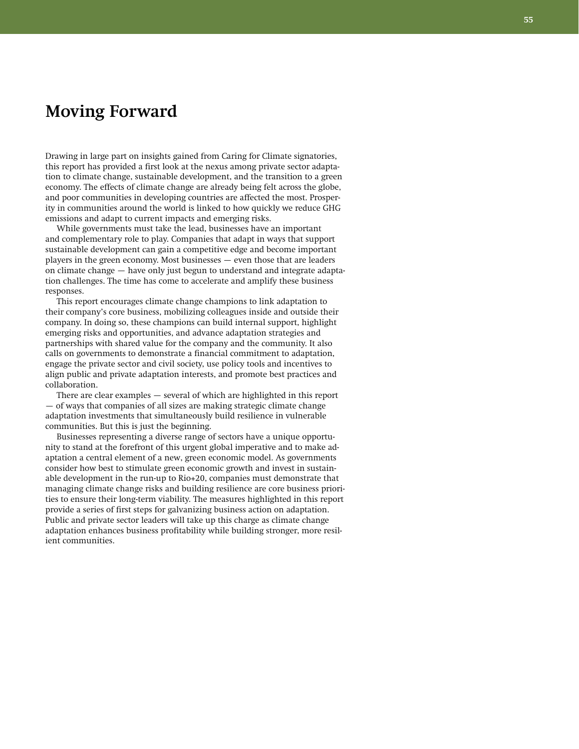# Moving Forward

Drawing in large part on insights gained from Caring for Climate signatories, this report has provided a first look at the nexus among private sector adaptation to climate change, sustainable development, and the transition to a green economy. The effects of climate change are already being felt across the globe, and poor communities in developing countries are affected the most. Prosperity in communities around the world is linked to how quickly we reduce GHG emissions and adapt to current impacts and emerging risks.

While governments must take the lead, businesses have an important and complementary role to play. Companies that adapt in ways that support sustainable development can gain a competitive edge and become important players in the green economy. Most businesses — even those that are leaders on climate change — have only just begun to understand and integrate adaptation challenges. The time has come to accelerate and amplify these business responses.

This report encourages climate change champions to link adaptation to their company's core business, mobilizing colleagues inside and outside their company. In doing so, these champions can build internal support, highlight emerging risks and opportunities, and advance adaptation strategies and partnerships with shared value for the company and the community. It also calls on governments to demonstrate a financial commitment to adaptation, engage the private sector and civil society, use policy tools and incentives to align public and private adaptation interests, and promote best practices and collaboration.

There are clear examples — several of which are highlighted in this report — of ways that companies of all sizes are making strategic climate change adaptation investments that simultaneously build resilience in vulnerable communities. But this is just the beginning.

Businesses representing a diverse range of sectors have a unique opportunity to stand at the forefront of this urgent global imperative and to make adaptation a central element of a new, green economic model. As governments consider how best to stimulate green economic growth and invest in sustainable development in the run-up to Rio+20, companies must demonstrate that managing climate change risks and building resilience are core business priorities to ensure their long-term viability. The measures highlighted in this report provide a series of first steps for galvanizing business action on adaptation. Public and private sector leaders will take up this charge as climate change adaptation enhances business profitability while building stronger, more resilient communities.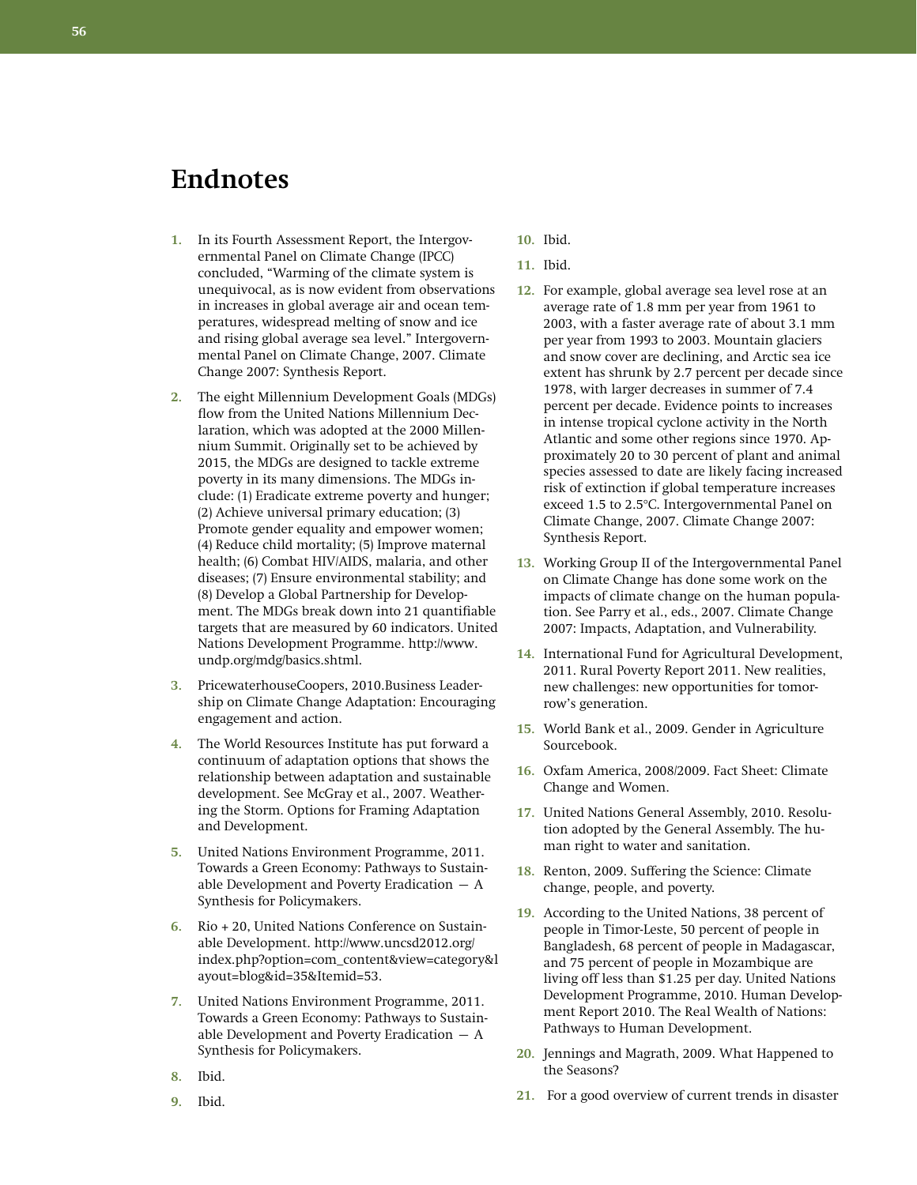# Endnotes

1. In its Fourth Assessment Report, the Intergovernmental Panel on Climate Change (IPCC) concluded, "Warming of the climate system is unequivocal, as is now evident from observations in increases in global average air and ocean temperatures, widespread melting of snow and ice and rising global average sea level." Intergovernmental Panel on Climate Change, 2007. Climate Change 2007: Synthesis Report.

2. The eight Millennium Development Goals (MDGs) flow from the United Nations Millennium Declaration, which was adopted at the 2000 Millennium Summit. Originally set to be achieved by 2015, the MDGs are designed to tackle extreme poverty in its many dimensions. The MDGs include: (1) Eradicate extreme poverty and hunger; (2) Achieve universal primary education; (3) Promote gender equality and empower women; (4) Reduce child mortality; (5) Improve maternal health; (6) Combat HIV/AIDS, malaria, and other diseases; (7) Ensure environmental stability; and (8) Develop a Global Partnership for Development. The MDGs break down into 21 quantifiable targets that are measured by 60 indicators. United Nations Development Programme. http://www.undp.org/mdg/basics.shtml.

3. PricewaterhouseCoopers, 2010.Business Leadership on Climate Change Adaptation: Encouraging engagement and action.

4. The World Resources Institute has put forward a continuum of adaptation options that shows the relationship between adaptation and sustainable development. See McGray et al., 2007. Weathering the Storm. Options for Framing Adaptation and Development.

5. United Nations Environment Programme, 2011. Towards a Green Economy: Pathways to Sustainable Development and Poverty Eradication — A Synthesis for Policymakers.

6. Rio + 20, United Nations Conference on Sustainable Development. http://www.uncsd2012.org/index.php?option=com_content&view=category&layout=blog&id=35&Itemid=53.

7. United Nations Environment Programme, 2011. Towards a Green Economy: Pathways to Sustainable Development and Poverty Eradication — A Synthesis for Policymakers.

8. Ibid.

9. Ibid.

10. Ibid.

11. Ibid.

12. For example, global average sea level rose at an average rate of 1.8 mm per year from 1961 to 2003, with a faster average rate of about 3.1 mm per year from 1993 to 2003. Mountain glaciers and snow cover are declining, and Arctic sea ice extent has shrunk by 2.7 percent per decade since 1978, with larger decreases in summer of 7.4 percent per decade. Evidence points to increases in intense tropical cyclone activity in the North Atlantic and some other regions since 1970. Approximately 20 to 30 percent of plant and animal species assessed to date are likely facing increased risk of extinction if global temperature increases exceed 1.5 to 2.5°C. Intergovernmental Panel on Climate Change, 2007. Climate Change 2007: Synthesis Report.

13. Working Group II of the Intergovernmental Panel on Climate Change has done some work on the impacts of climate change on the human population. See Parry et al., eds., 2007. Climate Change 2007: Impacts, Adaptation, and Vulnerability.

14. International Fund for Agricultural Development, 2011. Rural Poverty Report 2011. New realities, new challenges: new opportunities for tomorrow's generation.

15. World Bank et al., 2009. Gender in Agriculture Sourcebook.

16. Oxfam America, 2008/2009. Fact Sheet: Climate Change and Women.

17. United Nations General Assembly, 2010. Resolution adopted by the General Assembly. The human right to water and sanitation.

18. Renton, 2009. Suffering the Science: Climate change, people, and poverty.

19. According to the United Nations, 38 percent of people in Timor-Leste, 50 percent of people in Bangladesh, 68 percent of people in Madagascar, and 75 percent of people in Mozambique are living off less than $1.25 per day. United Nations Development Programme, 2010. Human Development Report 2010. The Real Wealth of Nations: Pathways to Human Development.

20. Jennings and Magrath, 2009. What Happened to the Seasons?

21. For a good overview of current trends in disaster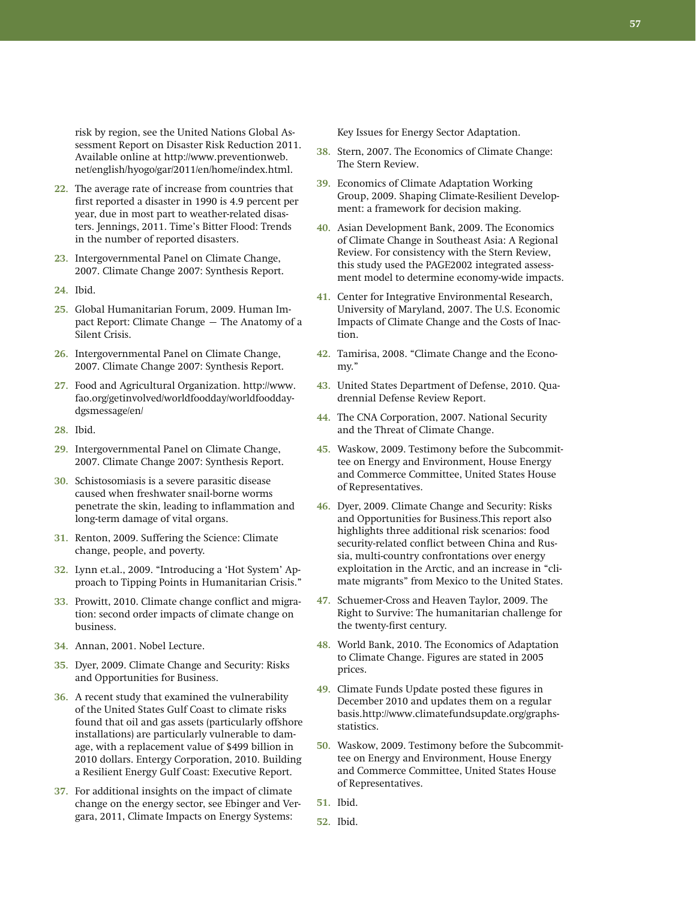risk by region, see the United Nations Global Assessment Report on Disaster Risk Reduction 2011. Available online at http://www.preventionweb.net/english/hyogo/gar/2011/en/home/index.html.

22. The average rate of increase from countries that first reported a disaster in 1990 is 4.9 percent per year, due in most part to weather-related disasters. Jennings, 2011. Time's Bitter Flood: Trends in the number of reported disasters.

23. Intergovernmental Panel on Climate Change, 2007. Climate Change 2007: Synthesis Report.

24. Ibid.

25. Global Humanitarian Forum, 2009. Human Impact Report: Climate Change — The Anatomy of a Silent Crisis.

26. Intergovernmental Panel on Climate Change, 2007. Climate Change 2007: Synthesis Report.

27. Food and Agricultural Organization. http://www.fao.org/getinvolved/worldfoodday/worldfoodday-dgsmessage/en/

28. Ibid.

29. Intergovernmental Panel on Climate Change, 2007. Climate Change 2007: Synthesis Report.

30. Schistosomiasis is a severe parasitic disease caused when freshwater snail-borne worms penetrate the skin, leading to inflammation and long-term damage of vital organs.

31. Renton, 2009. Suffering the Science: Climate change, people, and poverty.

32. Lynn et.al., 2009. "Introducing a 'Hot System' Approach to Tipping Points in Humanitarian Crisis."

33. Prowitt, 2010. Climate change conflict and migration: second order impacts of climate change on business.

34. Annan, 2001. Nobel Lecture.

35. Dyer, 2009. Climate Change and Security: Risks and Opportunities for Business.

36. A recent study that examined the vulnerability of the United States Gulf Coast to climate risks found that oil and gas assets (particularly offshore installations) are particularly vulnerable to damage, with a replacement value of $499 billion in 2010 dollars. Entergy Corporation, 2010. Building a Resilient Energy Gulf Coast: Executive Report.

37. For additional insights on the impact of climate change on the energy sector, see Ebinger and Vergara, 2011, Climate Impacts on Energy Systems: Key Issues for Energy Sector Adaptation.

38. Stern, 2007. The Economics of Climate Change: The Stern Review.

39. Economics of Climate Adaptation Working Group, 2009. Shaping Climate-Resilient Development: a framework for decision making.

40. Asian Development Bank, 2009. The Economics of Climate Change in Southeast Asia: A Regional Review. For consistency with the Stern Review, this study used the PAGE2002 integrated assessment model to determine economy-wide impacts.

41. Center for Integrative Environmental Research, University of Maryland, 2007. The U.S. Economic Impacts of Climate Change and the Costs of Inaction.

42. Tamirisa, 2008. "Climate Change and the Economy."

43. United States Department of Defense, 2010. Quadrennial Defense Review Report.

44. The CNA Corporation, 2007. National Security and the Threat of Climate Change.

45. Waskow, 2009. Testimony before the Subcommittee on Energy and Environment, House Energy and Commerce Committee, United States House of Representatives.

46. Dyer, 2009. Climate Change and Security: Risks and Opportunities for Business.This report also highlights three additional risk scenarios: food security-related conflict between China and Russia, multi-country confrontations over energy exploitation in the Arctic, and an increase in "climate migrants" from Mexico to the United States.

47. Schuemer-Cross and Heaven Taylor, 2009. The Right to Survive: The humanitarian challenge for the twenty-first century.

48. World Bank, 2010. The Economics of Adaptation to Climate Change. Figures are stated in 2005 prices.

49. Climate Funds Update posted these figures in December 2010 and updates them on a regular basis.http://www.climatefundsupdate.org/graphs-statistics.

50. Waskow, 2009. Testimony before the Subcommittee on Energy and Environment, House Energy and Commerce Committee, United States House of Representatives.

51. Ibid.

52. Ibid.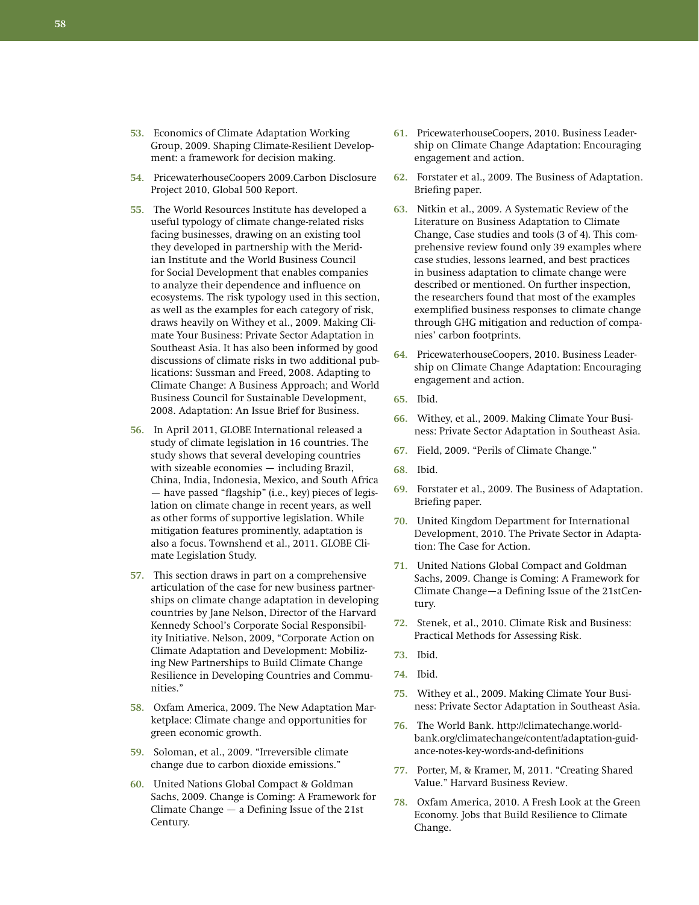53. Economics of Climate Adaptation Working Group, 2009. Shaping Climate-Resilient Development: a framework for decision making.

54. PricewaterhouseCoopers 2009.Carbon Disclosure Project 2010, Global 500 Report.

55. The World Resources Institute has developed a useful typology of climate change-related risks facing businesses, drawing on an existing tool they developed in partnership with the Meridian Institute and the World Business Council for Social Development that enables companies to analyze their dependence and influence on ecosystems. The risk typology used in this section, as well as the examples for each category of risk, draws heavily on Withey et al., 2009. Making Climate Your Business: Private Sector Adaptation in Southeast Asia. It has also been informed by good discussions of climate risks in two additional publications: Sussman and Freed, 2008. Adapting to Climate Change: A Business Approach; and World Business Council for Sustainable Development, 2008. Adaptation: An Issue Brief for Business.

56. In April 2011, GLOBE International released a study of climate legislation in 16 countries. The study shows that several developing countries with sizeable economies — including Brazil, China, India, Indonesia, Mexico, and South Africa — have passed "flagship" (i.e., key) pieces of legislation on climate change in recent years, as well as other forms of supportive legislation. While mitigation features prominently, adaptation is also a focus. Townshend et al., 2011. GLOBE Climate Legislation Study.

57. This section draws in part on a comprehensive articulation of the case for new business partnerships on climate change adaptation in developing countries by Jane Nelson, Director of the Harvard Kennedy School's Corporate Social Responsibility Initiative. Nelson, 2009, "Corporate Action on Climate Adaptation and Development: Mobilizing New Partnerships to Build Climate Change Resilience in Developing Countries and Communities."

58. Oxfam America, 2009. The New Adaptation Marketplace: Climate change and opportunities for green economic growth.

59. Soloman, et al., 2009. "Irreversible climate change due to carbon dioxide emissions."

60. United Nations Global Compact & Goldman Sachs, 2009. Change is Coming: A Framework for Climate Change — a Defining Issue of the 21st Century.

61. PricewaterhouseCoopers, 2010. Business Leadership on Climate Change Adaptation: Encouraging engagement and action.

62. Forstater et al., 2009. The Business of Adaptation. Briefing paper.

63. Nitkin et al., 2009. A Systematic Review of the Literature on Business Adaptation to Climate Change, Case studies and tools (3 of 4). This comprehensive review found only 39 examples where case studies, lessons learned, and best practices in business adaptation to climate change were described or mentioned. On further inspection, the researchers found that most of the examples exemplified business responses to climate change through GHG mitigation and reduction of companies' carbon footprints.

64. PricewaterhouseCoopers, 2010. Business Leadership on Climate Change Adaptation: Encouraging engagement and action.

65. Ibid.

66. Withey, et al., 2009. Making Climate Your Business: Private Sector Adaptation in Southeast Asia.

67. Field, 2009. "Perils of Climate Change."

68. Ibid.

69. Forstater et al., 2009. The Business of Adaptation. Briefing paper.

70. United Kingdom Department for International Development, 2010. The Private Sector in Adaptation: The Case for Action.

71. United Nations Global Compact and Goldman Sachs, 2009. Change is Coming: A Framework for Climate Change—a Defining Issue of the 21stCentury.

72. Stenek, et al., 2010. Climate Risk and Business: Practical Methods for Assessing Risk.

73. Ibid.

74. Ibid.

75. Withey et al., 2009. Making Climate Your Business: Private Sector Adaptation in Southeast Asia.

76. The World Bank. http://climatechange.worldbank.org/climatechange/content/adaptation-guidance-notes-key-words-and-definitions

77. Porter, M, & Kramer, M, 2011. "Creating Shared Value." Harvard Business Review.

78. Oxfam America, 2010. A Fresh Look at the Green Economy. Jobs that Build Resilience to Climate Change.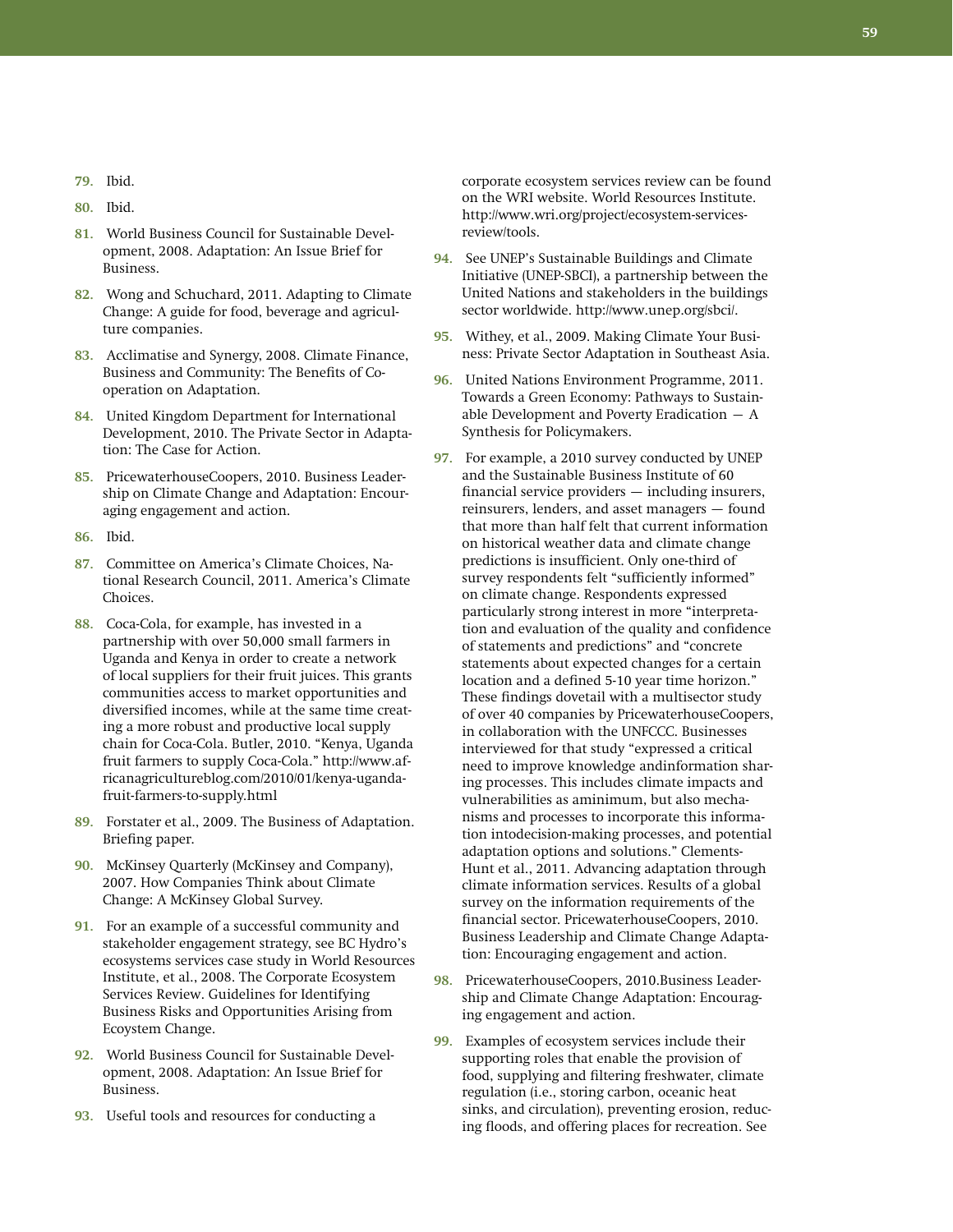79. Ibid.

80. Ibid.

81. World Business Council for Sustainable Development, 2008. Adaptation: An Issue Brief for Business.

82. Wong and Schuchard, 2011. Adapting to Climate Change: A guide for food, beverage and agriculture companies.

83. Acclimatise and Synergy, 2008. Climate Finance, Business and Community: The Benefits of Co-operation on Adaptation.

84. United Kingdom Department for International Development, 2010. The Private Sector in Adaptation: The Case for Action.

85. PricewaterhouseCoopers, 2010. Business Leadership on Climate Change and Adaptation: Encouraging engagement and action.

86. Ibid.

87. Committee on America's Climate Choices, National Research Council, 2011. America's Climate Choices.

88. Coca-Cola, for example, has invested in a partnership with over 50,000 small farmers in Uganda and Kenya in order to create a network of local suppliers for their fruit juices. This grants communities access to market opportunities and diversified incomes, while at the same time creating a more robust and productive local supply chain for Coca-Cola. Butler, 2010. "Kenya, Uganda fruit farmers to supply Coca-Cola." http://www.africanagricultureblog.com/2010/01/kenya-uganda-fruit-farmers-to-supply.html

89. Forstater et al., 2009. The Business of Adaptation. Briefing paper.

90. McKinsey Quarterly (McKinsey and Company), 2007. How Companies Think about Climate Change: A McKinsey Global Survey.

91. For an example of a successful community and stakeholder engagement strategy, see BC Hydro's ecosystems services case study in World Resources Institute, et al., 2008. The Corporate Ecosystem Services Review. Guidelines for Identifying Business Risks and Opportunities Arising from Ecoystem Change.

92. World Business Council for Sustainable Development, 2008. Adaptation: An Issue Brief for Business.

93. Useful tools and resources for conducting a corporate ecosystem services review can be found on the WRI website. World Resources Institute. http://www.wri.org/project/ecosystem-services-review/tools.

94. See UNEP's Sustainable Buildings and Climate Initiative (UNEP-SBCI), a partnership between the United Nations and stakeholders in the buildings sector worldwide. http://www.unep.org/sbci/.

95. Withey, et al., 2009. Making Climate Your Business: Private Sector Adaptation in Southeast Asia.

96. United Nations Environment Programme, 2011. Towards a Green Economy: Pathways to Sustainable Development and Poverty Eradication — A Synthesis for Policymakers.

97. For example, a 2010 survey conducted by UNEP and the Sustainable Business Institute of 60 financial service providers — including insurers, reinsurers, lenders, and asset managers — found that more than half felt that current information on historical weather data and climate change predictions is insufficient. Only one-third of survey respondents felt "sufficiently informed" on climate change. Respondents expressed particularly strong interest in more "interpretation and evaluation of the quality and confidence of statements and predictions" and "concrete statements about expected changes for a certain location and a defined 5-10 year time horizon." These findings dovetail with a multisector study of over 40 companies by PricewaterhouseCoopers, in collaboration with the UNFCCC. Businesses interviewed for that study "expressed a critical need to improve knowledge andinformation sharing processes. This includes climate impacts and vulnerabilities as aminimum, but also mechanisms and processes to incorporate this information intodecision-making processes, and potential adaptation options and solutions." Clements-Hunt et al., 2011. Advancing adaptation through climate information services. Results of a global survey on the information requirements of the financial sector. PricewaterhouseCoopers, 2010. Business Leadership and Climate Change Adaptation: Encouraging engagement and action.

98. PricewaterhouseCoopers, 2010.Business Leadership and Climate Change Adaptation: Encouraging engagement and action.

99. Examples of ecosystem services include their supporting roles that enable the provision of food, supplying and filtering freshwater, climate regulation (i.e., storing carbon, oceanic heat sinks, and circulation), preventing erosion, reducing floods, and offering places for recreation. See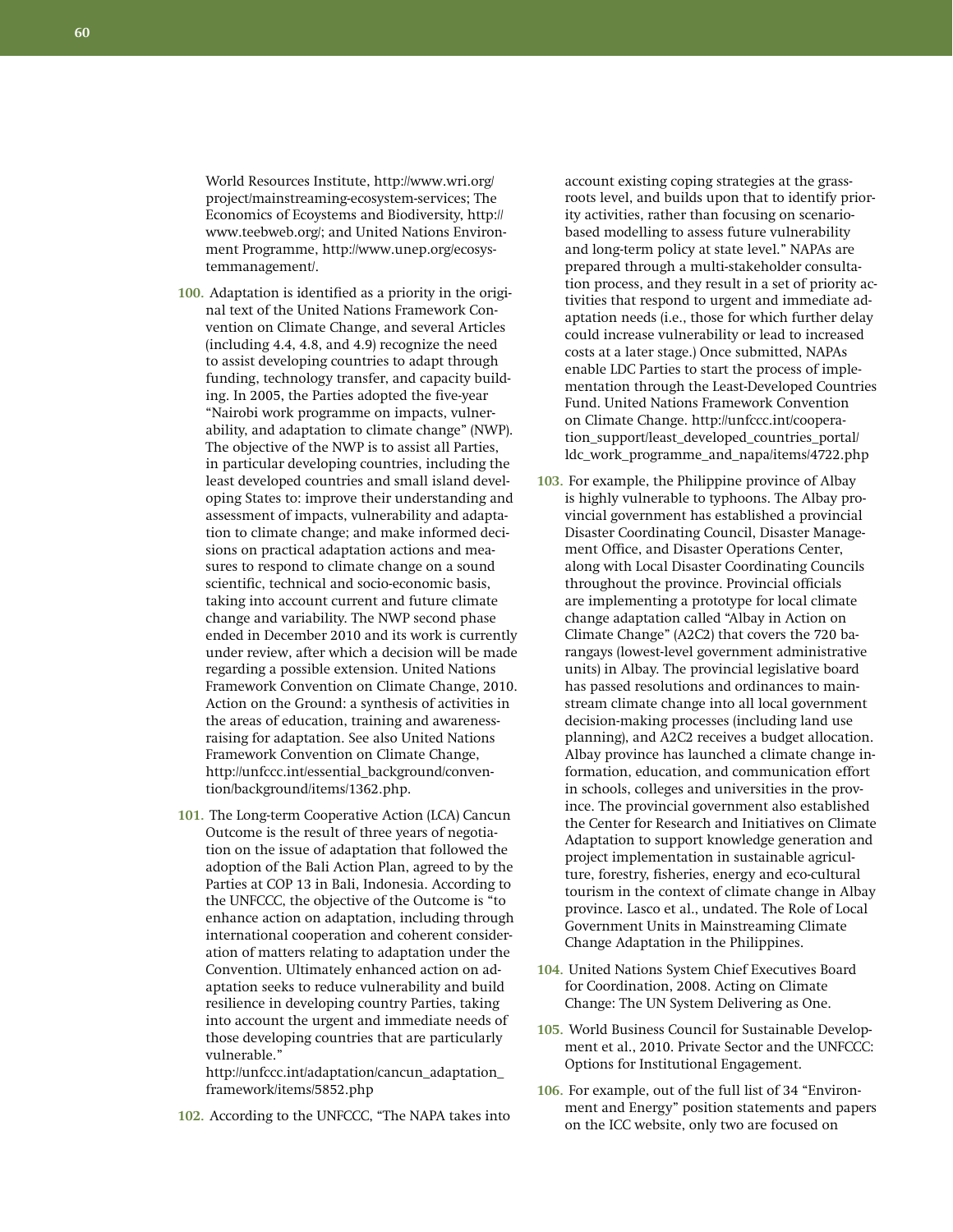World Resources Institute, http://www.wri.org/project/mainstreaming-ecosystem-services; The Economics of Ecoystems and Biodiversity, http://www.teebweb.org/; and United Nations Environment Programme, http://www.unep.org/ecosystemmanagement/.

**100.** Adaptation is identified as a priority in the original text of the United Nations Framework Convention on Climate Change, and several Articles (including 4.4, 4.8, and 4.9) recognize the need to assist developing countries to adapt through funding, technology transfer, and capacity building. In 2005, the Parties adopted the five-year "Nairobi work programme on impacts, vulnerability, and adaptation to climate change" (NWP). The objective of the NWP is to assist all Parties, in particular developing countries, including the least developed countries and small island developing States to: improve their understanding and assessment of impacts, vulnerability and adaptation to climate change; and make informed decisions on practical adaptation actions and measures to respond to climate change on a sound scientific, technical and socio-economic basis, taking into account current and future climate change and variability. The NWP second phase ended in December 2010 and its work is currently under review, after which a decision will be made regarding a possible extension. United Nations Framework Convention on Climate Change, 2010. Action on the Ground: a synthesis of activities in the areas of education, training and awareness-raising for adaptation. See also United Nations Framework Convention on Climate Change, http://unfccc.int/essential_background/convention/background/items/1362.php.

**101.** The Long-term Cooperative Action (LCA) Cancun Outcome is the result of three years of negotiation on the issue of adaptation that followed the adoption of the Bali Action Plan, agreed to by the Parties at COP 13 in Bali, Indonesia. According to the UNFCCC, the objective of the Outcome is "to enhance action on adaptation, including through international cooperation and coherent consideration of matters relating to adaptation under the Convention. Ultimately enhanced action on adaptation seeks to reduce vulnerability and build resilience in developing country Parties, taking into account the urgent and immediate needs of those developing countries that are particularly vulnerable."
http://unfccc.int/adaptation/cancun_adaptation_framework/items/5852.php

**102.** According to the UNFCCC, "The NAPA takes into account existing coping strategies at the grassroots level, and builds upon that to identify priority activities, rather than focusing on scenario-based modelling to assess future vulnerability and long-term policy at state level." NAPAs are prepared through a multi-stakeholder consultation process, and they result in a set of priority activities that respond to urgent and immediate adaptation needs (i.e., those for which further delay could increase vulnerability or lead to increased costs at a later stage.) Once submitted, NAPAs enable LDC Parties to start the process of implementation through the Least-Developed Countries Fund. United Nations Framework Convention on Climate Change. http://unfccc.int/cooperation_support/least_developed_countries_portal/ldc_work_programme_and_napa/items/4722.php

**103.** For example, the Philippine province of Albay is highly vulnerable to typhoons. The Albay provincial government has established a provincial Disaster Coordinating Council, Disaster Management Office, and Disaster Operations Center, along with Local Disaster Coordinating Councils throughout the province. Provincial officials are implementing a prototype for local climate change adaptation called "Albay in Action on Climate Change" (A2C2) that covers the 720 barangays (lowest-level government administrative units) in Albay. The provincial legislative board has passed resolutions and ordinances to mainstream climate change into all local government decision-making processes (including land use planning), and A2C2 receives a budget allocation. Albay province has launched a climate change information, education, and communication effort in schools, colleges and universities in the province. The provincial government also established the Center for Research and Initiatives on Climate Adaptation to support knowledge generation and project implementation in sustainable agriculture, forestry, fisheries, energy and eco-cultural tourism in the context of climate change in Albay province. Lasco et al., undated. The Role of Local Government Units in Mainstreaming Climate Change Adaptation in the Philippines.

**104.** United Nations System Chief Executives Board for Coordination, 2008. Acting on Climate Change: The UN System Delivering as One.

**105.** World Business Council for Sustainable Development et al., 2010. Private Sector and the UNFCCC: Options for Institutional Engagement.

**106.** For example, out of the full list of 34 "Environment and Energy" position statements and papers on the ICC website, only two are focused on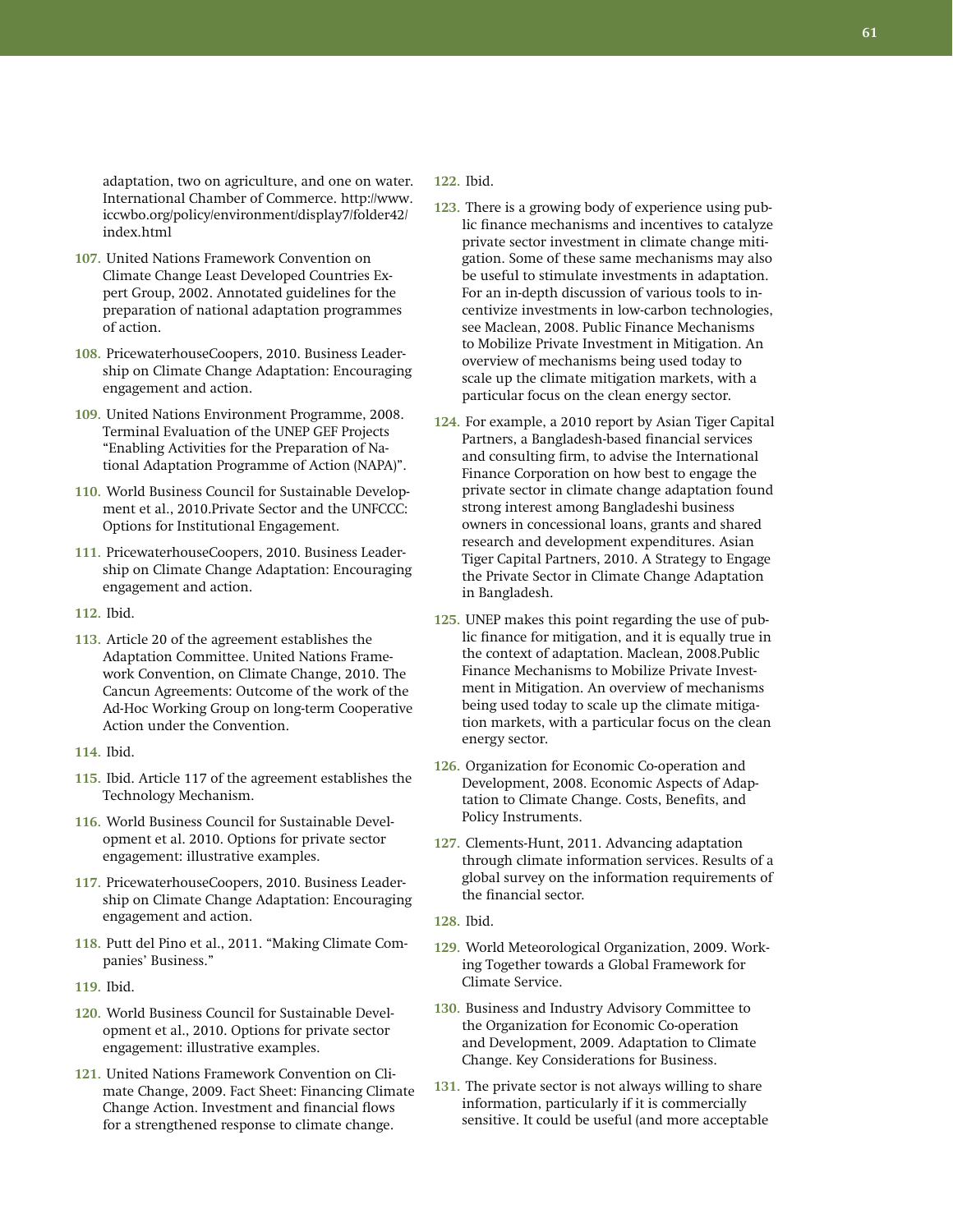adaptation, two on agriculture, and one on water. International Chamber of Commerce. http://www.iccwbo.org/policy/environment/display7/folder42/index.html

**107.** United Nations Framework Convention on Climate Change Least Developed Countries Expert Group, 2002. Annotated guidelines for the preparation of national adaptation programmes of action.

**108.** PricewaterhouseCoopers, 2010. Business Leadership on Climate Change Adaptation: Encouraging engagement and action.

**109.** United Nations Environment Programme, 2008. Terminal Evaluation of the UNEP GEF Projects "Enabling Activities for the Preparation of National Adaptation Programme of Action (NAPA)".

**110.** World Business Council for Sustainable Development et al., 2010.Private Sector and the UNFCCC: Options for Institutional Engagement.

**111.** PricewaterhouseCoopers, 2010. Business Leadership on Climate Change Adaptation: Encouraging engagement and action.

**112.** Ibid.

**113.** Article 20 of the agreement establishes the Adaptation Committee. United Nations Framework Convention, on Climate Change, 2010. The Cancun Agreements: Outcome of the work of the Ad-Hoc Working Group on long-term Cooperative Action under the Convention.

**114.** Ibid.

**115.** Ibid. Article 117 of the agreement establishes the Technology Mechanism.

**116.** World Business Council for Sustainable Development et al. 2010. Options for private sector engagement: illustrative examples.

**117.** PricewaterhouseCoopers, 2010. Business Leadership on Climate Change Adaptation: Encouraging engagement and action.

**118.** Putt del Pino et al., 2011. "Making Climate Companies' Business."

**119.** Ibid.

**120.** World Business Council for Sustainable Development et al., 2010. Options for private sector engagement: illustrative examples.

**121.** United Nations Framework Convention on Climate Change, 2009. Fact Sheet: Financing Climate Change Action. Investment and financial flows for a strengthened response to climate change.

**122.** Ibid.

**123.** There is a growing body of experience using public finance mechanisms and incentives to catalyze private sector investment in climate change mitigation. Some of these same mechanisms may also be useful to stimulate investments in adaptation. For an in-depth discussion of various tools to incentivize investments in low-carbon technologies, see Maclean, 2008. Public Finance Mechanisms to Mobilize Private Investment in Mitigation. An overview of mechanisms being used today to scale up the climate mitigation markets, with a particular focus on the clean energy sector.

**124.** For example, a 2010 report by Asian Tiger Capital Partners, a Bangladesh-based financial services and consulting firm, to advise the International Finance Corporation on how best to engage the private sector in climate change adaptation found strong interest among Bangladeshi business owners in concessional loans, grants and shared research and development expenditures. Asian Tiger Capital Partners, 2010. A Strategy to Engage the Private Sector in Climate Change Adaptation in Bangladesh.

**125.** UNEP makes this point regarding the use of public finance for mitigation, and it is equally true in the context of adaptation. Maclean, 2008.Public Finance Mechanisms to Mobilize Private Investment in Mitigation. An overview of mechanisms being used today to scale up the climate mitigation markets, with a particular focus on the clean energy sector.

**126.** Organization for Economic Co-operation and Development, 2008. Economic Aspects of Adaptation to Climate Change. Costs, Benefits, and Policy Instruments.

**127.** Clements-Hunt, 2011. Advancing adaptation through climate information services. Results of a global survey on the information requirements of the financial sector.

**128.** Ibid.

**129.** World Meteorological Organization, 2009. Working Together towards a Global Framework for Climate Service.

**130.** Business and Industry Advisory Committee to the Organization for Economic Co-operation and Development, 2009. Adaptation to Climate Change. Key Considerations for Business.

**131.** The private sector is not always willing to share information, particularly if it is commercially sensitive. It could be useful (and more acceptable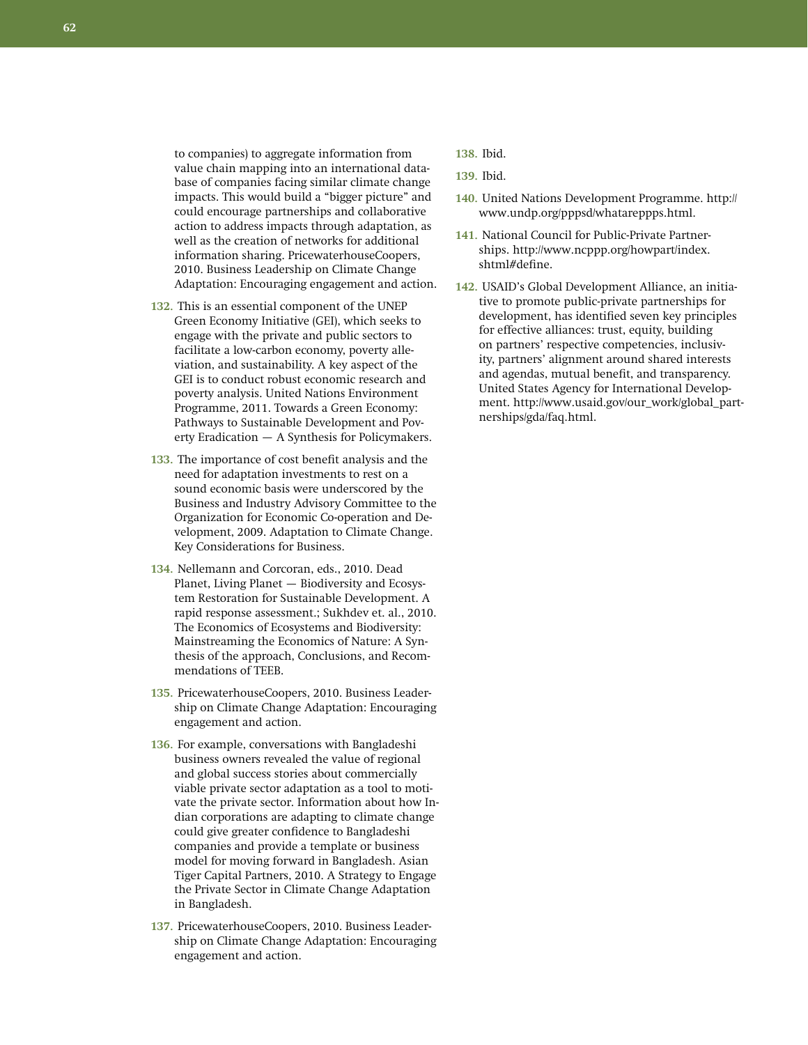to companies) to aggregate information from value chain mapping into an international database of companies facing similar climate change impacts. This would build a "bigger picture" and could encourage partnerships and collaborative action to address impacts through adaptation, as well as the creation of networks for additional information sharing. PricewaterhouseCoopers, 2010. Business Leadership on Climate Change Adaptation: Encouraging engagement and action.

**132.** This is an essential component of the UNEP Green Economy Initiative (GEI), which seeks to engage with the private and public sectors to facilitate a low-carbon economy, poverty alleviation, and sustainability. A key aspect of the GEI is to conduct robust economic research and poverty analysis. United Nations Environment Programme, 2011. Towards a Green Economy: Pathways to Sustainable Development and Poverty Eradication — A Synthesis for Policymakers.

**133.** The importance of cost benefit analysis and the need for adaptation investments to rest on a sound economic basis were underscored by the Business and Industry Advisory Committee to the Organization for Economic Co-operation and Development, 2009. Adaptation to Climate Change. Key Considerations for Business.

**134.** Nellemann and Corcoran, eds., 2010. Dead Planet, Living Planet — Biodiversity and Ecosystem Restoration for Sustainable Development. A rapid response assessment.; Sukhdev et. al., 2010. The Economics of Ecosystems and Biodiversity: Mainstreaming the Economics of Nature: A Synthesis of the approach, Conclusions, and Recommendations of TEEB.

**135.** PricewaterhouseCoopers, 2010. Business Leadership on Climate Change Adaptation: Encouraging engagement and action.

**136.** For example, conversations with Bangladeshi business owners revealed the value of regional and global success stories about commercially viable private sector adaptation as a tool to motivate the private sector. Information about how Indian corporations are adapting to climate change could give greater confidence to Bangladeshi companies and provide a template or business model for moving forward in Bangladesh. Asian Tiger Capital Partners, 2010. A Strategy to Engage the Private Sector in Climate Change Adaptation in Bangladesh.

**137.** PricewaterhouseCoopers, 2010. Business Leadership on Climate Change Adaptation: Encouraging engagement and action.

**138.** Ibid.

**139.** Ibid.

**140.** United Nations Development Programme. http://www.undp.org/pppsd/whatareppps.html.

**141.** National Council for Public-Private Partnerships. http://www.ncppp.org/howpart/index.shtml#define.

**142.** USAID's Global Development Alliance, an initiative to promote public-private partnerships for development, has identified seven key principles for effective alliances: trust, equity, building on partners' respective competencies, inclusivity, partners' alignment around shared interests and agendas, mutual benefit, and transparency. United States Agency for International Development. http://www.usaid.gov/our_work/global_partnerships/gda/faq.html.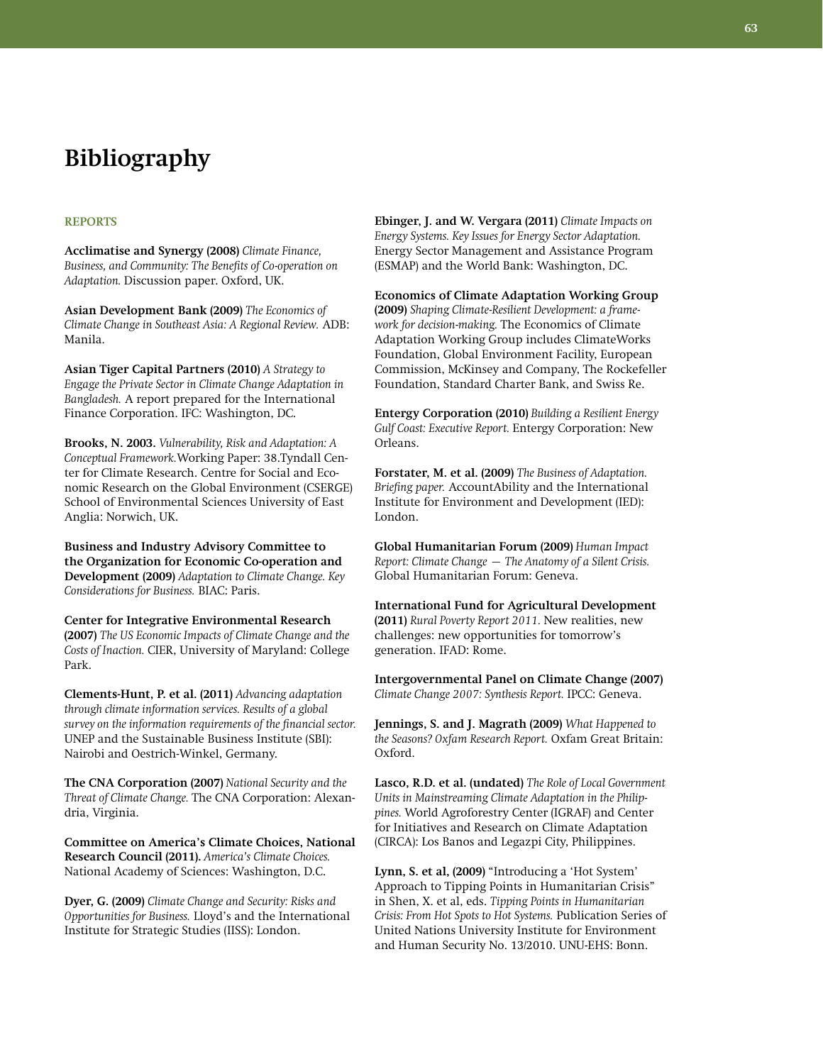# Bibliography

### REPORTS

**Acclimatise and Synergy (2008)** *Climate Finance, Business, and Community: The Benefits of Co-operation on Adaptation.* Discussion paper. Oxford, UK.

**Asian Development Bank (2009)** *The Economics of Climate Change in Southeast Asia: A Regional Review.* ADB: Manila.

**Asian Tiger Capital Partners (2010)** *A Strategy to Engage the Private Sector in Climate Change Adaptation in Bangladesh.* A report prepared for the International Finance Corporation. IFC: Washington, DC.

**Brooks, N. 2003.** *Vulnerability, Risk and Adaptation: A Conceptual Framework.*Working Paper: 38.Tyndall Center for Climate Research. Centre for Social and Economic Research on the Global Environment (CSERGE) School of Environmental Sciences University of East Anglia: Norwich, UK.

**Business and Industry Advisory Committee to the Organization for Economic Co-operation and Development (2009)** *Adaptation to Climate Change. Key Considerations for Business.* BIAC: Paris.

**Center for Integrative Environmental Research (2007)** *The US Economic Impacts of Climate Change and the Costs of Inaction.* CIER, University of Maryland: College Park.

**Clements-Hunt, P. et al. (2011)** *Advancing adaptation through climate information services. Results of a global survey on the information requirements of the financial sector.* UNEP and the Sustainable Business Institute (SBI): Nairobi and Oestrich-Winkel, Germany.

**The CNA Corporation (2007)** *National Security and the Threat of Climate Change.* The CNA Corporation: Alexandria, Virginia.

**Committee on America's Climate Choices, National Research Council (2011).** *America's Climate Choices.* National Academy of Sciences: Washington, D.C.

**Dyer, G. (2009)** *Climate Change and Security: Risks and Opportunities for Business.* Lloyd's and the International Institute for Strategic Studies (IISS): London.

**Ebinger, J. and W. Vergara (2011)** *Climate Impacts on Energy Systems. Key Issues for Energy Sector Adaptation.* Energy Sector Management and Assistance Program (ESMAP) and the World Bank: Washington, DC.

**Economics of Climate Adaptation Working Group (2009)** *Shaping Climate-Resilient Development: a framework for decision-making.* The Economics of Climate Adaptation Working Group includes ClimateWorks Foundation, Global Environment Facility, European Commission, McKinsey and Company, The Rockefeller Foundation, Standard Charter Bank, and Swiss Re.

**Entergy Corporation (2010)** *Building a Resilient Energy Gulf Coast: Executive Report.* Entergy Corporation: New Orleans.

**Forstater, M. et al. (2009)** *The Business of Adaptation. Briefing paper.* AccountAbility and the International Institute for Environment and Development (IED): London.

**Global Humanitarian Forum (2009)** *Human Impact Report: Climate Change — The Anatomy of a Silent Crisis.* Global Humanitarian Forum: Geneva.

**International Fund for Agricultural Development (2011)** *Rural Poverty Report 2011.* New realities, new challenges: new opportunities for tomorrow's generation. IFAD: Rome.

**Intergovernmental Panel on Climate Change (2007)** *Climate Change 2007: Synthesis Report.* IPCC: Geneva.

**Jennings, S. and J. Magrath (2009)** *What Happened to the Seasons? Oxfam Research Report.* Oxfam Great Britain: Oxford.

**Lasco, R.D. et al. (undated)** *The Role of Local Government Units in Mainstreaming Climate Adaptation in the Philippines.* World Agroforestry Center (IGRAF) and Center for Initiatives and Research on Climate Adaptation (CIRCA): Los Banos and Legazpi City, Philippines.

**Lynn, S. et al, (2009)** "Introducing a 'Hot System' Approach to Tipping Points in Humanitarian Crisis" in Shen, X. et al, eds. *Tipping Points in Humanitarian Crisis: From Hot Spots to Hot Systems.* Publication Series of United Nations University Institute for Environment and Human Security No. 13/2010. UNU-EHS: Bonn.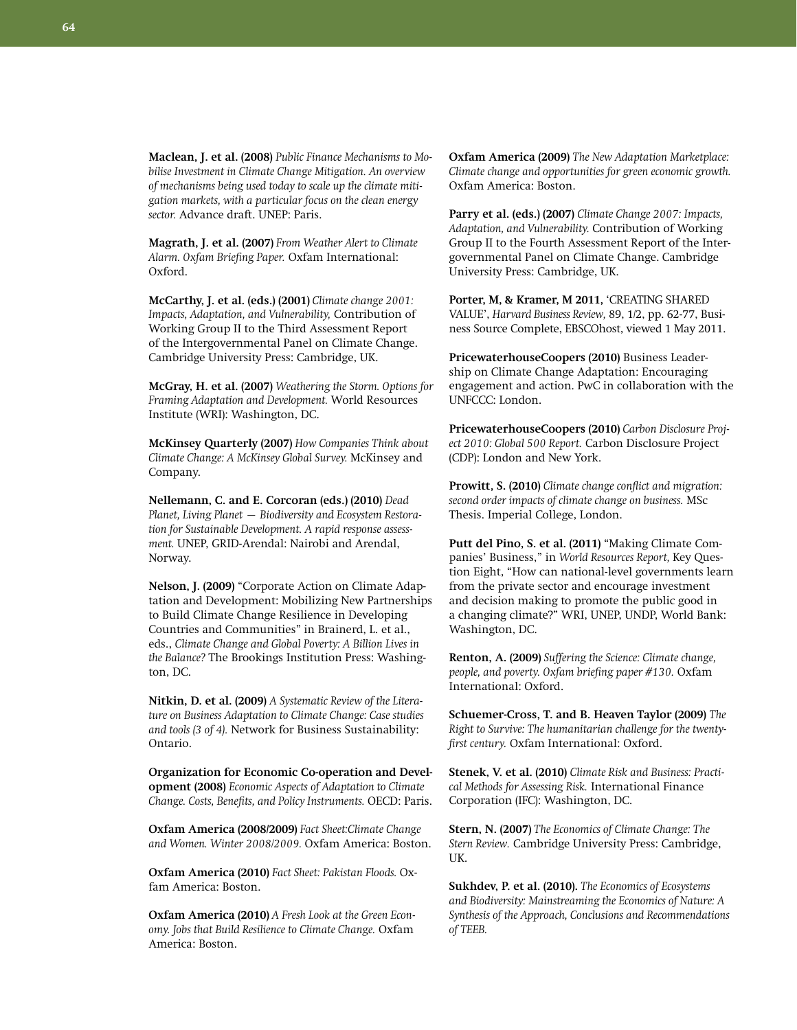**Maclean, J. et al. (2008)** *Public Finance Mechanisms to Mobilise Investment in Climate Change Mitigation. An overview of mechanisms being used today to scale up the climate mitigation markets, with a particular focus on the clean energy sector.* Advance draft. UNEP: Paris.

**Magrath, J. et al. (2007)** *From Weather Alert to Climate Alarm. Oxfam Briefing Paper.* Oxfam International: Oxford.

**McCarthy, J. et al. (eds.) (2001)** *Climate change 2001: Impacts, Adaptation, and Vulnerability,* Contribution of Working Group II to the Third Assessment Report of the Intergovernmental Panel on Climate Change. Cambridge University Press: Cambridge, UK.

**McGray, H. et al. (2007)** *Weathering the Storm. Options for Framing Adaptation and Development.* World Resources Institute (WRI): Washington, DC.

**McKinsey Quarterly (2007)** *How Companies Think about Climate Change: A McKinsey Global Survey.* McKinsey and Company.

**Nellemann, C. and E. Corcoran (eds.) (2010)** *Dead Planet, Living Planet — Biodiversity and Ecosystem Restoration for Sustainable Development. A rapid response assessment.* UNEP, GRID-Arendal: Nairobi and Arendal, Norway.

**Nelson, J. (2009)** "Corporate Action on Climate Adaptation and Development: Mobilizing New Partnerships to Build Climate Change Resilience in Developing Countries and Communities" in Brainerd, L. et al., eds., *Climate Change and Global Poverty: A Billion Lives in the Balance?* The Brookings Institution Press: Washington, DC.

**Nitkin, D. et al. (2009)** *A Systematic Review of the Literature on Business Adaptation to Climate Change: Case studies and tools (3 of 4).* Network for Business Sustainability: Ontario.

**Organization for Economic Co-operation and Development (2008)** *Economic Aspects of Adaptation to Climate Change. Costs, Benefits, and Policy Instruments.* OECD: Paris.

**Oxfam America (2008/2009)** *Fact Sheet:Climate Change and Women. Winter 2008/2009.* Oxfam America: Boston.

**Oxfam America (2010)** *Fact Sheet: Pakistan Floods.* Oxfam America: Boston.

**Oxfam America (2010)** *A Fresh Look at the Green Economy. Jobs that Build Resilience to Climate Change.* Oxfam America: Boston.

**Oxfam America (2009)** *The New Adaptation Marketplace: Climate change and opportunities for green economic growth.* Oxfam America: Boston.

**Parry et al. (eds.) (2007)** *Climate Change 2007: Impacts, Adaptation, and Vulnerability.* Contribution of Working Group II to the Fourth Assessment Report of the Intergovernmental Panel on Climate Change. Cambridge University Press: Cambridge, UK.

**Porter, M, & Kramer, M 2011**, 'CREATING SHARED VALUE', *Harvard Business Review,* 89, 1/2, pp. 62-77, Business Source Complete, EBSCOhost, viewed 1 May 2011.

**PricewaterhouseCoopers (2010)** Business Leadership on Climate Change Adaptation: Encouraging engagement and action. PwC in collaboration with the UNFCCC: London.

**PricewaterhouseCoopers (2010)** *Carbon Disclosure Project 2010: Global 500 Report.* Carbon Disclosure Project (CDP): London and New York.

**Prowitt, S. (2010)** *Climate change conflict and migration: second order impacts of climate change on business.* MSc Thesis. Imperial College, London.

**Putt del Pino, S. et al. (2011)** "Making Climate Companies' Business," in *World Resources Report,* Key Question Eight, "How can national-level governments learn from the private sector and encourage investment and decision making to promote the public good in a changing climate?" WRI, UNEP, UNDP, World Bank: Washington, DC.

**Renton, A. (2009)** *Suffering the Science: Climate change, people, and poverty. Oxfam briefing paper #130.* Oxfam International: Oxford.

**Schuemer-Cross, T. and B. Heaven Taylor (2009)** *The Right to Survive: The humanitarian challenge for the twenty-first century.* Oxfam International: Oxford.

**Stenek, V. et al. (2010)** *Climate Risk and Business: Practical Methods for Assessing Risk.* International Finance Corporation (IFC): Washington, DC.

**Stern, N. (2007)** *The Economics of Climate Change: The Stern Review.* Cambridge University Press: Cambridge, UK.

**Sukhdev, P. et al. (2010).** *The Economics of Ecosystems and Biodiversity: Mainstreaming the Economics of Nature: A Synthesis of the Approach, Conclusions and Recommendations of TEEB.*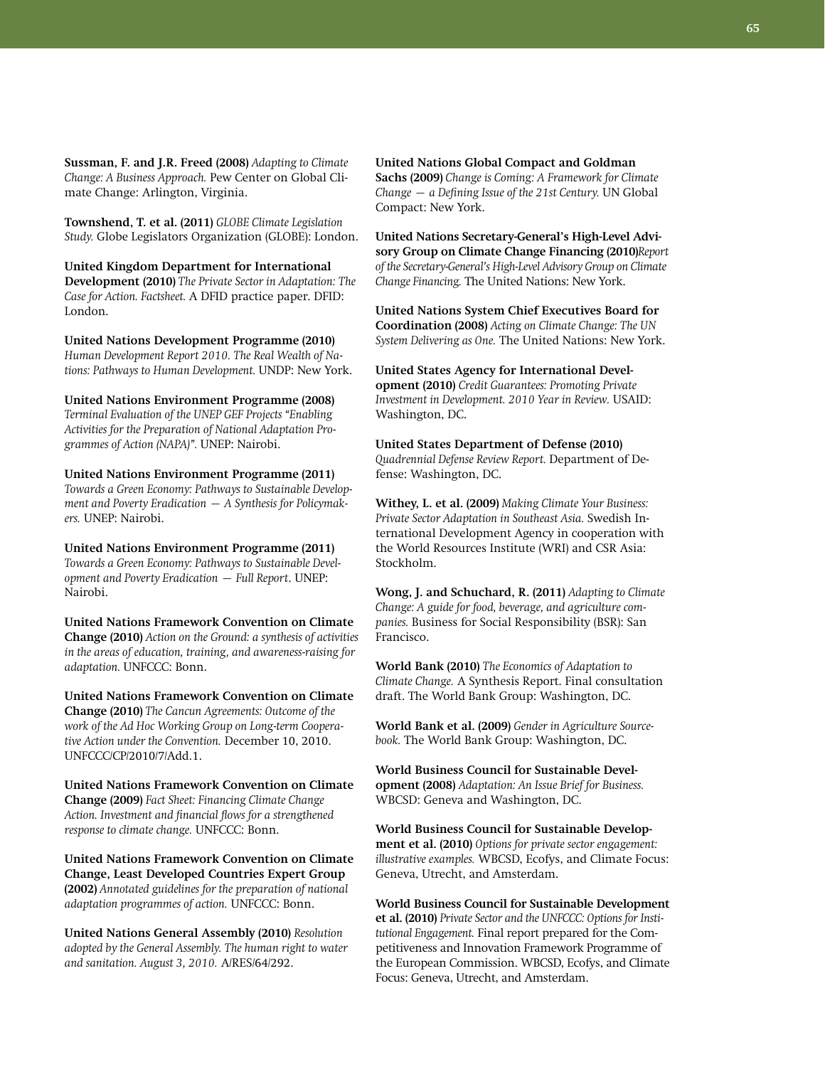**Sussman, F. and J.R. Freed (2008)** *Adapting to Climate Change: A Business Approach.* Pew Center on Global Climate Change: Arlington, Virginia.

**Townshend, T. et al. (2011)** *GLOBE Climate Legislation Study.* Globe Legislators Organization (GLOBE): London.

**United Kingdom Department for International Development (2010)** *The Private Sector in Adaptation: The Case for Action. Factsheet.* A DFID practice paper. DFID: London.

**United Nations Development Programme (2010)** *Human Development Report 2010. The Real Wealth of Nations: Pathways to Human Development.* UNDP: New York.

**United Nations Environment Programme (2008)** *Terminal Evaluation of the UNEP GEF Projects "Enabling Activities for the Preparation of National Adaptation Programmes of Action (NAPA)".* UNEP: Nairobi.

**United Nations Environment Programme (2011)** *Towards a Green Economy: Pathways to Sustainable Development and Poverty Eradication — A Synthesis for Policymakers.* UNEP: Nairobi.

**United Nations Environment Programme (2011)** *Towards a Green Economy: Pathways to Sustainable Development and Poverty Eradication — Full Report*. UNEP: Nairobi.

**United Nations Framework Convention on Climate Change (2010)** *Action on the Ground: a synthesis of activities in the areas of education, training, and awareness-raising for adaptation.* UNFCCC: Bonn.

**United Nations Framework Convention on Climate Change (2010)** *The Cancun Agreements: Outcome of the work of the Ad Hoc Working Group on Long-term Cooperative Action under the Convention.* December 10, 2010. UNFCCC/CP/2010/7/Add.1.

**United Nations Framework Convention on Climate Change (2009)** *Fact Sheet: Financing Climate Change Action. Investment and financial flows for a strengthened response to climate change.* UNFCCC: Bonn.

**United Nations Framework Convention on Climate Change, Least Developed Countries Expert Group (2002)** *Annotated guidelines for the preparation of national adaptation programmes of action.* UNFCCC: Bonn.

**United Nations General Assembly (2010)** *Resolution adopted by the General Assembly. The human right to water and sanitation. August 3, 2010.* A/RES/64/292.

**United Nations Global Compact and Goldman Sachs (2009)** *Change is Coming: A Framework for Climate Change — a Defining Issue of the 21st Century.* UN Global Compact: New York.

**United Nations Secretary-General's High-Level Advisory Group on Climate Change Financing (2010)** *Report of the Secretary-General's High-Level Advisory Group on Climate Change Financing.* The United Nations: New York.

**United Nations System Chief Executives Board for Coordination (2008)** *Acting on Climate Change: The UN System Delivering as One.* The United Nations: New York.

**United States Agency for International Development (2010)** *Credit Guarantees: Promoting Private Investment in Development. 2010 Year in Review.* USAID: Washington, DC.

**United States Department of Defense (2010)** *Quadrennial Defense Review Report.* Department of Defense: Washington, DC.

**Withey, L. et al. (2009)** *Making Climate Your Business: Private Sector Adaptation in Southeast Asia.* Swedish International Development Agency in cooperation with the World Resources Institute (WRI) and CSR Asia: Stockholm.

**Wong, J. and Schuchard, R. (2011)** *Adapting to Climate Change: A guide for food, beverage, and agriculture companies.* Business for Social Responsibility (BSR): San Francisco.

**World Bank (2010)** *The Economics of Adaptation to Climate Change.* A Synthesis Report. Final consultation draft. The World Bank Group: Washington, DC.

**World Bank et al. (2009)** *Gender in Agriculture Sourcebook.* The World Bank Group: Washington, DC.

**World Business Council for Sustainable Development (2008)** *Adaptation: An Issue Brief for Business.* WBCSD: Geneva and Washington, DC.

**World Business Council for Sustainable Development et al. (2010)** *Options for private sector engagement: illustrative examples.* WBCSD, Ecofys, and Climate Focus: Geneva, Utrecht, and Amsterdam.

**World Business Council for Sustainable Development et al. (2010)** *Private Sector and the UNFCCC: Options for Institutional Engagement.* Final report prepared for the Competitiveness and Innovation Framework Programme of the European Commission. WBCSD, Ecofys, and Climate Focus: Geneva, Utrecht, and Amsterdam.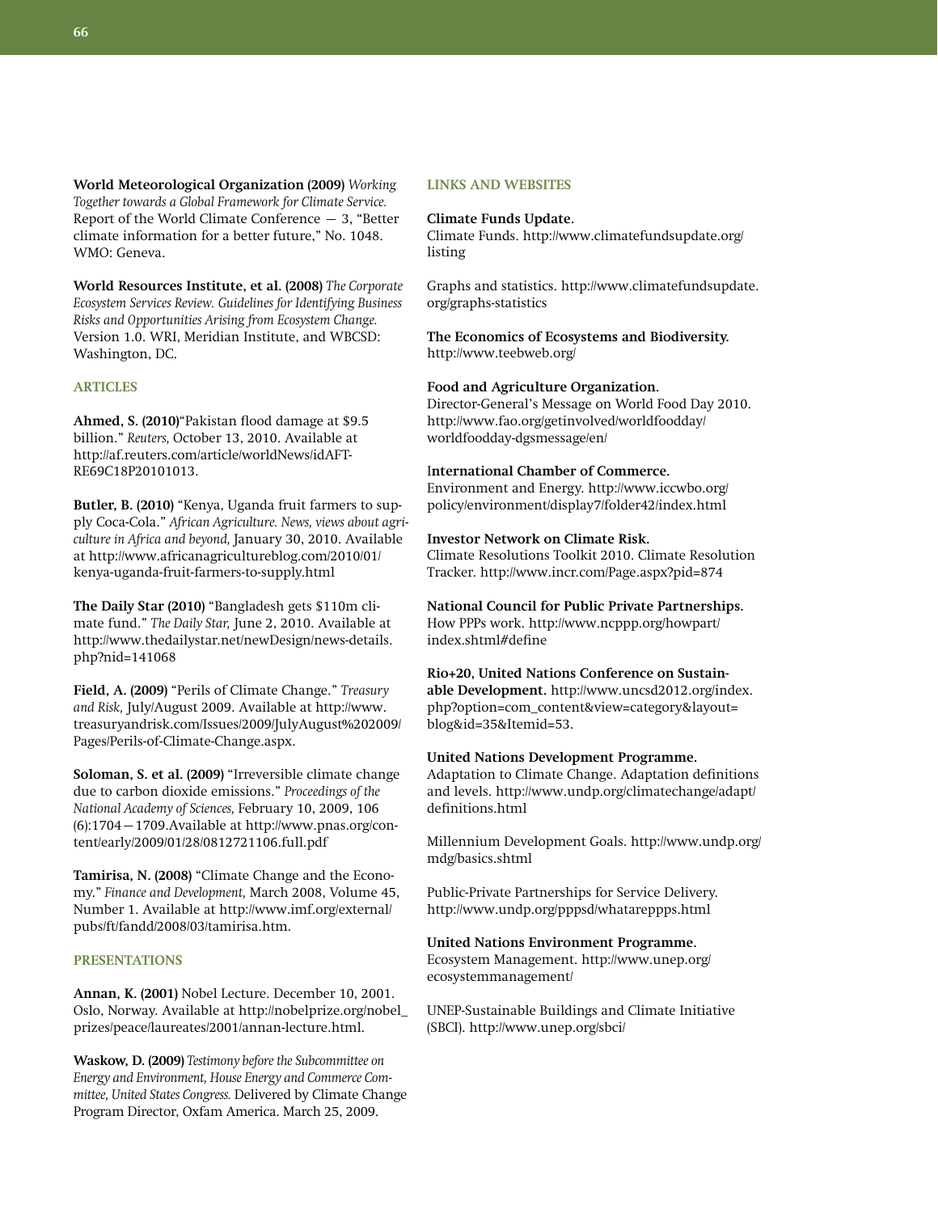**World Meteorological Organization (2009)** *Working Together towards a Global Framework for Climate Service.* Report of the World Climate Conference — 3, "Better climate information for a better future," No. 1048. WMO: Geneva.

**World Resources Institute, et al. (2008)** *The Corporate Ecosystem Services Review. Guidelines for Identifying Business Risks and Opportunities Arising from Ecosystem Change.* Version 1.0. WRI, Meridian Institute, and WBCSD: Washington, DC.

## ARTICLES

**Ahmed, S. (2010)**"Pakistan flood damage at $9.5 billion." *Reuters,* October 13, 2010. Available at http://af.reuters.com/article/worldNews/idAFTRE69C18P20101013.

**Butler, B. (2010)** "Kenya, Uganda fruit farmers to supply Coca-Cola." *African Agriculture. News, views about agriculture in Africa and beyond,* January 30, 2010. Available at http://www.africanagricultureblog.com/2010/01/kenya-uganda-fruit-farmers-to-supply.html

**The Daily Star (2010)** "Bangladesh gets $110m climate fund." *The Daily Star,* June 2, 2010. Available at http://www.thedailystar.net/newDesign/news-details.php?nid=141068

**Field, A. (2009)** "Perils of Climate Change." *Treasury and Risk,* July/August 2009. Available at http://www.treasuryandrisk.com/Issues/2009/JulyAugust%202009/Pages/Perils-of-Climate-Change.aspx.

**Soloman, S. et al. (2009)** "Irreversible climate change due to carbon dioxide emissions." *Proceedings of the National Academy of Sciences,* February 10, 2009, 106 (6):1704—1709.Available at http://www.pnas.org/content/early/2009/01/28/0812721106.full.pdf

**Tamirisa, N. (2008)** "Climate Change and the Economy." *Finance and Development,* March 2008, Volume 45, Number 1. Available at http://www.imf.org/external/pubs/ft/fandd/2008/03/tamirisa.htm.

## PRESENTATIONS

**Annan, K. (2001)** Nobel Lecture. December 10, 2001. Oslo, Norway. Available at http://nobelprize.org/nobel_prizes/peace/laureates/2001/annan-lecture.html.

**Waskow, D. (2009)** *Testimony before the Subcommittee on Energy and Environment, House Energy and Commerce Committee, United States Congress.* Delivered by Climate Change Program Director, Oxfam America. March 25, 2009.

## LINKS AND WEBSITES

**Climate Funds Update.**
Climate Funds. http://www.climatefundsupdate.org/listing

Graphs and statistics. http://www.climatefundsupdate.org/graphs-statistics

**The Economics of Ecosystems and Biodiversity.**
http://www.teebweb.org/

**Food and Agriculture Organization.**
Director-General's Message on World Food Day 2010. http://www.fao.org/getinvolved/worldfoodday/worldfoodday-dgsmessage/en/

**International Chamber of Commerce.**
Environment and Energy. http://www.iccwbo.org/policy/environment/display7/folder42/index.html

**Investor Network on Climate Risk.**
Climate Resolutions Toolkit 2010. Climate Resolution Tracker. http://www.incr.com/Page.aspx?pid=874

**National Council for Public Private Partnerships.**
How PPPs work. http://www.ncppp.org/howpart/index.shtml#define

**Rio+20, United Nations Conference on Sustainable Development.** http://www.uncsd2012.org/index.php?option=com_content&view=category&layout=blog&id=35&Itemid=53.

**United Nations Development Programme.**
Adaptation to Climate Change. Adaptation definitions and levels. http://www.undp.org/climatechange/adapt/definitions.html

Millennium Development Goals. http://www.undp.org/mdg/basics.shtml

Public-Private Partnerships for Service Delivery. http://www.undp.org/pppsd/whatareppps.html

**United Nations Environment Programme.**
Ecosystem Management. http://www.unep.org/ecosystemmanagement/

UNEP-Sustainable Buildings and Climate Initiative (SBCI). http://www.unep.org/sbci/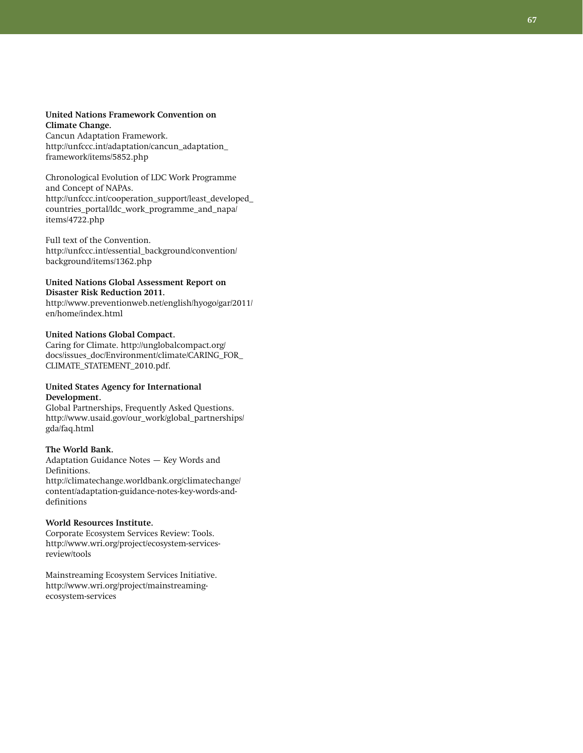**United Nations Framework Convention on Climate Change.**
Cancun Adaptation Framework.
http://unfccc.int/adaptation/cancun_adaptation_framework/items/5852.php

Chronological Evolution of LDC Work Programme and Concept of NAPAs.
http://unfccc.int/cooperation_support/least_developed_countries_portal/ldc_work_programme_and_napa/items/4722.php

Full text of the Convention.
http://unfccc.int/essential_background/convention/background/items/1362.php

**United Nations Global Assessment Report on Disaster Risk Reduction 2011.**
http://www.preventionweb.net/english/hyogo/gar/2011/en/home/index.html

**United Nations Global Compact.**
Caring for Climate. http://unglobalcompact.org/docs/issues_doc/Environment/climate/CARING_FOR_CLIMATE_STATEMENT_2010.pdf.

**United States Agency for International Development.**
Global Partnerships, Frequently Asked Questions.
http://www.usaid.gov/our_work/global_partnerships/gda/faq.html

**The World Bank.**
Adaptation Guidance Notes — Key Words and Definitions.
http://climatechange.worldbank.org/climatechange/content/adaptation-guidance-notes-key-words-and-definitions

**World Resources Institute.**
Corporate Ecosystem Services Review: Tools.
http://www.wri.org/project/ecosystem-services-review/tools

Mainstreaming Ecosystem Services Initiative.
http://www.wri.org/project/mainstreaming-ecosystem-services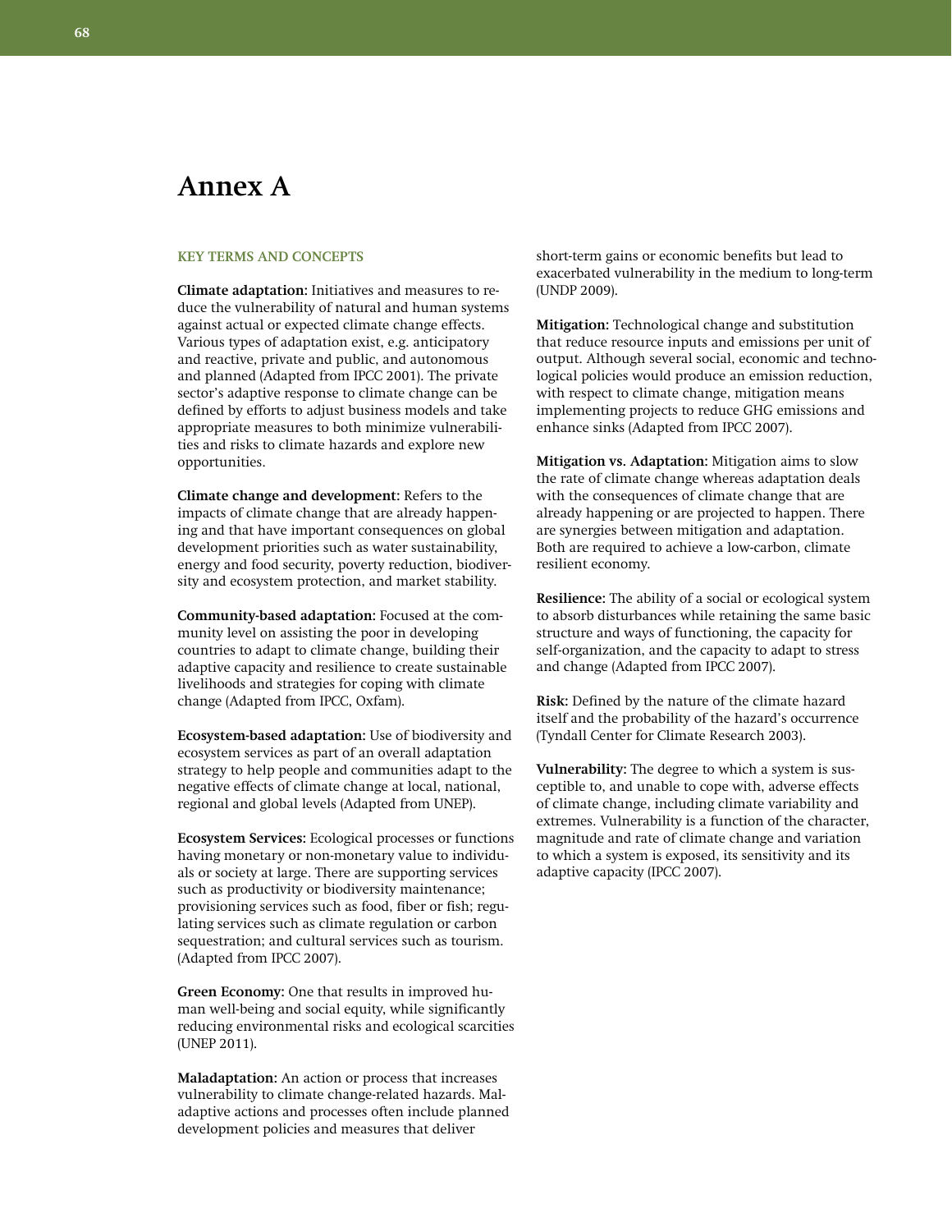# Annex A

## KEY TERMS AND CONCEPTS

**Climate adaptation:** Initiatives and measures to reduce the vulnerability of natural and human systems against actual or expected climate change effects. Various types of adaptation exist, e.g. anticipatory and reactive, private and public, and autonomous and planned (Adapted from IPCC 2001). The private sector's adaptive response to climate change can be defined by efforts to adjust business models and take appropriate measures to both minimize vulnerabilities and risks to climate hazards and explore new opportunities.

**Climate change and development:** Refers to the impacts of climate change that are already happening and that have important consequences on global development priorities such as water sustainability, energy and food security, poverty reduction, biodiversity and ecosystem protection, and market stability.

**Community-based adaptation:** Focused at the community level on assisting the poor in developing countries to adapt to climate change, building their adaptive capacity and resilience to create sustainable livelihoods and strategies for coping with climate change (Adapted from IPCC, Oxfam).

**Ecosystem-based adaptation:** Use of biodiversity and ecosystem services as part of an overall adaptation strategy to help people and communities adapt to the negative effects of climate change at local, national, regional and global levels (Adapted from UNEP).

**Ecosystem Services:** Ecological processes or functions having monetary or non-monetary value to individuals or society at large. There are supporting services such as productivity or biodiversity maintenance; provisioning services such as food, fiber or fish; regulating services such as climate regulation or carbon sequestration; and cultural services such as tourism. (Adapted from IPCC 2007).

**Green Economy:** One that results in improved human well-being and social equity, while significantly reducing environmental risks and ecological scarcities (UNEP 2011).

**Maladaptation:** An action or process that increases vulnerability to climate change-related hazards. Maladaptive actions and processes often include planned development policies and measures that deliver short-term gains or economic benefits but lead to exacerbated vulnerability in the medium to long-term (UNDP 2009).

**Mitigation:** Technological change and substitution that reduce resource inputs and emissions per unit of output. Although several social, economic and technological policies would produce an emission reduction, with respect to climate change, mitigation means implementing projects to reduce GHG emissions and enhance sinks (Adapted from IPCC 2007).

**Mitigation vs. Adaptation:** Mitigation aims to slow the rate of climate change whereas adaptation deals with the consequences of climate change that are already happening or are projected to happen. There are synergies between mitigation and adaptation. Both are required to achieve a low-carbon, climate resilient economy.

**Resilience:** The ability of a social or ecological system to absorb disturbances while retaining the same basic structure and ways of functioning, the capacity for self-organization, and the capacity to adapt to stress and change (Adapted from IPCC 2007).

**Risk:** Defined by the nature of the climate hazard itself and the probability of the hazard's occurrence (Tyndall Center for Climate Research 2003).

**Vulnerability:** The degree to which a system is susceptible to, and unable to cope with, adverse effects of climate change, including climate variability and extremes. Vulnerability is a function of the character, magnitude and rate of climate change and variation to which a system is exposed, its sensitivity and its adaptive capacity (IPCC 2007).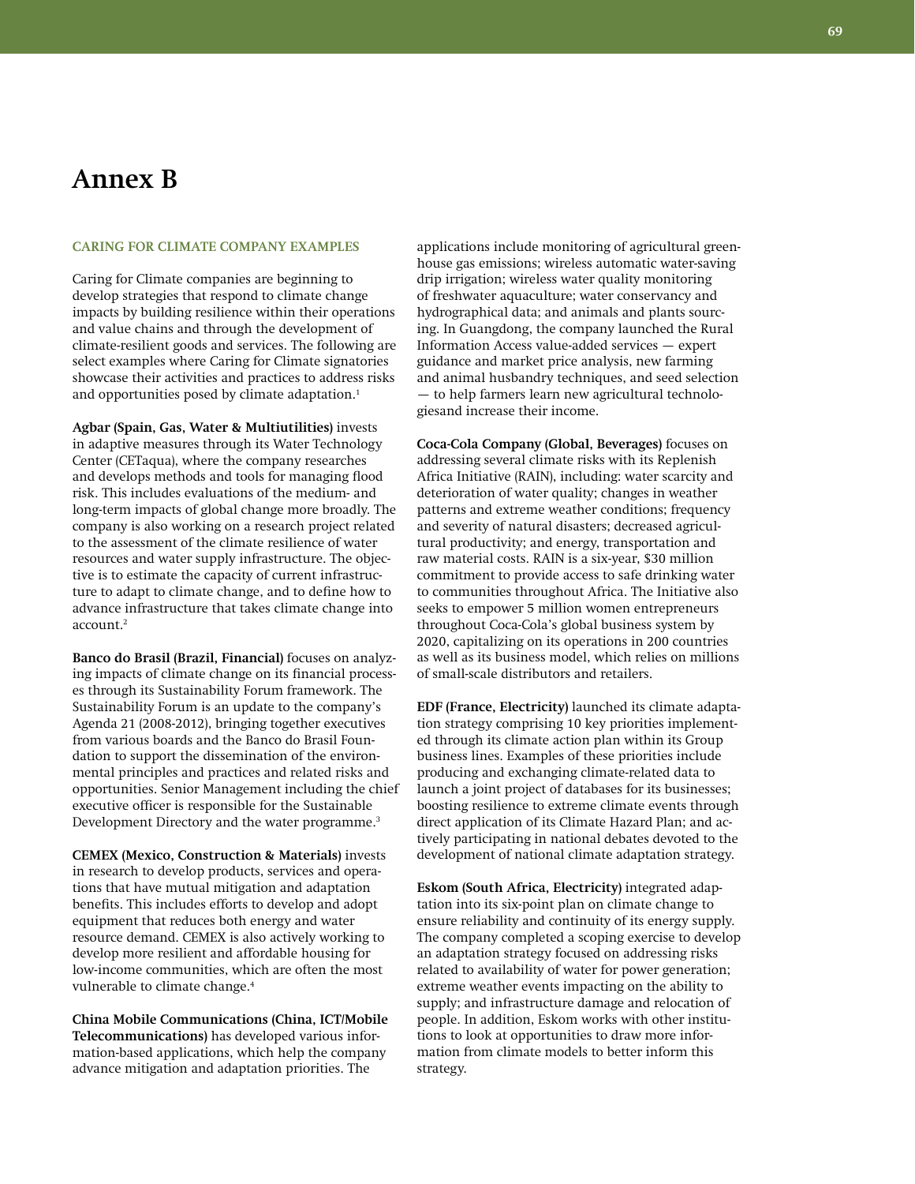# Annex B

## CARING FOR CLIMATE COMPANY EXAMPLES

Caring for Climate companies are beginning to develop strategies that respond to climate change impacts by building resilience within their operations and value chains and through the development of climate-resilient goods and services. The following are select examples where Caring for Climate signatories showcase their activities and practices to address risks and opportunities posed by climate adaptation.[1]

**Agbar (Spain, Gas, Water & Multiutilities)** invests in adaptive measures through its Water Technology Center (CETaqua), where the company researches and develops methods and tools for managing flood risk. This includes evaluations of the medium- and long-term impacts of global change more broadly. The company is also working on a research project related to the assessment of the climate resilience of water resources and water supply infrastructure. The objective is to estimate the capacity of current infrastructure to adapt to climate change, and to define how to advance infrastructure that takes climate change into account.[2]

**Banco do Brasil (Brazil, Financial)** focuses on analyzing impacts of climate change on its financial processes through its Sustainability Forum framework. The Sustainability Forum is an update to the company's Agenda 21 (2008-2012), bringing together executives from various boards and the Banco do Brasil Foundation to support the dissemination of the environmental principles and practices and related risks and opportunities. Senior Management including the chief executive officer is responsible for the Sustainable Development Directory and the water programme.[3]

**CEMEX (Mexico, Construction & Materials)** invests in research to develop products, services and operations that have mutual mitigation and adaptation benefits. This includes efforts to develop and adopt equipment that reduces both energy and water resource demand. CEMEX is also actively working to develop more resilient and affordable housing for low-income communities, which are often the most vulnerable to climate change.[4]

**China Mobile Communications (China, ICT/Mobile Telecommunications)** has developed various information-based applications, which help the company advance mitigation and adaptation priorities. The applications include monitoring of agricultural greenhouse gas emissions; wireless automatic water-saving drip irrigation; wireless water quality monitoring of freshwater aquaculture; water conservancy and hydrographical data; and animals and plants sourcing. In Guangdong, the company launched the Rural Information Access value-added services — expert guidance and market price analysis, new farming and animal husbandry techniques, and seed selection — to help farmers learn new agricultural technologiesand increase their income.

**Coca-Cola Company (Global, Beverages)** focuses on addressing several climate risks with its Replenish Africa Initiative (RAIN), including: water scarcity and deterioration of water quality; changes in weather patterns and extreme weather conditions; frequency and severity of natural disasters; decreased agricultural productivity; and energy, transportation and raw material costs. RAIN is a six-year, $30 million commitment to provide access to safe drinking water to communities throughout Africa. The Initiative also seeks to empower 5 million women entrepreneurs throughout Coca-Cola's global business system by 2020, capitalizing on its operations in 200 countries as well as its business model, which relies on millions of small-scale distributors and retailers.

**EDF (France, Electricity)** launched its climate adaptation strategy comprising 10 key priorities implemented through its climate action plan within its Group business lines. Examples of these priorities include producing and exchanging climate-related data to launch a joint project of databases for its businesses; boosting resilience to extreme climate events through direct application of its Climate Hazard Plan; and actively participating in national debates devoted to the development of national climate adaptation strategy.

**Eskom (South Africa, Electricity)** integrated adaptation into its six-point plan on climate change to ensure reliability and continuity of its energy supply. The company completed a scoping exercise to develop an adaptation strategy focused on addressing risks related to availability of water for power generation; extreme weather events impacting on the ability to supply; and infrastructure damage and relocation of people. In addition, Eskom works with other institutions to look at opportunities to draw more information from climate models to better inform this strategy.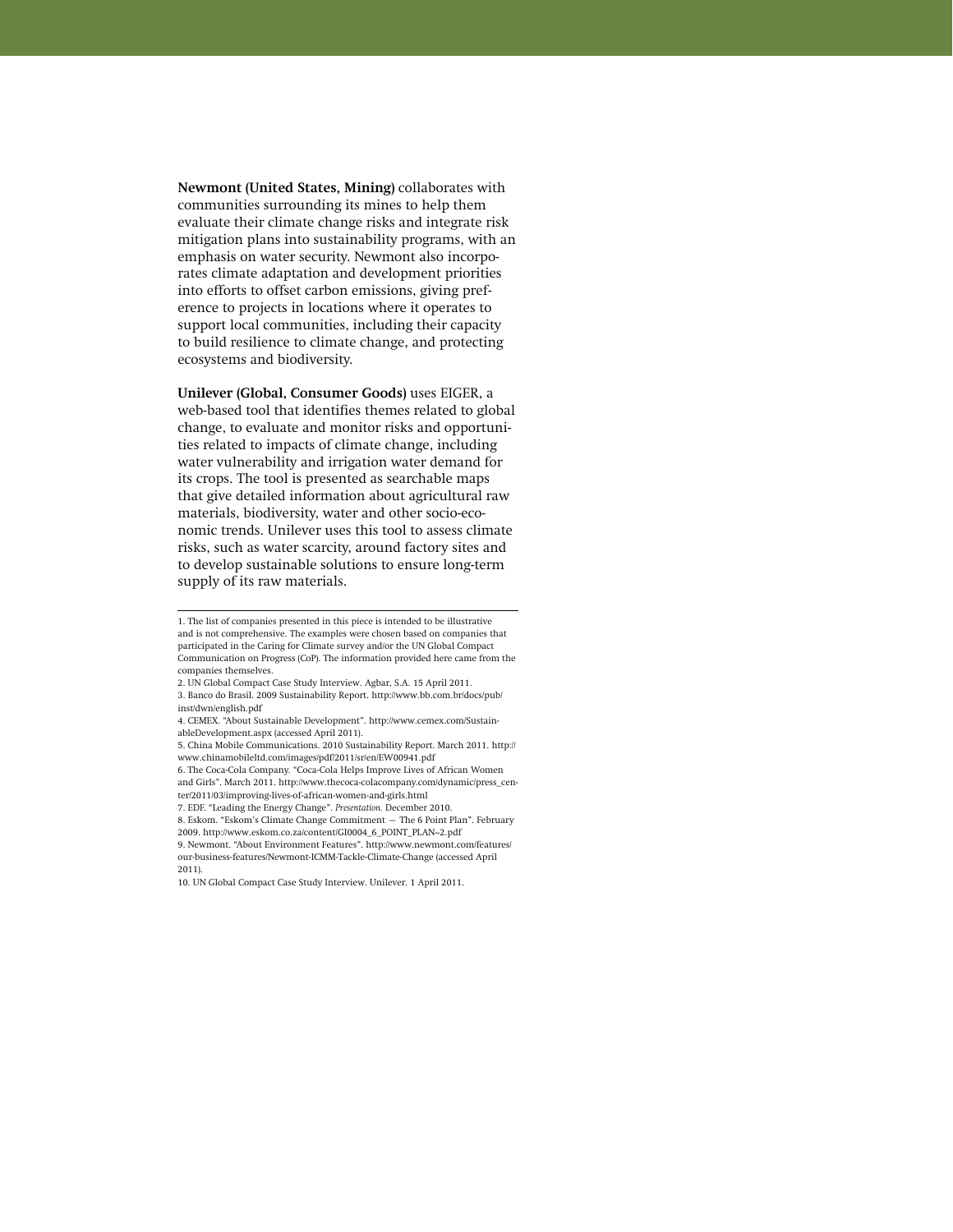**Newmont (United States, Mining)** collaborates with communities surrounding its mines to help them evaluate their climate change risks and integrate risk mitigation plans into sustainability programs, with an emphasis on water security. Newmont also incorporates climate adaptation and development priorities into efforts to offset carbon emissions, giving preference to projects in locations where it operates to support local communities, including their capacity to build resilience to climate change, and protecting ecosystems and biodiversity.

**Unilever (Global, Consumer Goods)** uses EIGER, a web-based tool that identifies themes related to global change, to evaluate and monitor risks and opportunities related to impacts of climate change, including water vulnerability and irrigation water demand for its crops. The tool is presented as searchable maps that give detailed information about agricultural raw materials, biodiversity, water and other socio-economic trends. Unilever uses this tool to assess climate risks, such as water scarcity, around factory sites and to develop sustainable solutions to ensure long-term supply of its raw materials.

---

1. The list of companies presented in this piece is intended to be illustrative and is not comprehensive. The examples were chosen based on companies that participated in the Caring for Climate survey and/or the UN Global Compact Communication on Progress (CoP). The information provided here came from the companies themselves.
2. UN Global Compact Case Study Interview. Agbar, S.A. 15 April 2011.
3. Banco do Brasil. 2009 Sustainability Report. http://www.bb.com.br/docs/pub/inst/dwn/english.pdf
4. CEMEX. "About Sustainable Development". http://www.cemex.com/SustainableDevelopment.aspx (accessed April 2011).
5. China Mobile Communications. 2010 Sustainability Report. March 2011. http://www.chinamobileltd.com/images/pdf/2011/sr/en/EW00941.pdf
6. The Coca-Cola Company. "Coca-Cola Helps Improve Lives of African Women and Girls". March 2011. http://www.thecoca-colacompany.com/dynamic/press_center/2011/03/improving-lives-of-african-women-and-girls.html
7. EDF. "Leading the Energy Change". *Presentation.* December 2010.
8. Eskom. "Eskom's Climate Change Commitment — The 6 Point Plan". February 2009. http://www.eskom.co.za/content/GI0004_6_POINT_PLAN~2.pdf
9. Newmont. "About Environment Features". http://www.newmont.com/features/our-business-features/Newmont-ICMM-Tackle-Climate-Change (accessed April 2011).
10. UN Global Compact Case Study Interview. Unilever. 1 April 2011.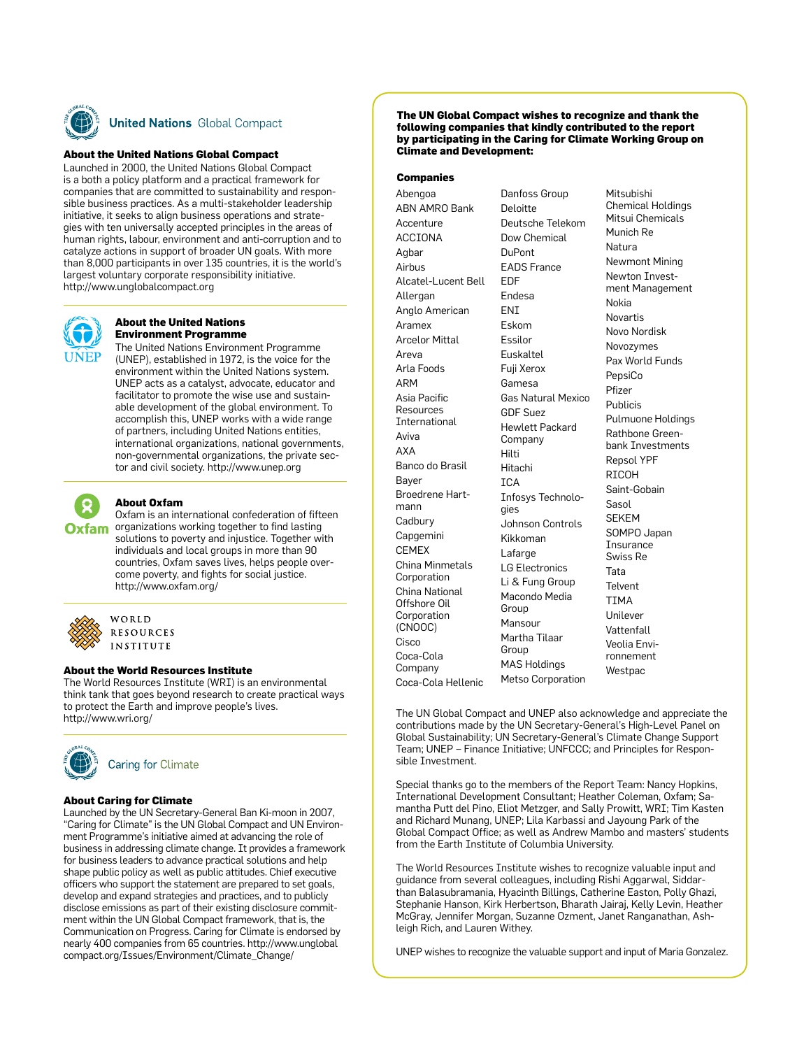## United Nations Global Compact

### About the United Nations Global Compact

Launched in 2000, the United Nations Global Compact is a both a policy platform and a practical framework for companies that are committed to sustainability and responsible business practices. As a multi-stakeholder leadership initiative, it seeks to align business operations and strategies with ten universally accepted principles in the areas of human rights, labour, environment and anti-corruption and to catalyze actions in support of broader UN goals. With more than 8,000 participants in over 135 countries, it is the world's largest voluntary corporate responsibility initiative. http://www.unglobalcompact.org

### About the United Nations Environment Programme

The United Nations Environment Programme (UNEP), established in 1972, is the voice for the environment within the United Nations system. UNEP acts as a catalyst, advocate, educator and facilitator to promote the wise use and sustainable development of the global environment. To accomplish this, UNEP works with a wide range of partners, including United Nations entities, international organizations, national governments, non-governmental organizations, the private sector and civil society. http://www.unep.org

### About Oxfam

Oxfam is an international confederation of fifteen organizations working together to find lasting solutions to poverty and injustice. Together with individuals and local groups in more than 90 countries, Oxfam saves lives, helps people overcome poverty, and fights for social justice. http://www.oxfam.org/

### About the World Resources Institute

The World Resources Institute (WRI) is an environmental think tank that goes beyond research to create practical ways to protect the Earth and improve people's lives. http://www.wri.org/

## Caring for Climate

### About Caring for Climate

Launched by the UN Secretary-General Ban Ki-moon in 2007, "Caring for Climate" is the UN Global Compact and UN Environment Programme's initiative aimed at advancing the role of business in addressing climate change. It provides a framework for business leaders to advance practical solutions and help shape public policy as well as public attitudes. Chief executive officers who support the statement are prepared to set goals, develop and expand strategies and practices, and to publicly disclose emissions as part of their existing disclosure commitment within the UN Global Compact framework, that is, the Communication on Progress. Caring for Climate is endorsed by nearly 400 companies from 65 countries. http://www.unglobalcompact.org/Issues/Environment/Climate_Change/

**The UN Global Compact wishes to recognize and thank the following companies that kindly contributed to the report by participating in the Caring for Climate Working Group on Climate and Development:**

**Companies**

Abengoa
ABN AMRO Bank
Accenture
ACCIONA
Agbar
Airbus
Alcatel-Lucent Bell
Allergan
Anglo American
Aramex
Arcelor Mittal
Areva
Arla Foods
ARM
Asia Pacific Resources International
Aviva
AXA
Banco do Brasil
Bayer
Broedrene Hartmann
Cadbury
Capgemini
CEMEX
China Minmetals Corporation
China National Offshore Oil Corporation (CNOOC)
Cisco
Coca-Cola Company
Coca-Cola Hellenic
Danfoss Group
Deloitte
Deutsche Telekom
Dow Chemical
DuPont
EADS France
EDF
Endesa
ENI
Eskom
Essilor
Euskaltel
Fuji Xerox
Gamesa
Gas Natural Mexico
GDF Suez
Hewlett Packard Company
Hilti
Hitachi
ICA
Infosys Technologies
Johnson Controls
Kikkoman
Lafarge
LG Electronics
Li & Fung Group
Macondo Media Group
Mansour
Martha Tilaar Group
MAS Holdings
Metso Corporation
Mitsubishi Chemical Holdings
Mitsui Chemicals
Munich Re
Natura
Newmont Mining
Newton Investment Management
Nokia
Novartis
Novo Nordisk
Novozymes
Pax World Funds
PepsiCo
Pfizer
Publicis
Pulmuone Holdings
Rathbone Greenbank Investments
Repsol YPF
RICOH
Saint-Gobain
Sasol
SEKEM
SOMPO Japan Insurance
Swiss Re
Tata
Telvent
TIMA
Unilever
Vattenfall
Veolia Environnement
Westpac

The UN Global Compact and UNEP also acknowledge and appreciate the contributions made by the UN Secretary-General's High-Level Panel on Global Sustainability; UN Secretary-General's Climate Change Support Team; UNEP – Finance Initiative; UNFCCC; and Principles for Responsible Investment.

Special thanks go to the members of the Report Team: Nancy Hopkins, International Development Consultant; Heather Coleman, Oxfam; Samantha Putt del Pino, Eliot Metzger, and Sally Prowitt, WRI; Tim Kasten and Richard Munang, UNEP; Lila Karbassi and Jayoung Park of the Global Compact Office; as well as Andrew Mambo and masters' students from the Earth Institute of Columbia University.

The World Resources Institute wishes to recognize valuable input and guidance from several colleagues, including Rishi Aggarwal, Siddarthan Balasubramania, Hyacinth Billings, Catherine Easton, Polly Ghazi, Stephanie Hanson, Kirk Herbertson, Bharath Jairaj, Kelly Levin, Heather McGray, Jennifer Morgan, Suzanne Ozment, Janet Ranganathan, Ashleigh Rich, and Lauren Withey.

UNEP wishes to recognize the valuable support and input of Maria Gonzalez.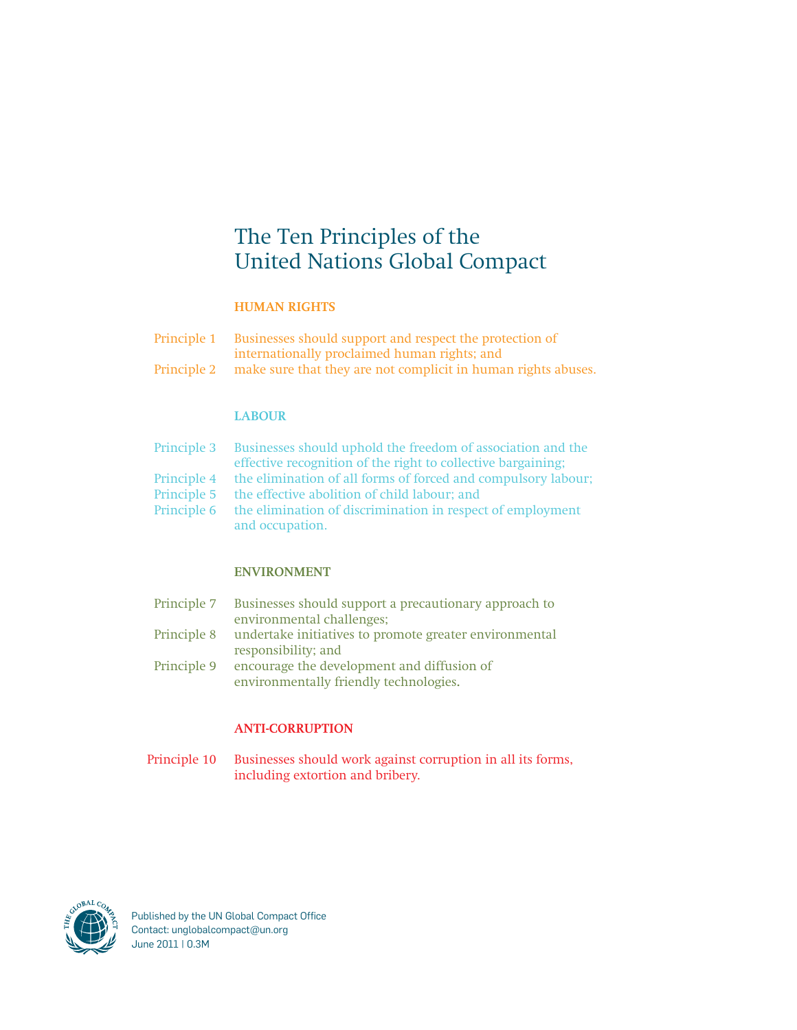# The Ten Principles of the United Nations Global Compact

## HUMAN RIGHTS

Principle 1 Businesses should support and respect the protection of internationally proclaimed human rights; and

Principle 2 make sure that they are not complicit in human rights abuses.

## LABOUR

Principle 3 Businesses should uphold the freedom of association and the effective recognition of the right to collective bargaining;

Principle 4 the elimination of all forms of forced and compulsory labour;

Principle 5 the effective abolition of child labour; and

Principle 6 the elimination of discrimination in respect of employment and occupation.

## ENVIRONMENT

Principle 7 Businesses should support a precautionary approach to environmental challenges;

Principle 8 undertake initiatives to promote greater environmental responsibility; and

Principle 9 encourage the development and diffusion of environmentally friendly technologies.

## ANTI-CORRUPTION

Principle 10 Businesses should work against corruption in all its forms, including extortion and bribery.

Published by the UN Global Compact Office
Contact: unglobalcompact@un.org
June 2011 | 0.3M